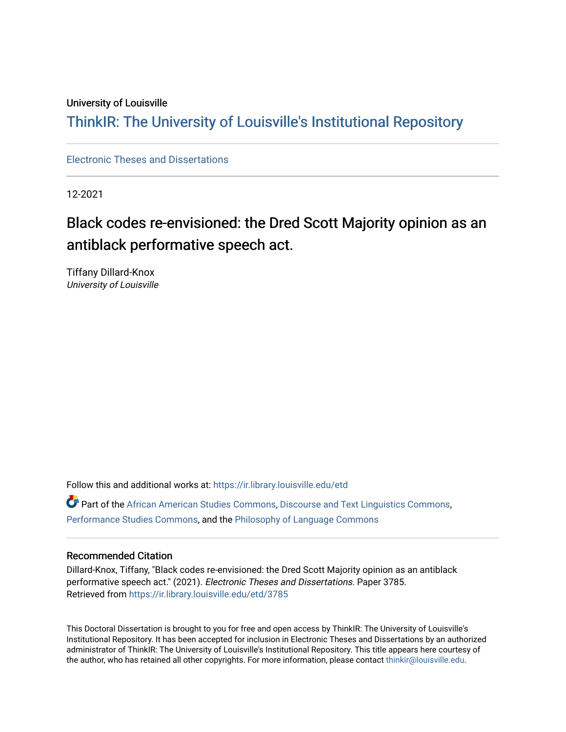University of Louisville

# ThinkIR: The University of Louisville's Institutional Repository

Electronic Theses and Dissertations

12-2021

## Black codes re-envisioned: the Dred Scott Majority opinion as an antiblack performative speech act.

Tiffany Dillard-Knox
*University of Louisville*

Follow this and additional works at: https://ir.library.louisville.edu/etd

Part of the African American Studies Commons, Discourse and Text Linguistics Commons, Performance Studies Commons, and the Philosophy of Language Commons

### Recommended Citation

Dillard-Knox, Tiffany, "Black codes re-envisioned: the Dred Scott Majority opinion as an antiblack performative speech act." (2021). *Electronic Theses and Dissertations.* Paper 3785.
Retrieved from https://ir.library.louisville.edu/etd/3785

This Doctoral Dissertation is brought to you for free and open access by ThinkIR: The University of Louisville's Institutional Repository. It has been accepted for inclusion in Electronic Theses and Dissertations by an authorized administrator of ThinkIR: The University of Louisville's Institutional Repository. This title appears here courtesy of the author, who has retained all other copyrights. For more information, please contact thinkir@louisville.edu.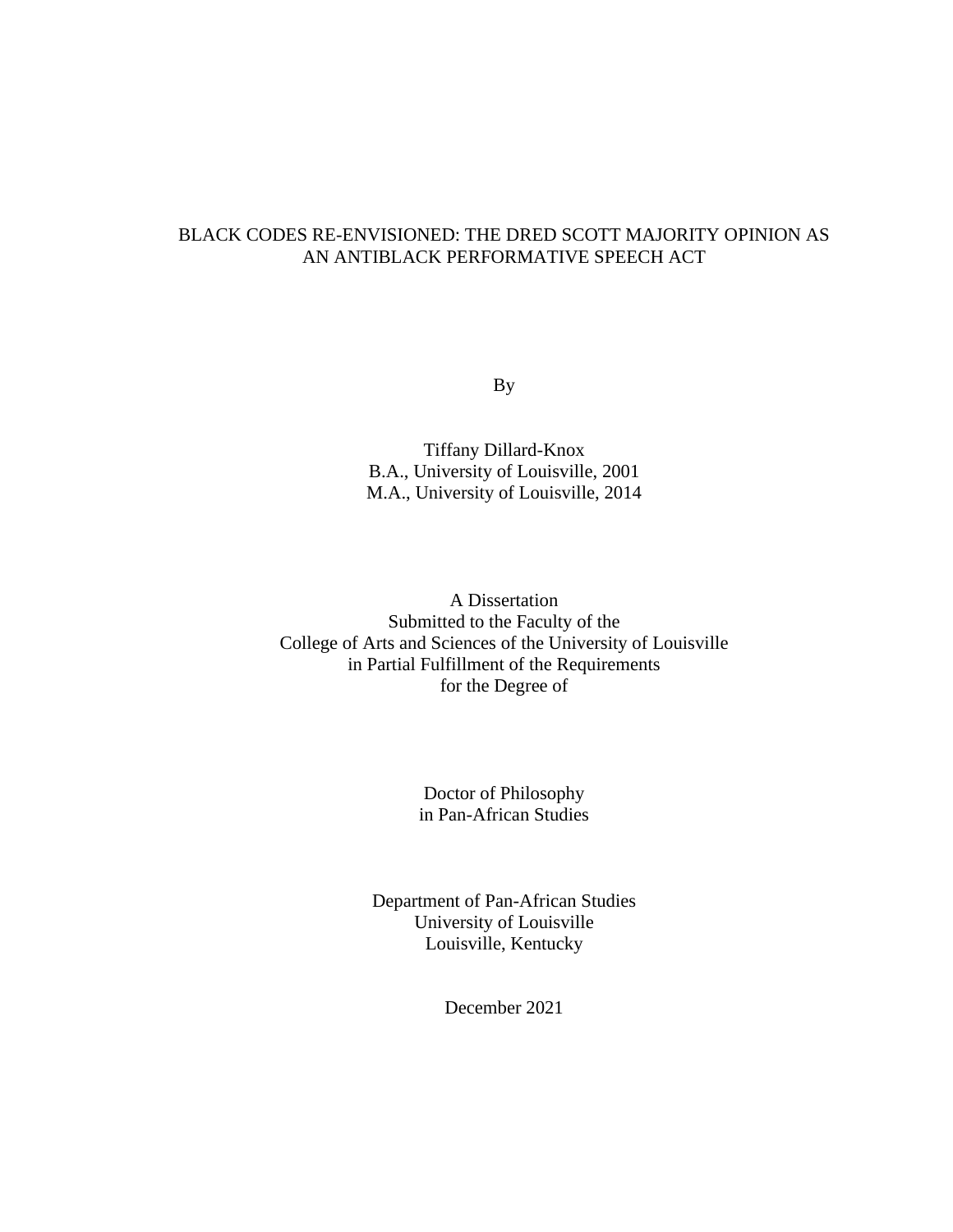# BLACK CODES RE-ENVISIONED: THE DRED SCOTT MAJORITY OPINION AS AN ANTIBLACK PERFORMATIVE SPEECH ACT

By

Tiffany Dillard-Knox
B.A., University of Louisville, 2001
M.A., University of Louisville, 2014

A Dissertation
Submitted to the Faculty of the
College of Arts and Sciences of the University of Louisville
in Partial Fulfillment of the Requirements
for the Degree of

Doctor of Philosophy
in Pan-African Studies

Department of Pan-African Studies
University of Louisville
Louisville, Kentucky

December 2021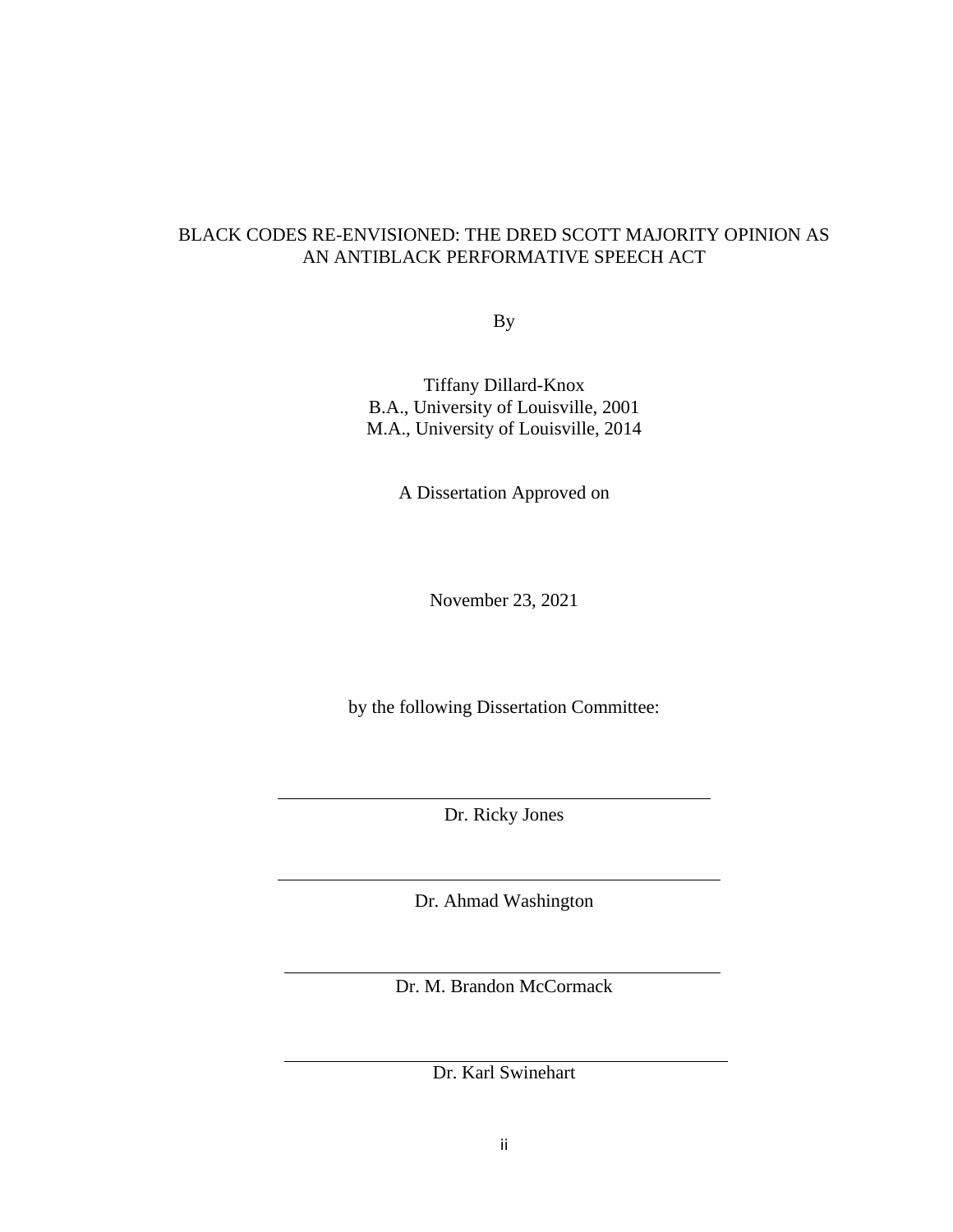BLACK CODES RE-ENVISIONED: THE DRED SCOTT MAJORITY OPINION AS AN ANTIBLACK PERFORMATIVE SPEECH ACT

By

Tiffany Dillard-Knox
B.A., University of Louisville, 2001
M.A., University of Louisville, 2014

A Dissertation Approved on

November 23, 2021

by the following Dissertation Committee:

Dr. Ricky Jones

Dr. Ahmad Washington

Dr. M. Brandon McCormack

Dr. Karl Swinehart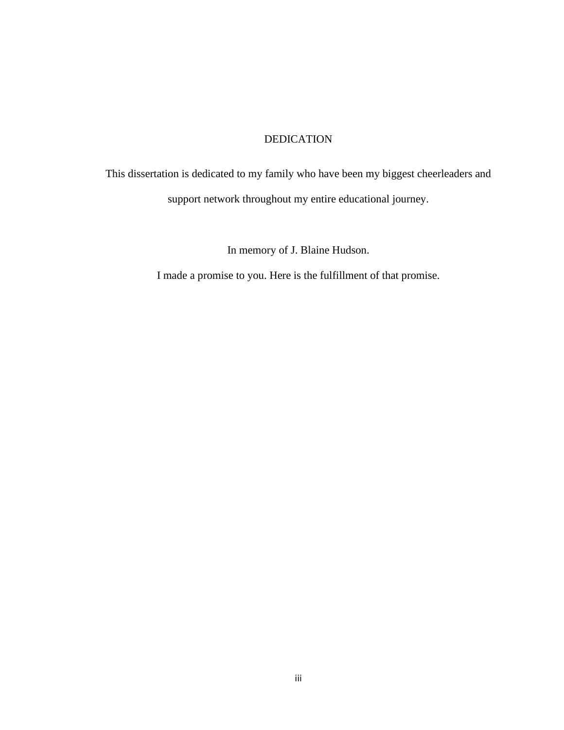# DEDICATION

This dissertation is dedicated to my family who have been my biggest cheerleaders and support network throughout my entire educational journey.

In memory of J. Blaine Hudson.

I made a promise to you. Here is the fulfillment of that promise.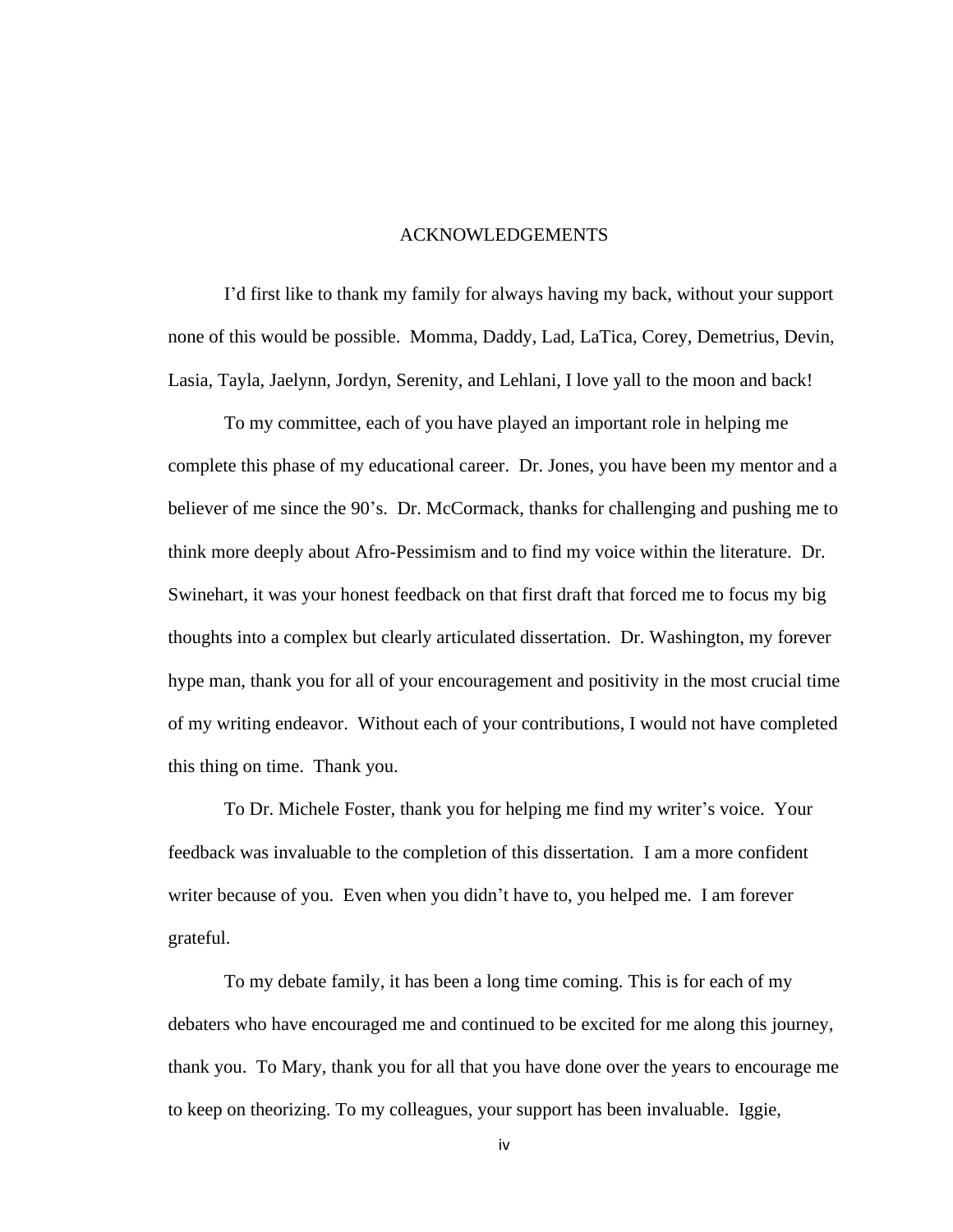# ACKNOWLEDGEMENTS

I'd first like to thank my family for always having my back, without your support none of this would be possible. Momma, Daddy, Lad, LaTica, Corey, Demetrius, Devin, Lasia, Tayla, Jaelynn, Jordyn, Serenity, and Lehlani, I love yall to the moon and back!

To my committee, each of you have played an important role in helping me complete this phase of my educational career. Dr. Jones, you have been my mentor and a believer of me since the 90's. Dr. McCormack, thanks for challenging and pushing me to think more deeply about Afro-Pessimism and to find my voice within the literature. Dr. Swinehart, it was your honest feedback on that first draft that forced me to focus my big thoughts into a complex but clearly articulated dissertation. Dr. Washington, my forever hype man, thank you for all of your encouragement and positivity in the most crucial time of my writing endeavor. Without each of your contributions, I would not have completed this thing on time. Thank you.

To Dr. Michele Foster, thank you for helping me find my writer's voice. Your feedback was invaluable to the completion of this dissertation. I am a more confident writer because of you. Even when you didn't have to, you helped me. I am forever grateful.

To my debate family, it has been a long time coming. This is for each of my debaters who have encouraged me and continued to be excited for me along this journey, thank you. To Mary, thank you for all that you have done over the years to encourage me to keep on theorizing. To my colleagues, your support has been invaluable. Iggie,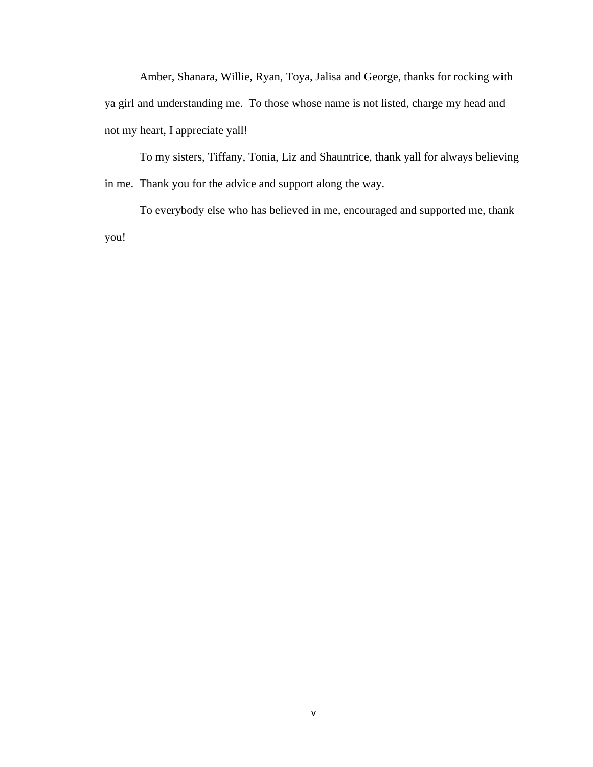Amber, Shanara, Willie, Ryan, Toya, Jalisa and George, thanks for rocking with ya girl and understanding me.  To those whose name is not listed, charge my head and not my heart, I appreciate yall!

To my sisters, Tiffany, Tonia, Liz and Shauntrice, thank yall for always believing in me.  Thank you for the advice and support along the way.

To everybody else who has believed in me, encouraged and supported me, thank you!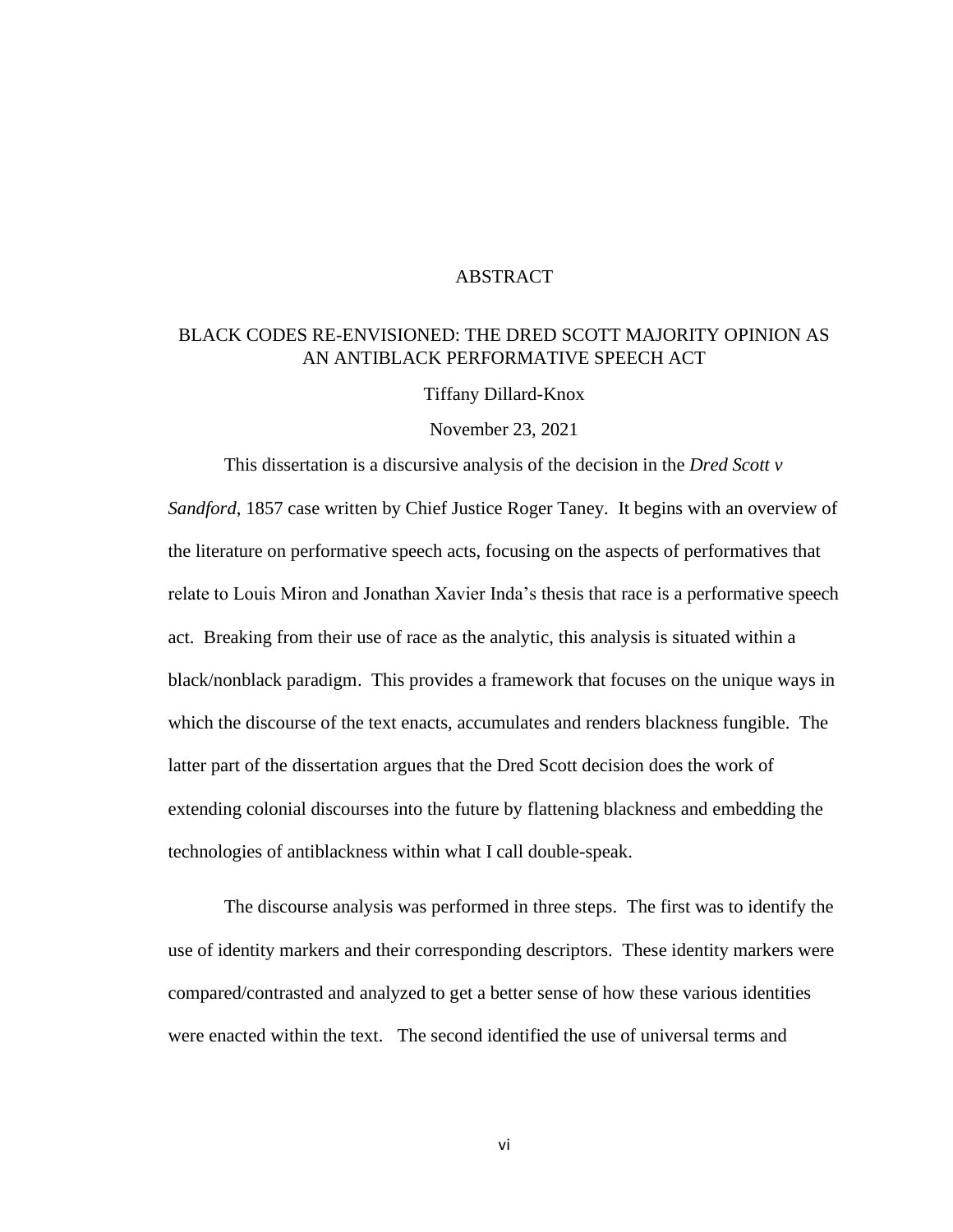# ABSTRACT

## BLACK CODES RE-ENVISIONED: THE DRED SCOTT MAJORITY OPINION AS AN ANTIBLACK PERFORMATIVE SPEECH ACT

Tiffany Dillard-Knox

November 23, 2021

This dissertation is a discursive analysis of the decision in the *Dred Scott v Sandford*, 1857 case written by Chief Justice Roger Taney. It begins with an overview of the literature on performative speech acts, focusing on the aspects of performatives that relate to Louis Miron and Jonathan Xavier Inda's thesis that race is a performative speech act. Breaking from their use of race as the analytic, this analysis is situated within a black/nonblack paradigm. This provides a framework that focuses on the unique ways in which the discourse of the text enacts, accumulates and renders blackness fungible. The latter part of the dissertation argues that the Dred Scott decision does the work of extending colonial discourses into the future by flattening blackness and embedding the technologies of antiblackness within what I call double-speak.

The discourse analysis was performed in three steps. The first was to identify the use of identity markers and their corresponding descriptors. These identity markers were compared/contrasted and analyzed to get a better sense of how these various identities were enacted within the text. The second identified the use of universal terms and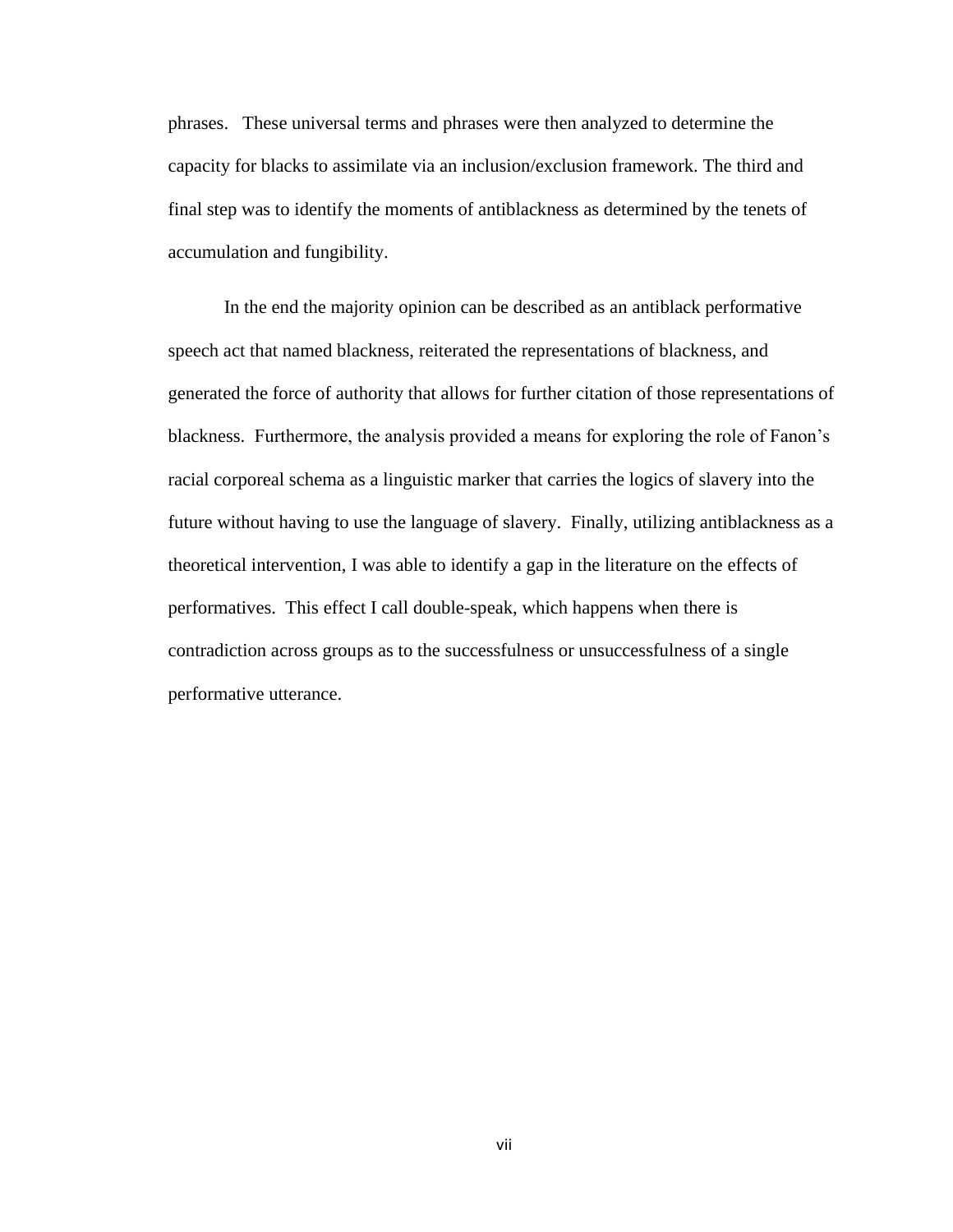phrases. These universal terms and phrases were then analyzed to determine the capacity for blacks to assimilate via an inclusion/exclusion framework. The third and final step was to identify the moments of antiblackness as determined by the tenets of accumulation and fungibility.

In the end the majority opinion can be described as an antiblack performative speech act that named blackness, reiterated the representations of blackness, and generated the force of authority that allows for further citation of those representations of blackness. Furthermore, the analysis provided a means for exploring the role of Fanon's racial corporeal schema as a linguistic marker that carries the logics of slavery into the future without having to use the language of slavery. Finally, utilizing antiblackness as a theoretical intervention, I was able to identify a gap in the literature on the effects of performatives. This effect I call double-speak, which happens when there is contradiction across groups as to the successfulness or unsuccessfulness of a single performative utterance.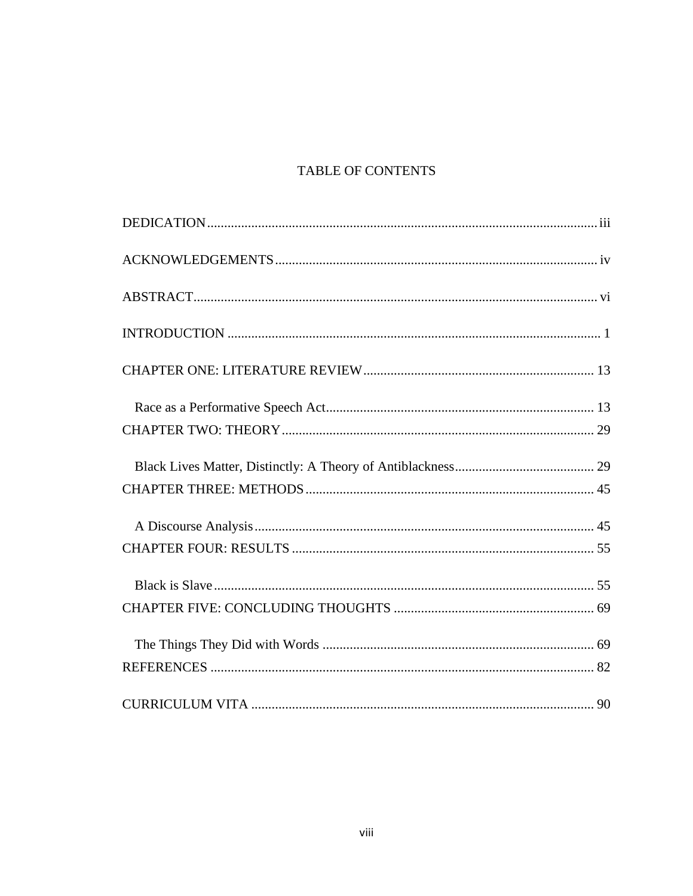# TABLE OF CONTENTS

DEDICATION .......... iii

ACKNOWLEDGEMENTS .......... iv

ABSTRACT .......... vi

INTRODUCTION .......... 1

CHAPTER ONE: LITERATURE REVIEW .......... 13

- Race as a Performative Speech Act .......... 13

CHAPTER TWO: THEORY .......... 29

- Black Lives Matter, Distinctly: A Theory of Antiblackness .......... 29

CHAPTER THREE: METHODS .......... 45

- A Discourse Analysis .......... 45

CHAPTER FOUR: RESULTS .......... 55

- Black is Slave .......... 55

CHAPTER FIVE: CONCLUDING THOUGHTS .......... 69

- The Things They Did with Words .......... 69

REFERENCES .......... 82

CURRICULUM VITA .......... 90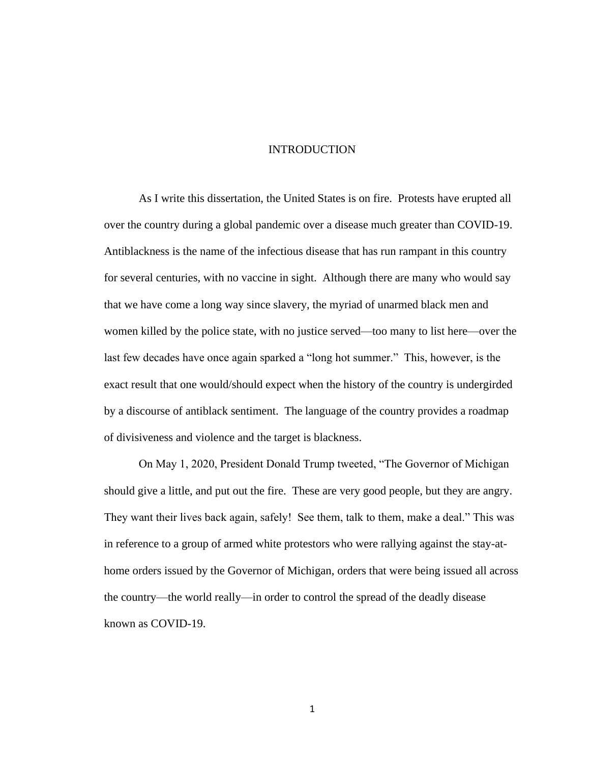# INTRODUCTION

As I write this dissertation, the United States is on fire. Protests have erupted all over the country during a global pandemic over a disease much greater than COVID-19. Antiblackness is the name of the infectious disease that has run rampant in this country for several centuries, with no vaccine in sight. Although there are many who would say that we have come a long way since slavery, the myriad of unarmed black men and women killed by the police state, with no justice served—too many to list here—over the last few decades have once again sparked a "long hot summer." This, however, is the exact result that one would/should expect when the history of the country is undergirded by a discourse of antiblack sentiment. The language of the country provides a roadmap of divisiveness and violence and the target is blackness.

On May 1, 2020, President Donald Trump tweeted, "The Governor of Michigan should give a little, and put out the fire. These are very good people, but they are angry. They want their lives back again, safely! See them, talk to them, make a deal." This was in reference to a group of armed white protestors who were rallying against the stay-at-home orders issued by the Governor of Michigan, orders that were being issued all across the country—the world really—in order to control the spread of the deadly disease known as COVID-19.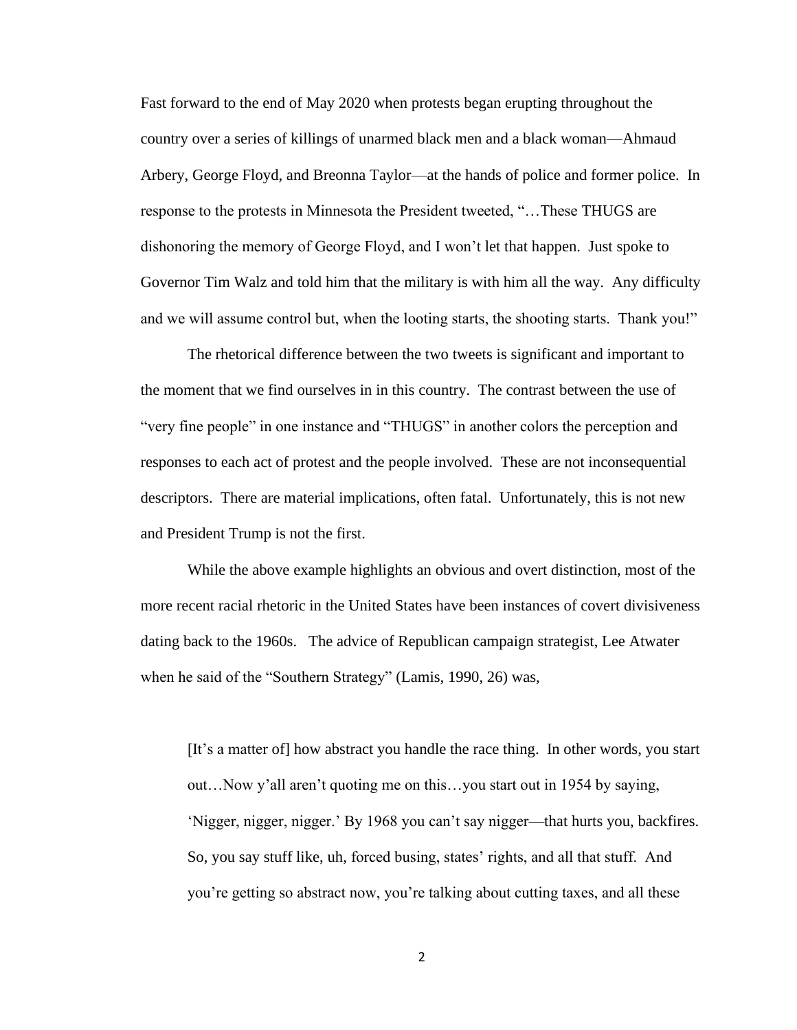Fast forward to the end of May 2020 when protests began erupting throughout the country over a series of killings of unarmed black men and a black woman—Ahmaud Arbery, George Floyd, and Breonna Taylor—at the hands of police and former police. In response to the protests in Minnesota the President tweeted, "…These THUGS are dishonoring the memory of George Floyd, and I won't let that happen. Just spoke to Governor Tim Walz and told him that the military is with him all the way. Any difficulty and we will assume control but, when the looting starts, the shooting starts. Thank you!"

The rhetorical difference between the two tweets is significant and important to the moment that we find ourselves in in this country. The contrast between the use of "very fine people" in one instance and "THUGS" in another colors the perception and responses to each act of protest and the people involved. These are not inconsequential descriptors. There are material implications, often fatal. Unfortunately, this is not new and President Trump is not the first.

While the above example highlights an obvious and overt distinction, most of the more recent racial rhetoric in the United States have been instances of covert divisiveness dating back to the 1960s. The advice of Republican campaign strategist, Lee Atwater when he said of the "Southern Strategy" (Lamis, 1990, 26) was,

> [It's a matter of] how abstract you handle the race thing. In other words, you start out…Now y'all aren't quoting me on this…you start out in 1954 by saying, 'Nigger, nigger, nigger.' By 1968 you can't say nigger—that hurts you, backfires. So, you say stuff like, uh, forced busing, states' rights, and all that stuff. And you're getting so abstract now, you're talking about cutting taxes, and all these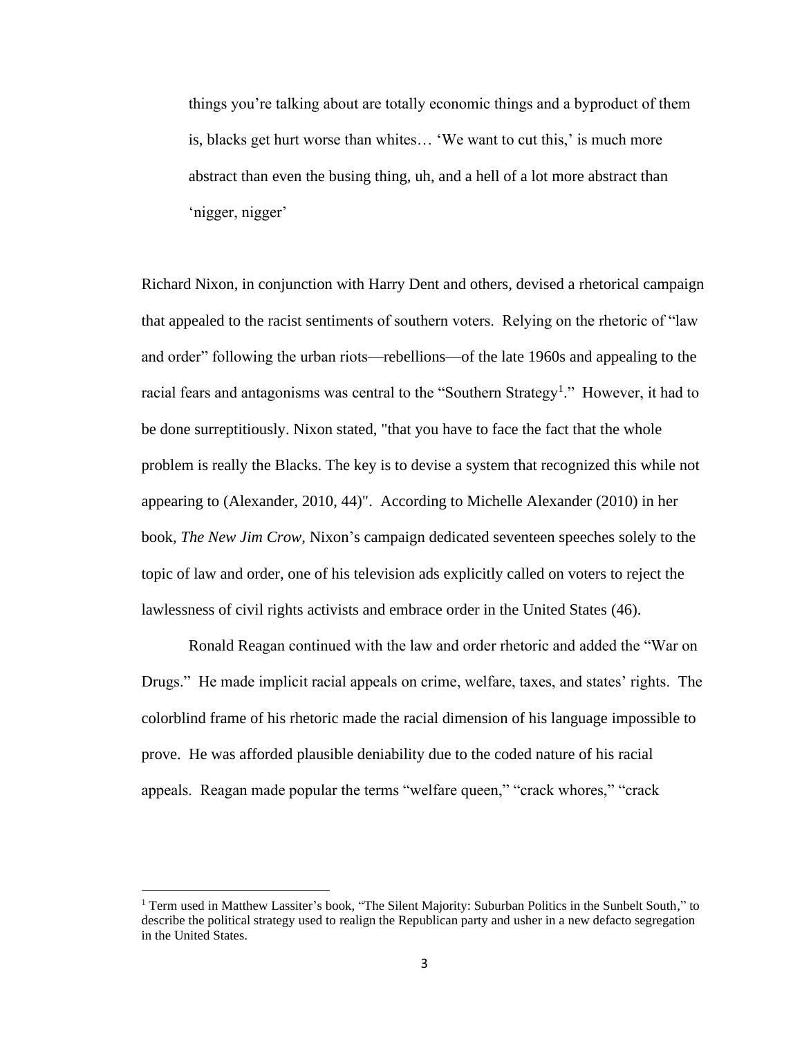> things you're talking about are totally economic things and a byproduct of them is, blacks get hurt worse than whites… 'We want to cut this,' is much more abstract than even the busing thing, uh, and a hell of a lot more abstract than 'nigger, nigger'

Richard Nixon, in conjunction with Harry Dent and others, devised a rhetorical campaign that appealed to the racist sentiments of southern voters. Relying on the rhetoric of "law and order" following the urban riots—rebellions—of the late 1960s and appealing to the racial fears and antagonisms was central to the "Southern Strategy[1]." However, it had to be done surreptitiously. Nixon stated, "that you have to face the fact that the whole problem is really the Blacks. The key is to devise a system that recognized this while not appearing to (Alexander, 2010, 44)". According to Michelle Alexander (2010) in her book, *The New Jim Crow*, Nixon's campaign dedicated seventeen speeches solely to the topic of law and order, one of his television ads explicitly called on voters to reject the lawlessness of civil rights activists and embrace order in the United States (46).

Ronald Reagan continued with the law and order rhetoric and added the "War on Drugs." He made implicit racial appeals on crime, welfare, taxes, and states' rights. The colorblind frame of his rhetoric made the racial dimension of his language impossible to prove. He was afforded plausible deniability due to the coded nature of his racial appeals. Reagan made popular the terms "welfare queen," "crack whores," "crack

[1] Term used in Matthew Lassiter's book, "The Silent Majority: Suburban Politics in the Sunbelt South," to describe the political strategy used to realign the Republican party and usher in a new defacto segregation in the United States.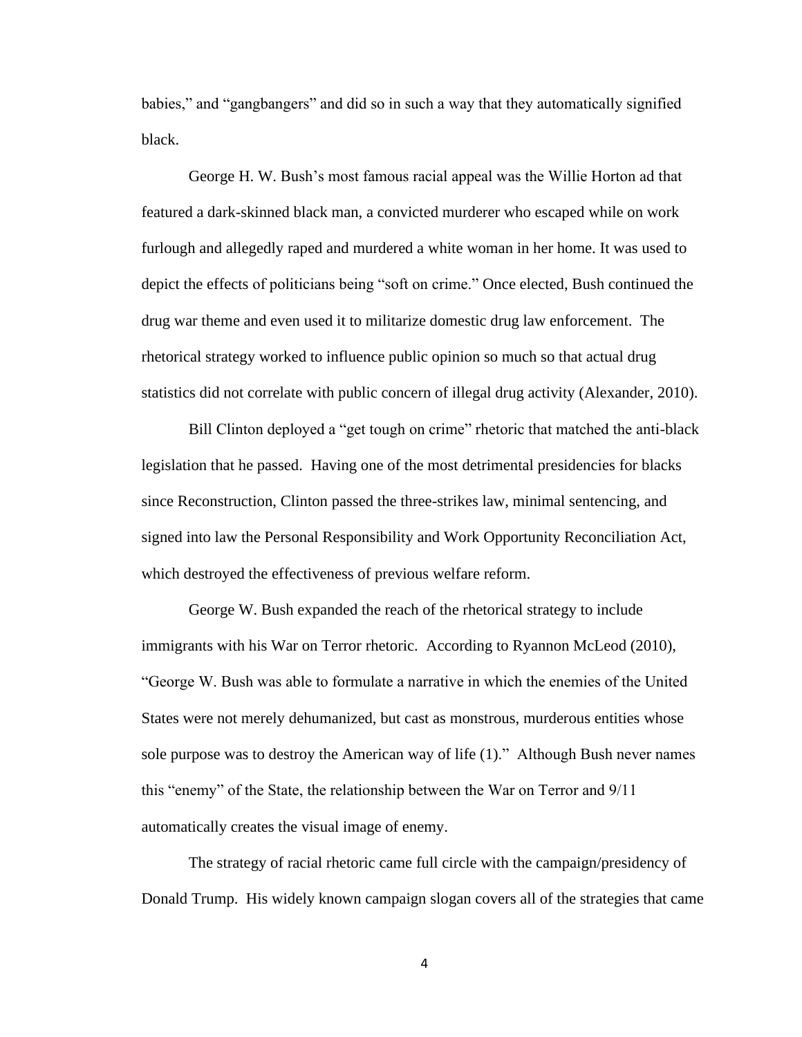babies," and "gangbangers" and did so in such a way that they automatically signified black.

George H. W. Bush's most famous racial appeal was the Willie Horton ad that featured a dark-skinned black man, a convicted murderer who escaped while on work furlough and allegedly raped and murdered a white woman in her home. It was used to depict the effects of politicians being "soft on crime." Once elected, Bush continued the drug war theme and even used it to militarize domestic drug law enforcement. The rhetorical strategy worked to influence public opinion so much so that actual drug statistics did not correlate with public concern of illegal drug activity (Alexander, 2010).

Bill Clinton deployed a "get tough on crime" rhetoric that matched the anti-black legislation that he passed. Having one of the most detrimental presidencies for blacks since Reconstruction, Clinton passed the three-strikes law, minimal sentencing, and signed into law the Personal Responsibility and Work Opportunity Reconciliation Act, which destroyed the effectiveness of previous welfare reform.

George W. Bush expanded the reach of the rhetorical strategy to include immigrants with his War on Terror rhetoric. According to Ryannon McLeod (2010), "George W. Bush was able to formulate a narrative in which the enemies of the United States were not merely dehumanized, but cast as monstrous, murderous entities whose sole purpose was to destroy the American way of life (1)." Although Bush never names this "enemy" of the State, the relationship between the War on Terror and 9/11 automatically creates the visual image of enemy.

The strategy of racial rhetoric came full circle with the campaign/presidency of Donald Trump. His widely known campaign slogan covers all of the strategies that came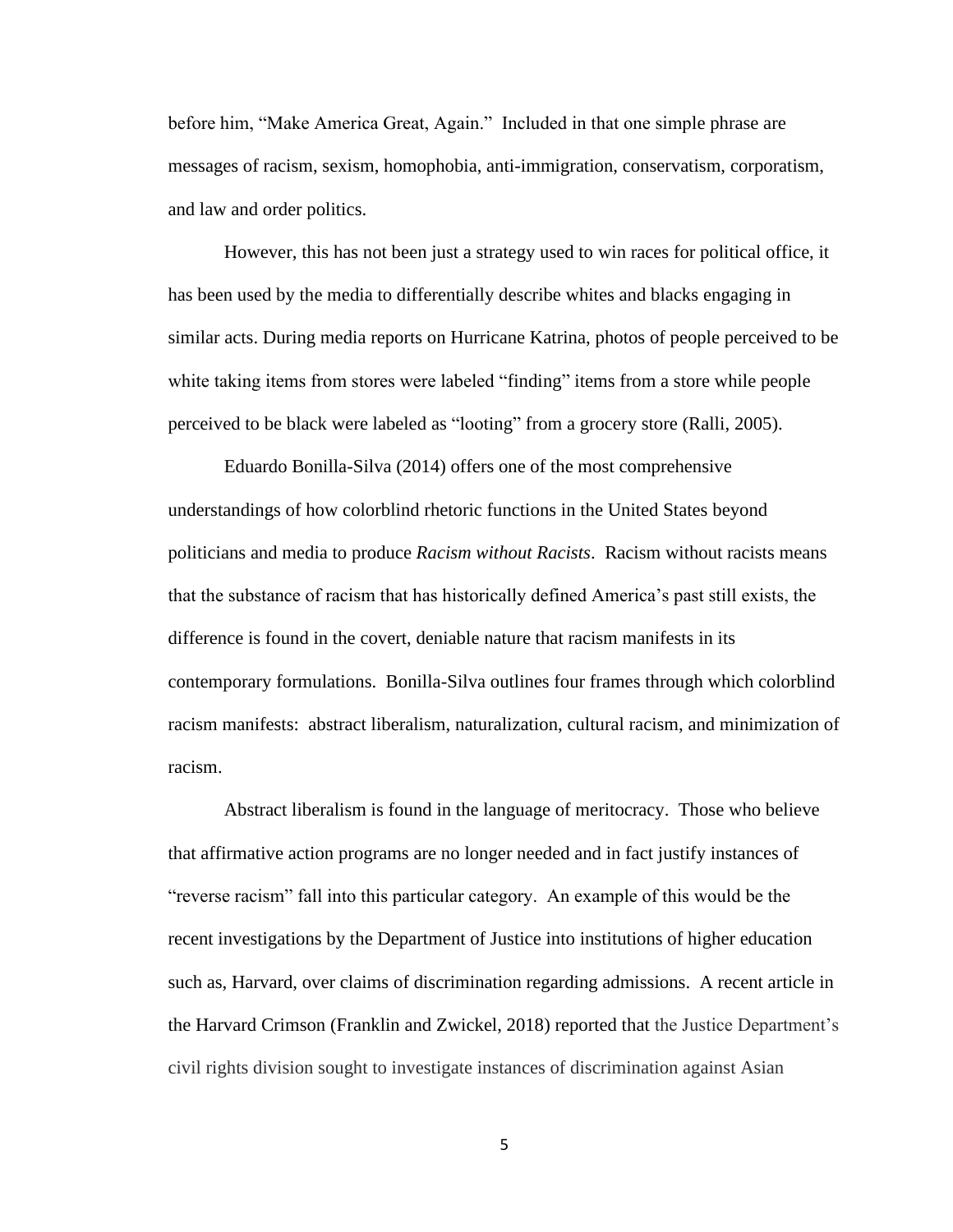before him, "Make America Great, Again." Included in that one simple phrase are messages of racism, sexism, homophobia, anti-immigration, conservatism, corporatism, and law and order politics.

However, this has not been just a strategy used to win races for political office, it has been used by the media to differentially describe whites and blacks engaging in similar acts. During media reports on Hurricane Katrina, photos of people perceived to be white taking items from stores were labeled "finding" items from a store while people perceived to be black were labeled as "looting" from a grocery store (Ralli, 2005).

Eduardo Bonilla-Silva (2014) offers one of the most comprehensive understandings of how colorblind rhetoric functions in the United States beyond politicians and media to produce *Racism without Racists*. Racism without racists means that the substance of racism that has historically defined America's past still exists, the difference is found in the covert, deniable nature that racism manifests in its contemporary formulations. Bonilla-Silva outlines four frames through which colorblind racism manifests: abstract liberalism, naturalization, cultural racism, and minimization of racism.

Abstract liberalism is found in the language of meritocracy. Those who believe that affirmative action programs are no longer needed and in fact justify instances of "reverse racism" fall into this particular category. An example of this would be the recent investigations by the Department of Justice into institutions of higher education such as, Harvard, over claims of discrimination regarding admissions. A recent article in the Harvard Crimson (Franklin and Zwickel, 2018) reported that the Justice Department's civil rights division sought to investigate instances of discrimination against Asian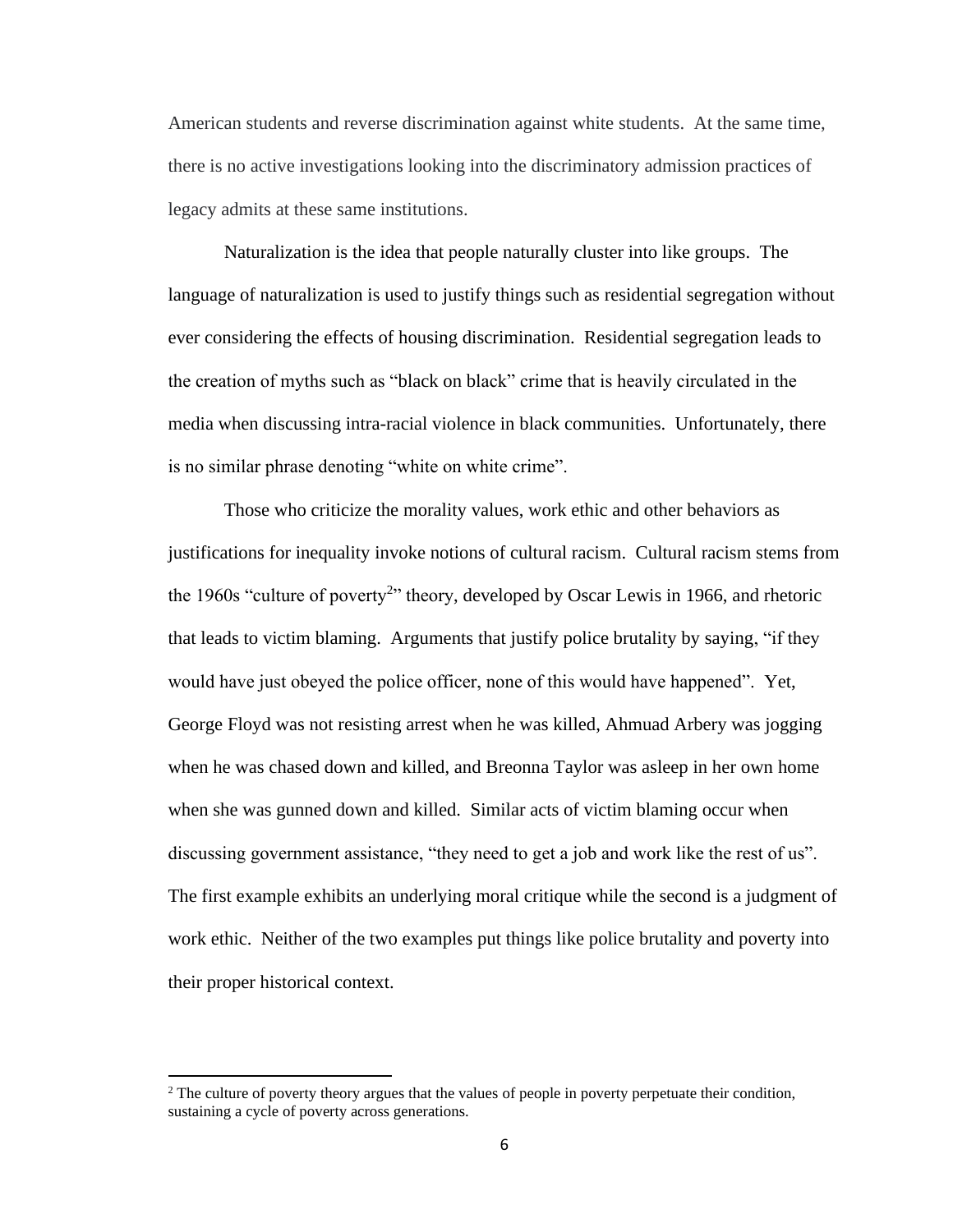American students and reverse discrimination against white students. At the same time, there is no active investigations looking into the discriminatory admission practices of legacy admits at these same institutions.

Naturalization is the idea that people naturally cluster into like groups. The language of naturalization is used to justify things such as residential segregation without ever considering the effects of housing discrimination. Residential segregation leads to the creation of myths such as "black on black" crime that is heavily circulated in the media when discussing intra-racial violence in black communities. Unfortunately, there is no similar phrase denoting "white on white crime".

Those who criticize the morality values, work ethic and other behaviors as justifications for inequality invoke notions of cultural racism. Cultural racism stems from the 1960s "culture of poverty[2]" theory, developed by Oscar Lewis in 1966, and rhetoric that leads to victim blaming. Arguments that justify police brutality by saying, "if they would have just obeyed the police officer, none of this would have happened". Yet, George Floyd was not resisting arrest when he was killed, Ahmuad Arbery was jogging when he was chased down and killed, and Breonna Taylor was asleep in her own home when she was gunned down and killed. Similar acts of victim blaming occur when discussing government assistance, "they need to get a job and work like the rest of us". The first example exhibits an underlying moral critique while the second is a judgment of work ethic. Neither of the two examples put things like police brutality and poverty into their proper historical context.

---

[2] The culture of poverty theory argues that the values of people in poverty perpetuate their condition, sustaining a cycle of poverty across generations.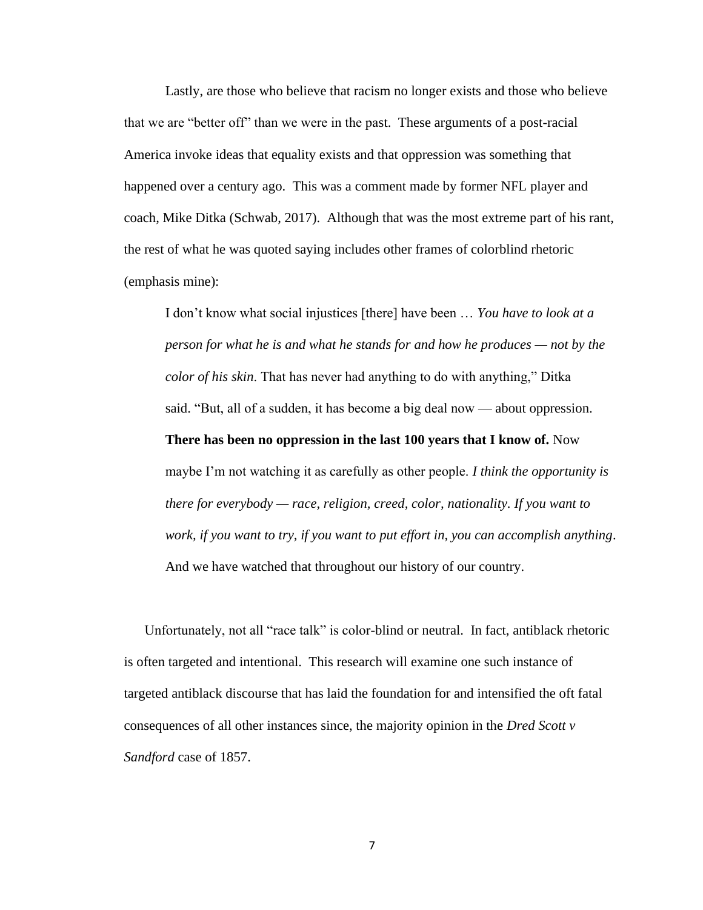Lastly, are those who believe that racism no longer exists and those who believe that we are "better off" than we were in the past. These arguments of a post-racial America invoke ideas that equality exists and that oppression was something that happened over a century ago. This was a comment made by former NFL player and coach, Mike Ditka (Schwab, 2017). Although that was the most extreme part of his rant, the rest of what he was quoted saying includes other frames of colorblind rhetoric (emphasis mine):

> I don't know what social injustices [there] have been … *You have to look at a person for what he is and what he stands for and how he produces — not by the color of his skin*. That has never had anything to do with anything," Ditka said. "But, all of a sudden, it has become a big deal now — about oppression. **There has been no oppression in the last 100 years that I know of.** Now maybe I'm not watching it as carefully as other people. *I think the opportunity is there for everybody — race, religion, creed, color, nationality. If you want to work, if you want to try, if you want to put effort in, you can accomplish anything*. And we have watched that throughout our history of our country.

Unfortunately, not all "race talk" is color-blind or neutral. In fact, antiblack rhetoric is often targeted and intentional. This research will examine one such instance of targeted antiblack discourse that has laid the foundation for and intensified the oft fatal consequences of all other instances since, the majority opinion in the *Dred Scott v Sandford* case of 1857.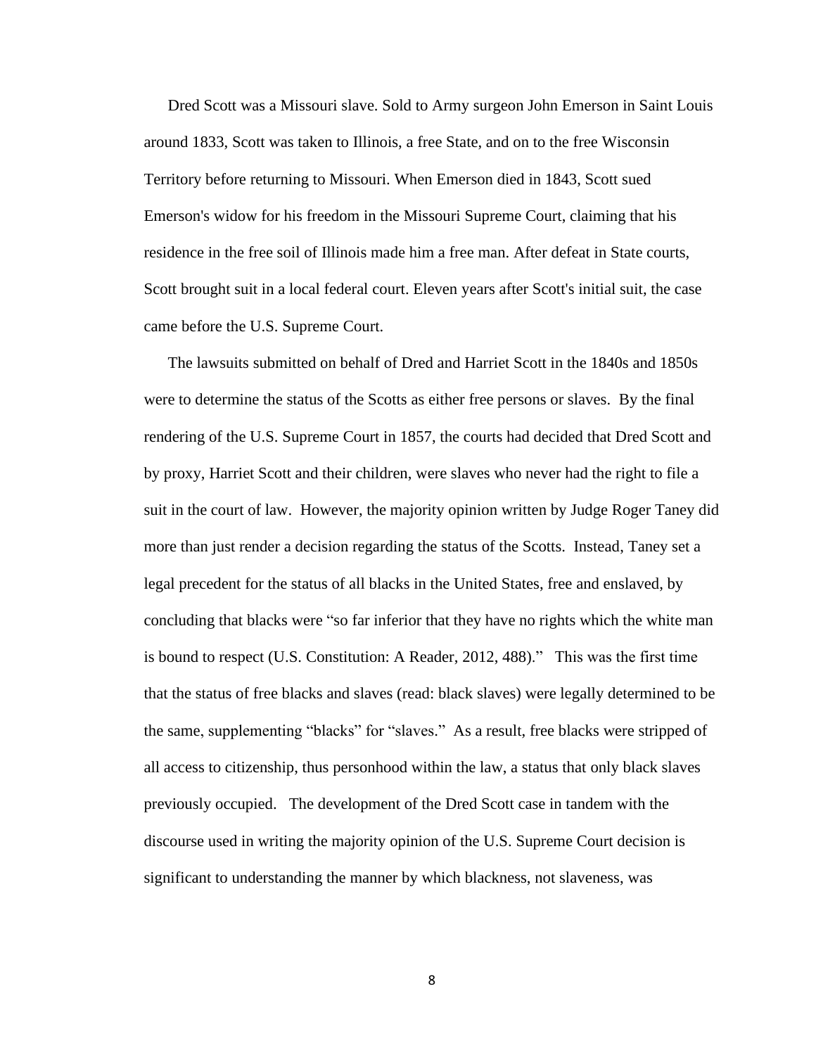Dred Scott was a Missouri slave. Sold to Army surgeon John Emerson in Saint Louis around 1833, Scott was taken to Illinois, a free State, and on to the free Wisconsin Territory before returning to Missouri. When Emerson died in 1843, Scott sued Emerson's widow for his freedom in the Missouri Supreme Court, claiming that his residence in the free soil of Illinois made him a free man. After defeat in State courts, Scott brought suit in a local federal court. Eleven years after Scott's initial suit, the case came before the U.S. Supreme Court.

The lawsuits submitted on behalf of Dred and Harriet Scott in the 1840s and 1850s were to determine the status of the Scotts as either free persons or slaves. By the final rendering of the U.S. Supreme Court in 1857, the courts had decided that Dred Scott and by proxy, Harriet Scott and their children, were slaves who never had the right to file a suit in the court of law. However, the majority opinion written by Judge Roger Taney did more than just render a decision regarding the status of the Scotts. Instead, Taney set a legal precedent for the status of all blacks in the United States, free and enslaved, by concluding that blacks were "so far inferior that they have no rights which the white man is bound to respect (U.S. Constitution: A Reader, 2012, 488)." This was the first time that the status of free blacks and slaves (read: black slaves) were legally determined to be the same, supplementing "blacks" for "slaves." As a result, free blacks were stripped of all access to citizenship, thus personhood within the law, a status that only black slaves previously occupied. The development of the Dred Scott case in tandem with the discourse used in writing the majority opinion of the U.S. Supreme Court decision is significant to understanding the manner by which blackness, not slaveness, was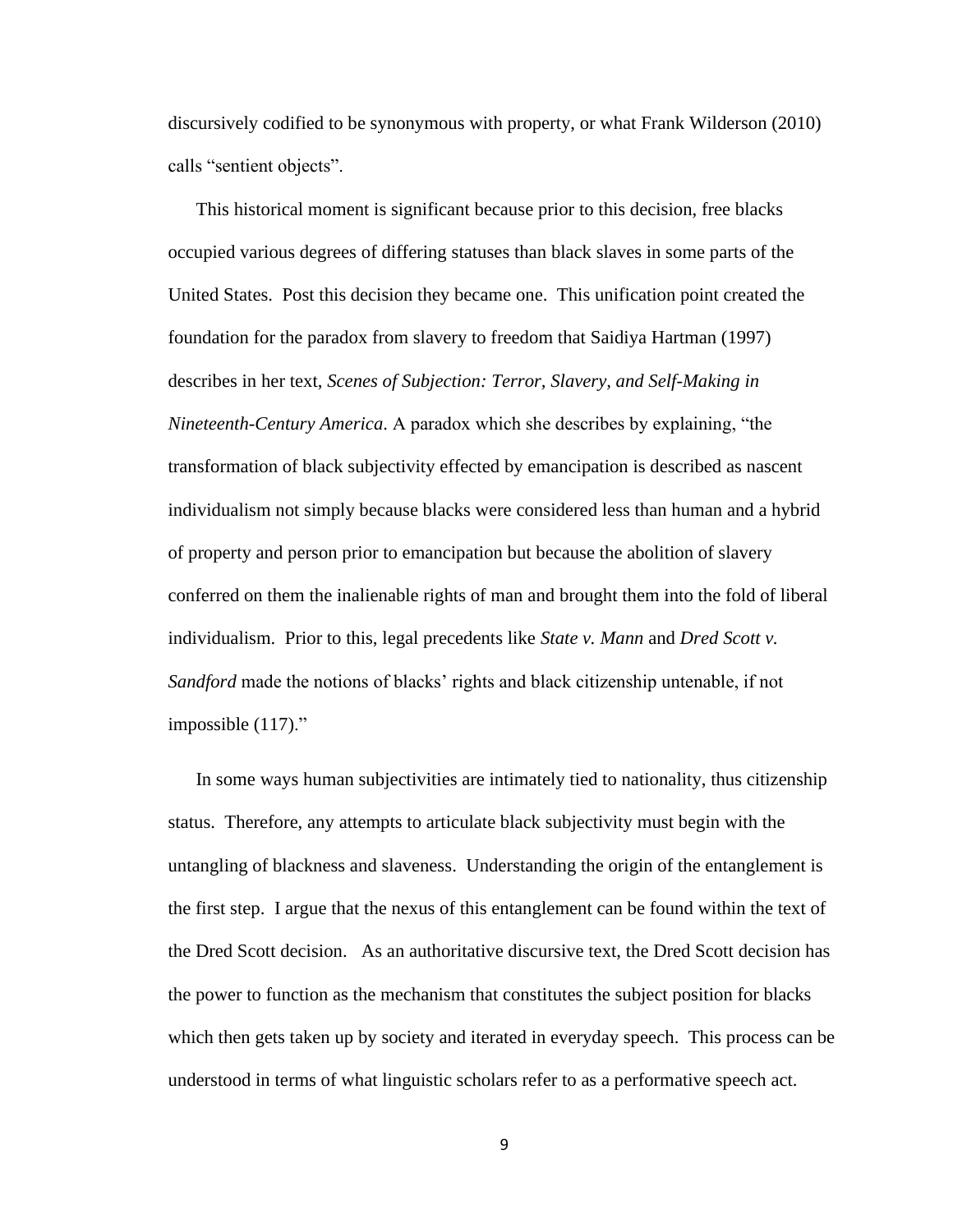discursively codified to be synonymous with property, or what Frank Wilderson (2010) calls "sentient objects".

This historical moment is significant because prior to this decision, free blacks occupied various degrees of differing statuses than black slaves in some parts of the United States. Post this decision they became one. This unification point created the foundation for the paradox from slavery to freedom that Saidiya Hartman (1997) describes in her text, *Scenes of Subjection: Terror, Slavery, and Self-Making in Nineteenth-Century America*. A paradox which she describes by explaining, "the transformation of black subjectivity effected by emancipation is described as nascent individualism not simply because blacks were considered less than human and a hybrid of property and person prior to emancipation but because the abolition of slavery conferred on them the inalienable rights of man and brought them into the fold of liberal individualism. Prior to this, legal precedents like *State v. Mann* and *Dred Scott v. Sandford* made the notions of blacks' rights and black citizenship untenable, if not impossible (117)."

In some ways human subjectivities are intimately tied to nationality, thus citizenship status. Therefore, any attempts to articulate black subjectivity must begin with the untangling of blackness and slaveness. Understanding the origin of the entanglement is the first step. I argue that the nexus of this entanglement can be found within the text of the Dred Scott decision. As an authoritative discursive text, the Dred Scott decision has the power to function as the mechanism that constitutes the subject position for blacks which then gets taken up by society and iterated in everyday speech. This process can be understood in terms of what linguistic scholars refer to as a performative speech act.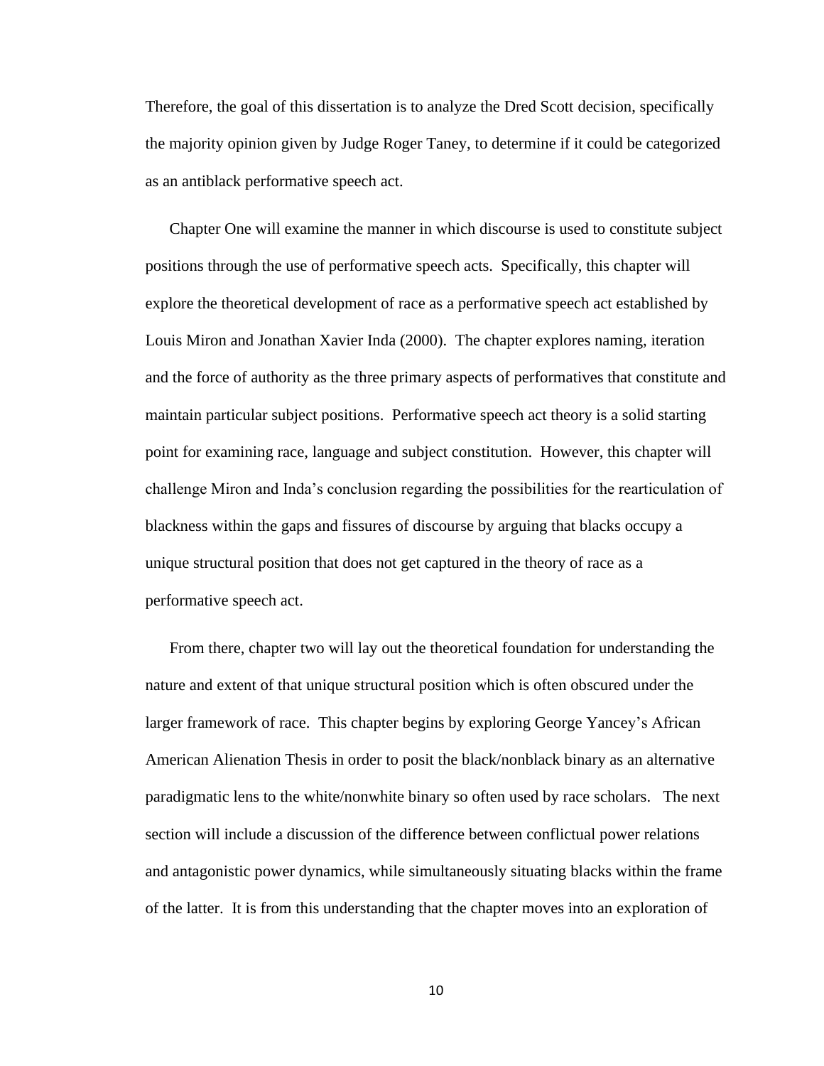Therefore, the goal of this dissertation is to analyze the Dred Scott decision, specifically the majority opinion given by Judge Roger Taney, to determine if it could be categorized as an antiblack performative speech act.

Chapter One will examine the manner in which discourse is used to constitute subject positions through the use of performative speech acts. Specifically, this chapter will explore the theoretical development of race as a performative speech act established by Louis Miron and Jonathan Xavier Inda (2000). The chapter explores naming, iteration and the force of authority as the three primary aspects of performatives that constitute and maintain particular subject positions. Performative speech act theory is a solid starting point for examining race, language and subject constitution. However, this chapter will challenge Miron and Inda's conclusion regarding the possibilities for the rearticulation of blackness within the gaps and fissures of discourse by arguing that blacks occupy a unique structural position that does not get captured in the theory of race as a performative speech act.

From there, chapter two will lay out the theoretical foundation for understanding the nature and extent of that unique structural position which is often obscured under the larger framework of race. This chapter begins by exploring George Yancey's African American Alienation Thesis in order to posit the black/nonblack binary as an alternative paradigmatic lens to the white/nonwhite binary so often used by race scholars. The next section will include a discussion of the difference between conflictual power relations and antagonistic power dynamics, while simultaneously situating blacks within the frame of the latter. It is from this understanding that the chapter moves into an exploration of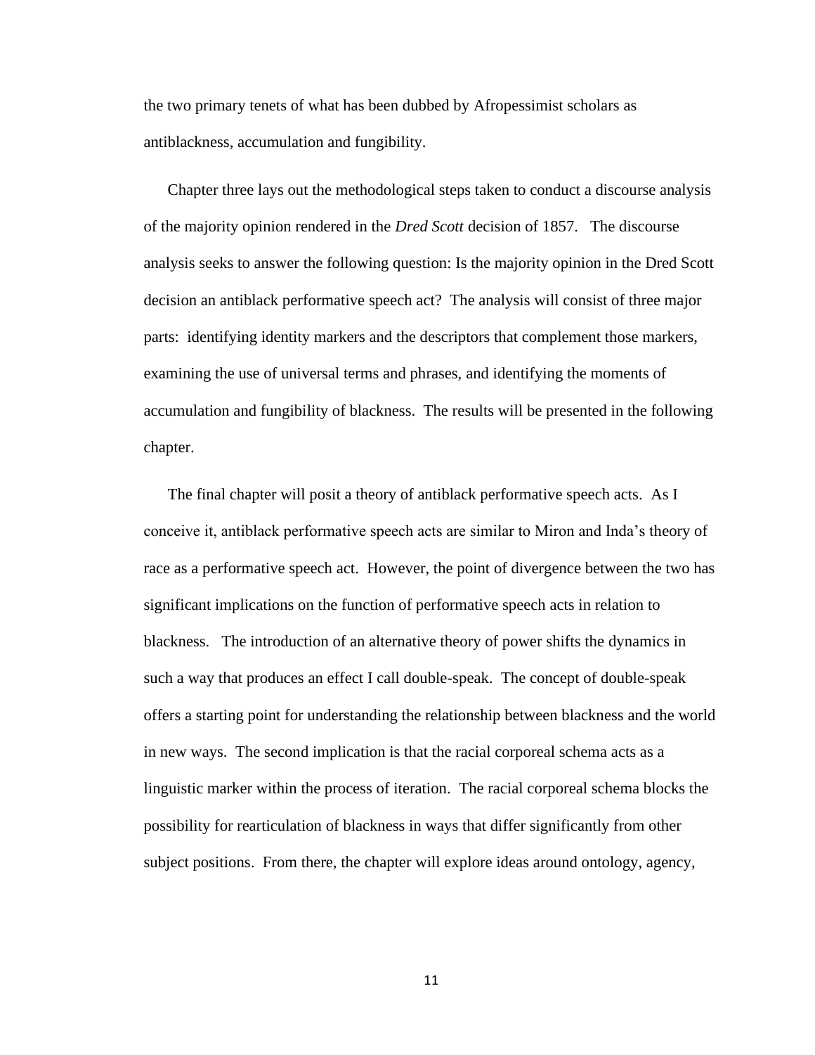the two primary tenets of what has been dubbed by Afropessimist scholars as antiblackness, accumulation and fungibility.

Chapter three lays out the methodological steps taken to conduct a discourse analysis of the majority opinion rendered in the *Dred Scott* decision of 1857. The discourse analysis seeks to answer the following question: Is the majority opinion in the Dred Scott decision an antiblack performative speech act? The analysis will consist of three major parts: identifying identity markers and the descriptors that complement those markers, examining the use of universal terms and phrases, and identifying the moments of accumulation and fungibility of blackness. The results will be presented in the following chapter.

The final chapter will posit a theory of antiblack performative speech acts. As I conceive it, antiblack performative speech acts are similar to Miron and Inda's theory of race as a performative speech act. However, the point of divergence between the two has significant implications on the function of performative speech acts in relation to blackness. The introduction of an alternative theory of power shifts the dynamics in such a way that produces an effect I call double-speak. The concept of double-speak offers a starting point for understanding the relationship between blackness and the world in new ways. The second implication is that the racial corporeal schema acts as a linguistic marker within the process of iteration. The racial corporeal schema blocks the possibility for rearticulation of blackness in ways that differ significantly from other subject positions. From there, the chapter will explore ideas around ontology, agency,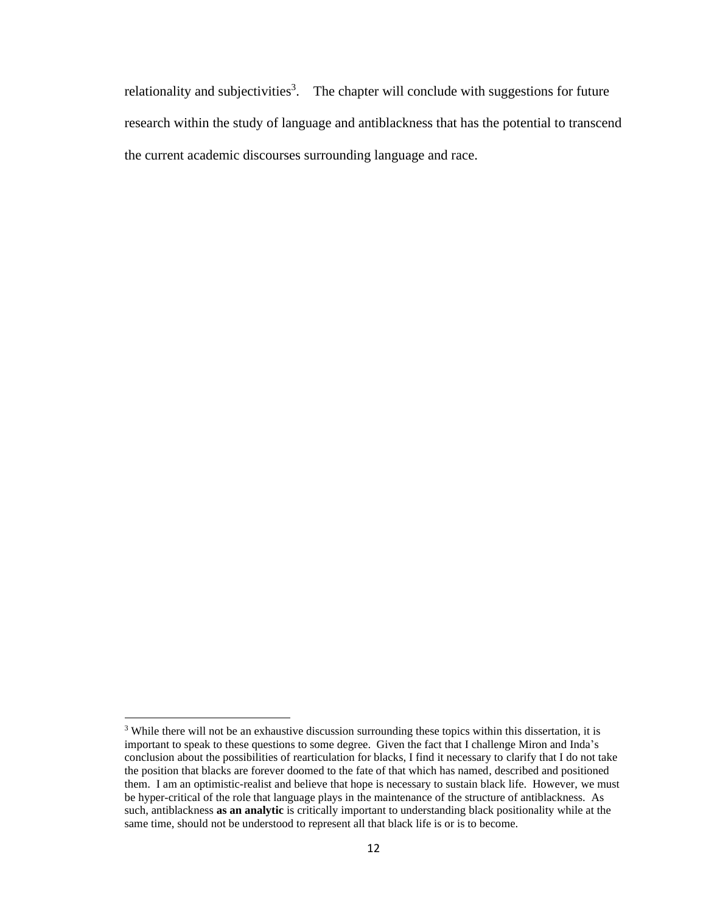relationality and subjectivities[3]. The chapter will conclude with suggestions for future research within the study of language and antiblackness that has the potential to transcend the current academic discourses surrounding language and race.

[3] While there will not be an exhaustive discussion surrounding these topics within this dissertation, it is important to speak to these questions to some degree. Given the fact that I challenge Miron and Inda's conclusion about the possibilities of rearticulation for blacks, I find it necessary to clarify that I do not take the position that blacks are forever doomed to the fate of that which has named, described and positioned them. I am an optimistic-realist and believe that hope is necessary to sustain black life. However, we must be hyper-critical of the role that language plays in the maintenance of the structure of antiblackness. As such, antiblackness **as an analytic** is critically important to understanding black positionality while at the same time, should not be understood to represent all that black life is or is to become.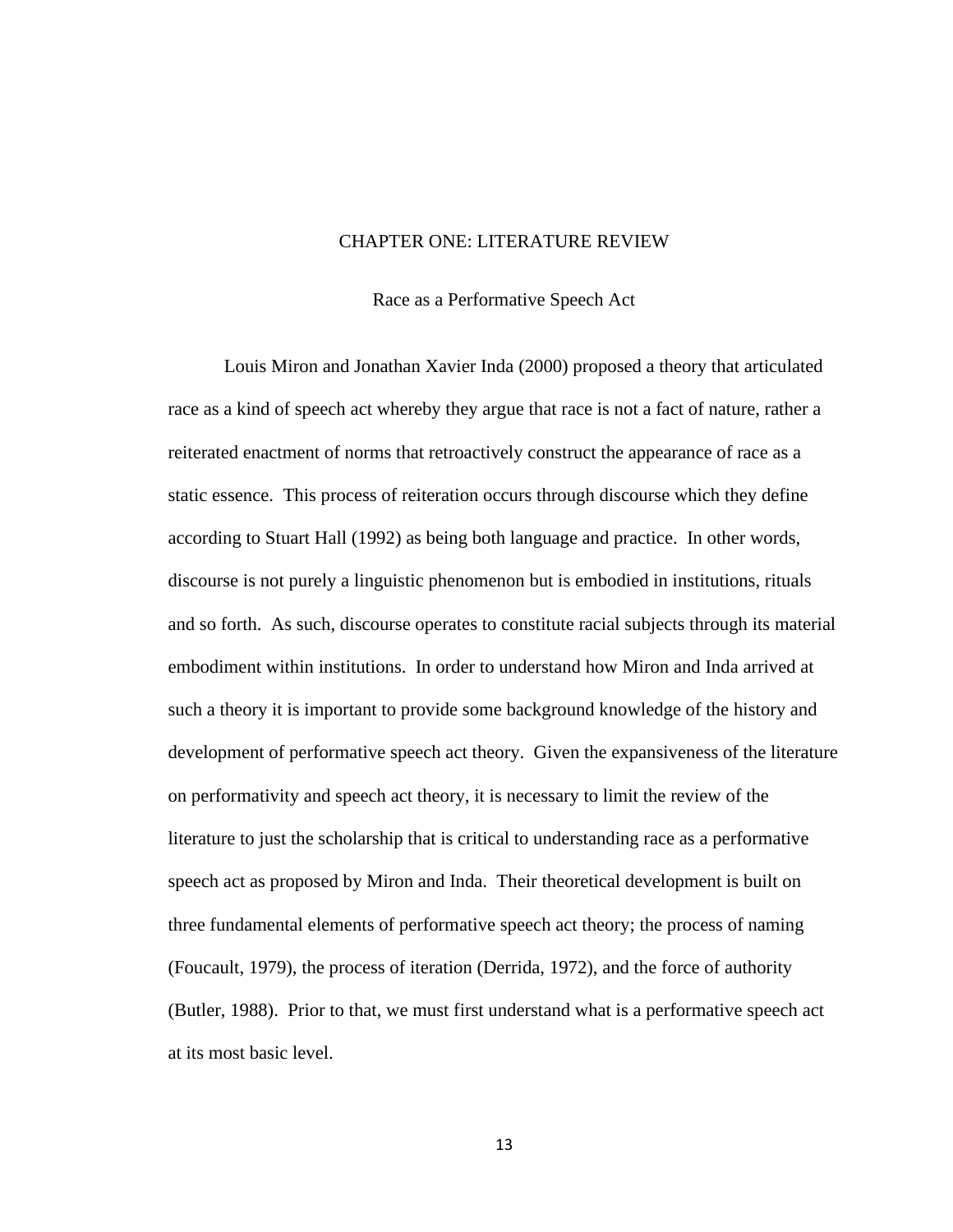# CHAPTER ONE: LITERATURE REVIEW

## Race as a Performative Speech Act

Louis Miron and Jonathan Xavier Inda (2000) proposed a theory that articulated race as a kind of speech act whereby they argue that race is not a fact of nature, rather a reiterated enactment of norms that retroactively construct the appearance of race as a static essence. This process of reiteration occurs through discourse which they define according to Stuart Hall (1992) as being both language and practice. In other words, discourse is not purely a linguistic phenomenon but is embodied in institutions, rituals and so forth. As such, discourse operates to constitute racial subjects through its material embodiment within institutions. In order to understand how Miron and Inda arrived at such a theory it is important to provide some background knowledge of the history and development of performative speech act theory. Given the expansiveness of the literature on performativity and speech act theory, it is necessary to limit the review of the literature to just the scholarship that is critical to understanding race as a performative speech act as proposed by Miron and Inda. Their theoretical development is built on three fundamental elements of performative speech act theory; the process of naming (Foucault, 1979), the process of iteration (Derrida, 1972), and the force of authority (Butler, 1988). Prior to that, we must first understand what is a performative speech act at its most basic level.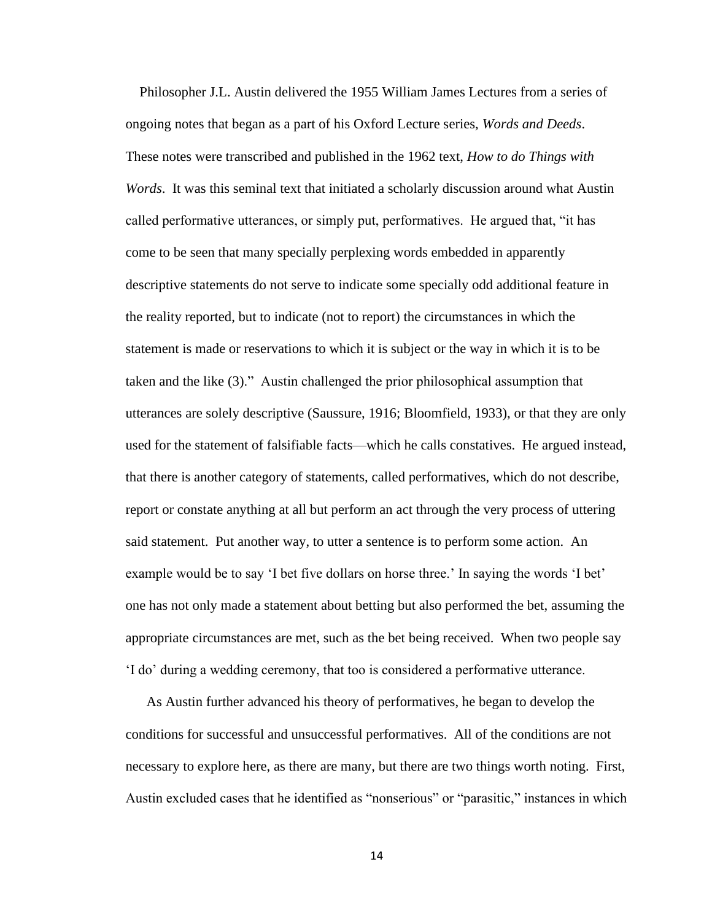Philosopher J.L. Austin delivered the 1955 William James Lectures from a series of ongoing notes that began as a part of his Oxford Lecture series, *Words and Deeds*. These notes were transcribed and published in the 1962 text, *How to do Things with Words*. It was this seminal text that initiated a scholarly discussion around what Austin called performative utterances, or simply put, performatives. He argued that, "it has come to be seen that many specially perplexing words embedded in apparently descriptive statements do not serve to indicate some specially odd additional feature in the reality reported, but to indicate (not to report) the circumstances in which the statement is made or reservations to which it is subject or the way in which it is to be taken and the like (3)." Austin challenged the prior philosophical assumption that utterances are solely descriptive (Saussure, 1916; Bloomfield, 1933), or that they are only used for the statement of falsifiable facts—which he calls constatives. He argued instead, that there is another category of statements, called performatives, which do not describe, report or constate anything at all but perform an act through the very process of uttering said statement. Put another way, to utter a sentence is to perform some action. An example would be to say 'I bet five dollars on horse three.' In saying the words 'I bet' one has not only made a statement about betting but also performed the bet, assuming the appropriate circumstances are met, such as the bet being received. When two people say 'I do' during a wedding ceremony, that too is considered a performative utterance.

As Austin further advanced his theory of performatives, he began to develop the conditions for successful and unsuccessful performatives. All of the conditions are not necessary to explore here, as there are many, but there are two things worth noting. First, Austin excluded cases that he identified as "nonserious" or "parasitic," instances in which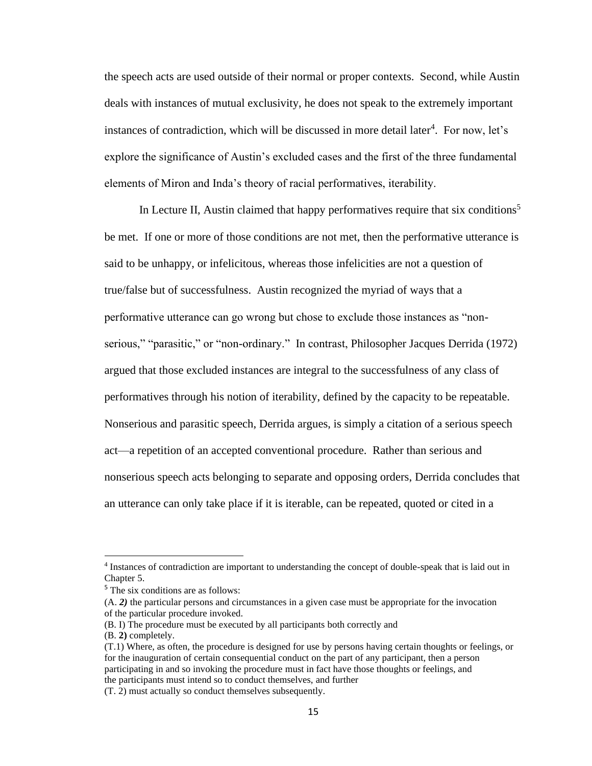the speech acts are used outside of their normal or proper contexts. Second, while Austin deals with instances of mutual exclusivity, he does not speak to the extremely important instances of contradiction, which will be discussed in more detail later[4]. For now, let's explore the significance of Austin's excluded cases and the first of the three fundamental elements of Miron and Inda's theory of racial performatives, iterability.

In Lecture II, Austin claimed that happy performatives require that six conditions[5] be met. If one or more of those conditions are not met, then the performative utterance is said to be unhappy, or infelicitous, whereas those infelicities are not a question of true/false but of successfulness. Austin recognized the myriad of ways that a performative utterance can go wrong but chose to exclude those instances as "non-serious," "parasitic," or "non-ordinary." In contrast, Philosopher Jacques Derrida (1972) argued that those excluded instances are integral to the successfulness of any class of performatives through his notion of iterability, defined by the capacity to be repeatable. Nonserious and parasitic speech, Derrida argues, is simply a citation of a serious speech act—a repetition of an accepted conventional procedure. Rather than serious and nonserious speech acts belonging to separate and opposing orders, Derrida concludes that an utterance can only take place if it is iterable, can be repeated, quoted or cited in a

---

[4] Instances of contradiction are important to understanding the concept of double-speak that is laid out in Chapter 5.

[5] The six conditions are as follows:

(A. ***2)*** the particular persons and circumstances in a given case must be appropriate for the invocation of the particular procedure invoked.

(B. I) The procedure must be executed by all participants both correctly and

(B. **2)** completely.

(T.1) Where, as often, the procedure is designed for use by persons having certain thoughts or feelings, or for the inauguration of certain consequential conduct on the part of any participant, then a person participating in and so invoking the procedure must in fact have those thoughts or feelings, and the participants must intend so to conduct themselves, and further

(T. 2) must actually so conduct themselves subsequently.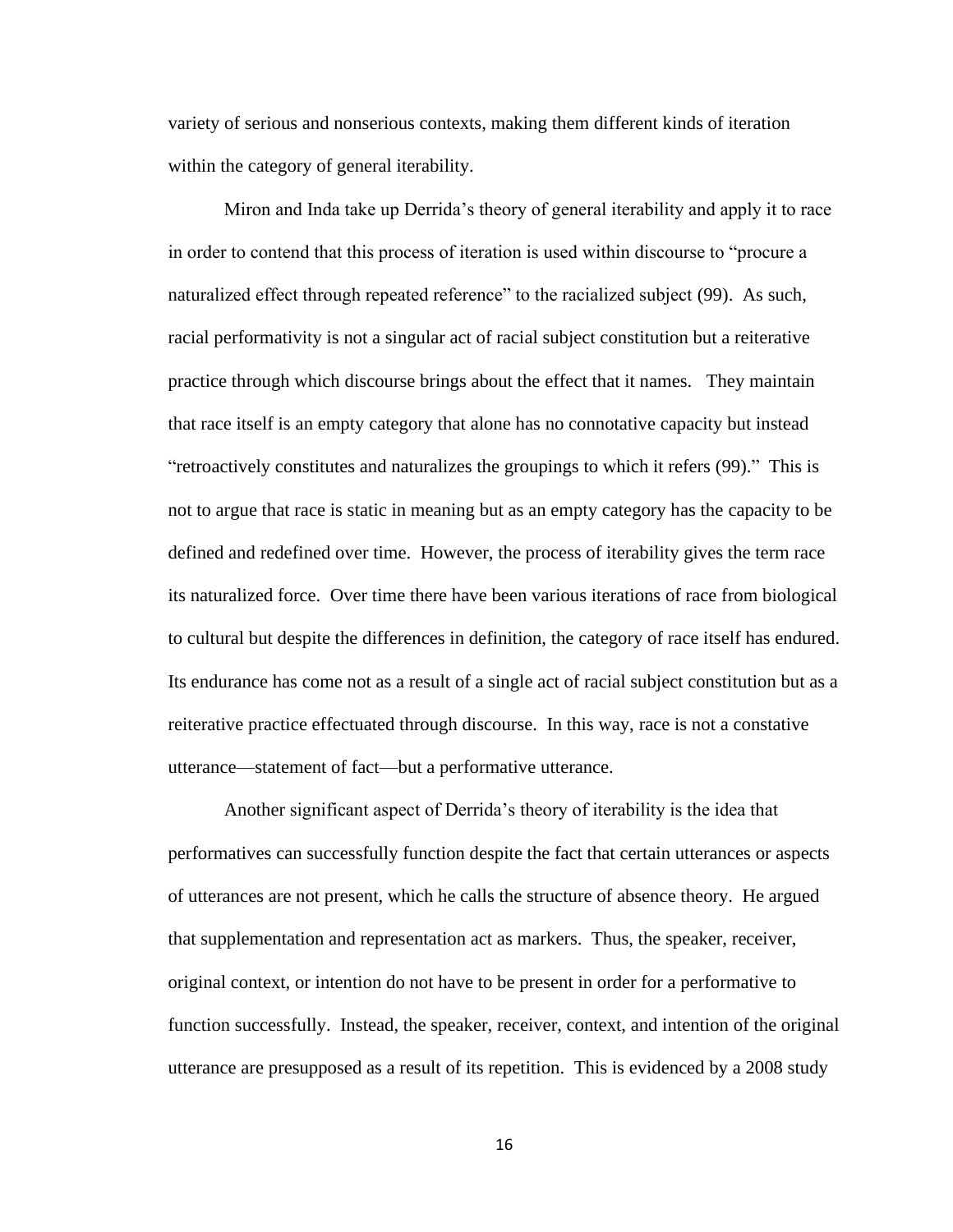variety of serious and nonserious contexts, making them different kinds of iteration within the category of general iterability.

Miron and Inda take up Derrida's theory of general iterability and apply it to race in order to contend that this process of iteration is used within discourse to "procure a naturalized effect through repeated reference" to the racialized subject (99). As such, racial performativity is not a singular act of racial subject constitution but a reiterative practice through which discourse brings about the effect that it names. They maintain that race itself is an empty category that alone has no connotative capacity but instead "retroactively constitutes and naturalizes the groupings to which it refers (99)." This is not to argue that race is static in meaning but as an empty category has the capacity to be defined and redefined over time. However, the process of iterability gives the term race its naturalized force. Over time there have been various iterations of race from biological to cultural but despite the differences in definition, the category of race itself has endured. Its endurance has come not as a result of a single act of racial subject constitution but as a reiterative practice effectuated through discourse. In this way, race is not a constative utterance—statement of fact—but a performative utterance.

Another significant aspect of Derrida's theory of iterability is the idea that performatives can successfully function despite the fact that certain utterances or aspects of utterances are not present, which he calls the structure of absence theory. He argued that supplementation and representation act as markers. Thus, the speaker, receiver, original context, or intention do not have to be present in order for a performative to function successfully. Instead, the speaker, receiver, context, and intention of the original utterance are presupposed as a result of its repetition. This is evidenced by a 2008 study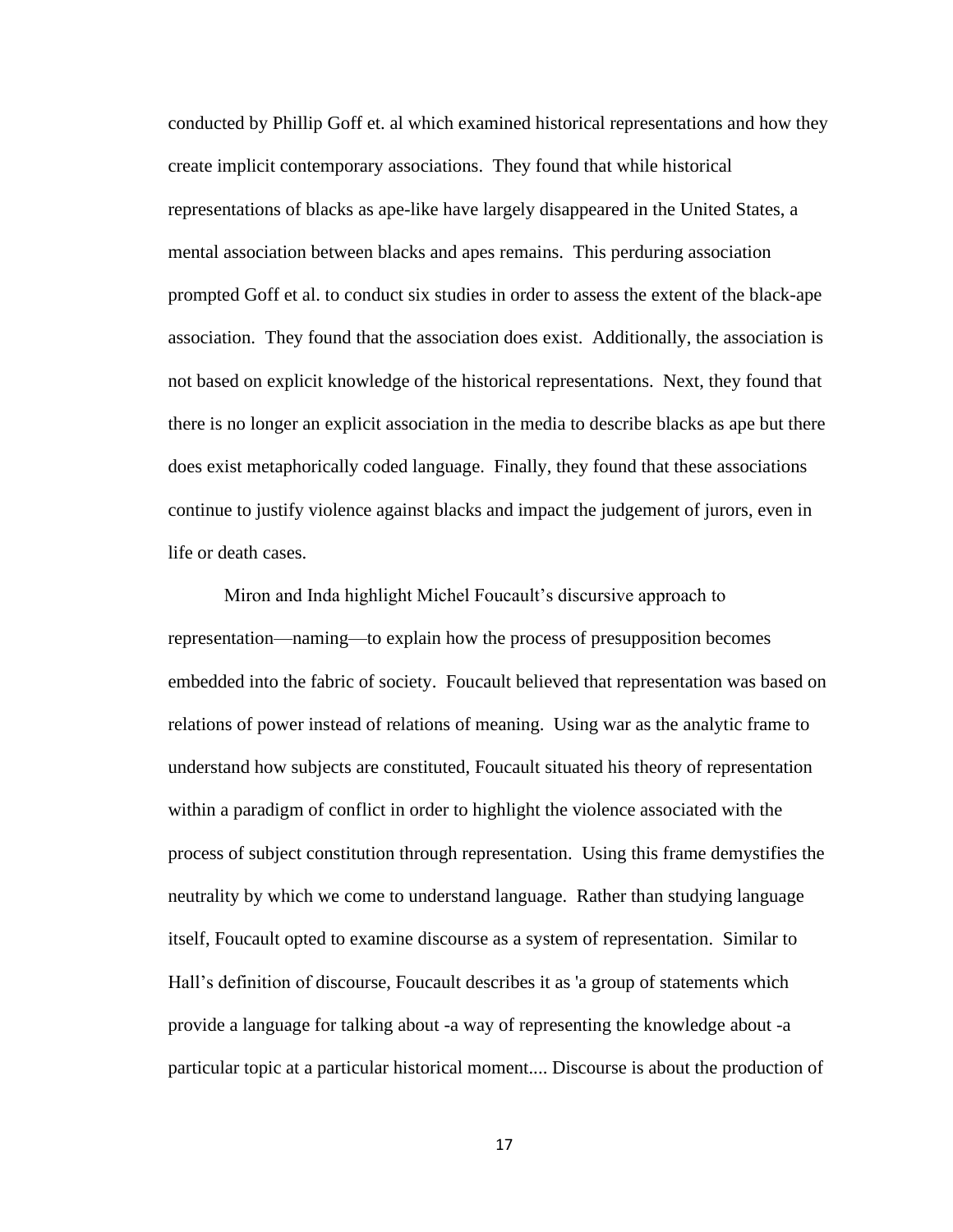conducted by Phillip Goff et. al which examined historical representations and how they create implicit contemporary associations. They found that while historical representations of blacks as ape-like have largely disappeared in the United States, a mental association between blacks and apes remains. This perduring association prompted Goff et al. to conduct six studies in order to assess the extent of the black-ape association. They found that the association does exist. Additionally, the association is not based on explicit knowledge of the historical representations. Next, they found that there is no longer an explicit association in the media to describe blacks as ape but there does exist metaphorically coded language. Finally, they found that these associations continue to justify violence against blacks and impact the judgement of jurors, even in life or death cases.

Miron and Inda highlight Michel Foucault's discursive approach to representation—naming—to explain how the process of presupposition becomes embedded into the fabric of society. Foucault believed that representation was based on relations of power instead of relations of meaning. Using war as the analytic frame to understand how subjects are constituted, Foucault situated his theory of representation within a paradigm of conflict in order to highlight the violence associated with the process of subject constitution through representation. Using this frame demystifies the neutrality by which we come to understand language. Rather than studying language itself, Foucault opted to examine discourse as a system of representation. Similar to Hall's definition of discourse, Foucault describes it as 'a group of statements which provide a language for talking about -a way of representing the knowledge about -a particular topic at a particular historical moment.... Discourse is about the production of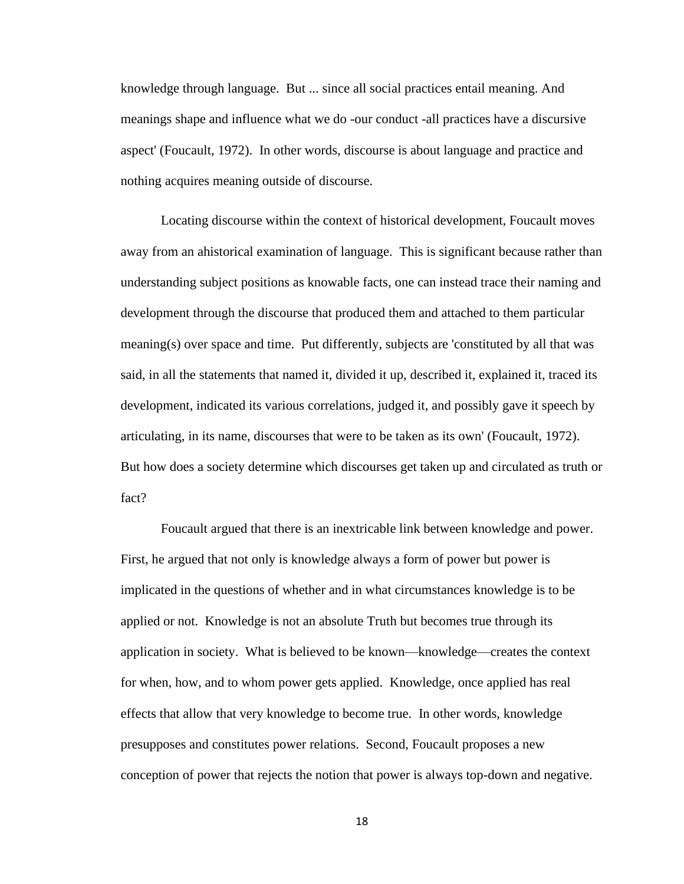knowledge through language. But ... since all social practices entail meaning. And meanings shape and influence what we do -our conduct -all practices have a discursive aspect' (Foucault, 1972). In other words, discourse is about language and practice and nothing acquires meaning outside of discourse.

Locating discourse within the context of historical development, Foucault moves away from an ahistorical examination of language. This is significant because rather than understanding subject positions as knowable facts, one can instead trace their naming and development through the discourse that produced them and attached to them particular meaning(s) over space and time. Put differently, subjects are 'constituted by all that was said, in all the statements that named it, divided it up, described it, explained it, traced its development, indicated its various correlations, judged it, and possibly gave it speech by articulating, in its name, discourses that were to be taken as its own' (Foucault, 1972). But how does a society determine which discourses get taken up and circulated as truth or fact?

Foucault argued that there is an inextricable link between knowledge and power. First, he argued that not only is knowledge always a form of power but power is implicated in the questions of whether and in what circumstances knowledge is to be applied or not. Knowledge is not an absolute Truth but becomes true through its application in society. What is believed to be known—knowledge—creates the context for when, how, and to whom power gets applied. Knowledge, once applied has real effects that allow that very knowledge to become true. In other words, knowledge presupposes and constitutes power relations. Second, Foucault proposes a new conception of power that rejects the notion that power is always top-down and negative.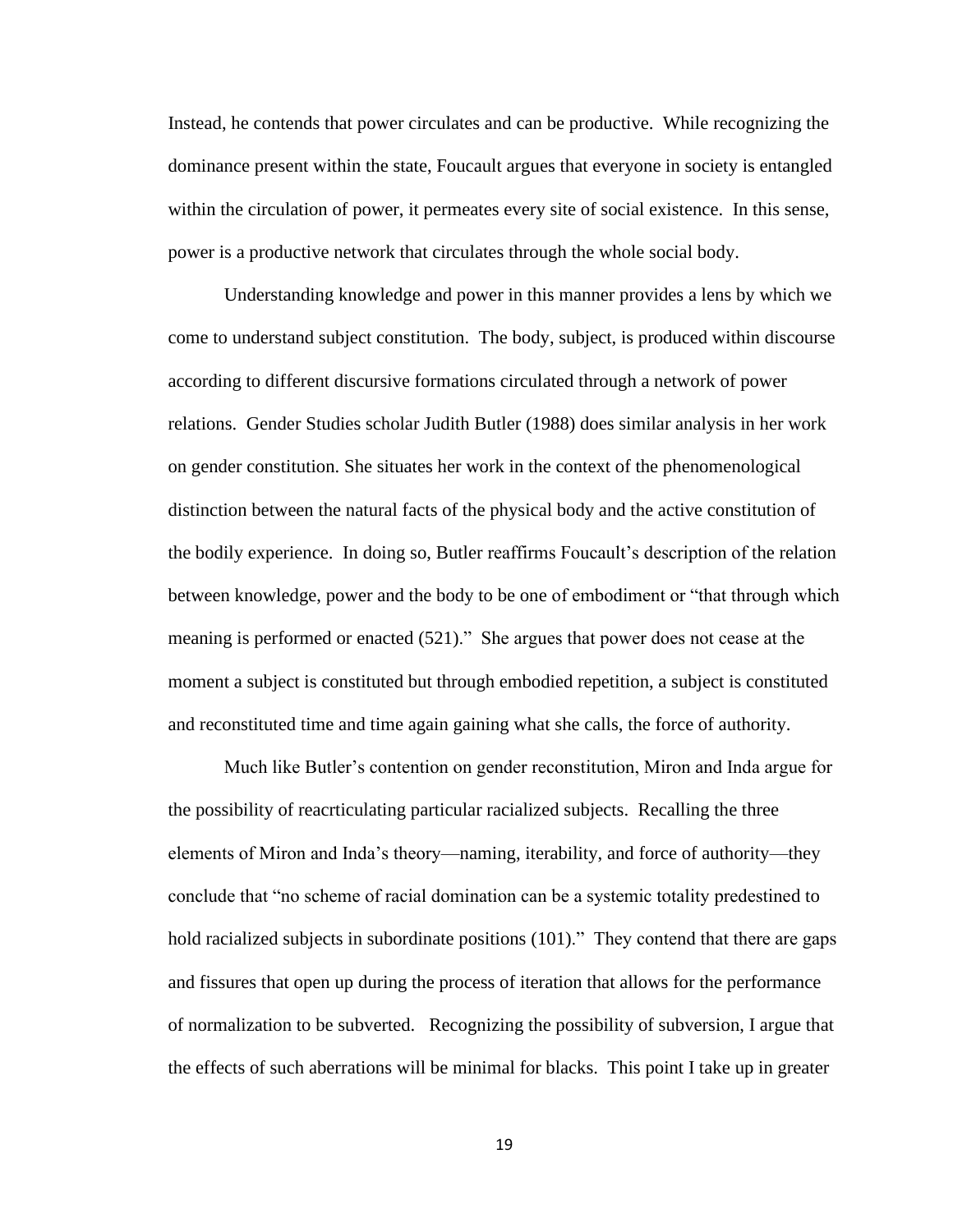Instead, he contends that power circulates and can be productive. While recognizing the dominance present within the state, Foucault argues that everyone in society is entangled within the circulation of power, it permeates every site of social existence. In this sense, power is a productive network that circulates through the whole social body.

Understanding knowledge and power in this manner provides a lens by which we come to understand subject constitution. The body, subject, is produced within discourse according to different discursive formations circulated through a network of power relations. Gender Studies scholar Judith Butler (1988) does similar analysis in her work on gender constitution. She situates her work in the context of the phenomenological distinction between the natural facts of the physical body and the active constitution of the bodily experience. In doing so, Butler reaffirms Foucault's description of the relation between knowledge, power and the body to be one of embodiment or "that through which meaning is performed or enacted (521)." She argues that power does not cease at the moment a subject is constituted but through embodied repetition, a subject is constituted and reconstituted time and time again gaining what she calls, the force of authority.

Much like Butler's contention on gender reconstitution, Miron and Inda argue for the possibility of reacrticulating particular racialized subjects. Recalling the three elements of Miron and Inda's theory—naming, iterability, and force of authority—they conclude that "no scheme of racial domination can be a systemic totality predestined to hold racialized subjects in subordinate positions (101)." They contend that there are gaps and fissures that open up during the process of iteration that allows for the performance of normalization to be subverted. Recognizing the possibility of subversion, I argue that the effects of such aberrations will be minimal for blacks. This point I take up in greater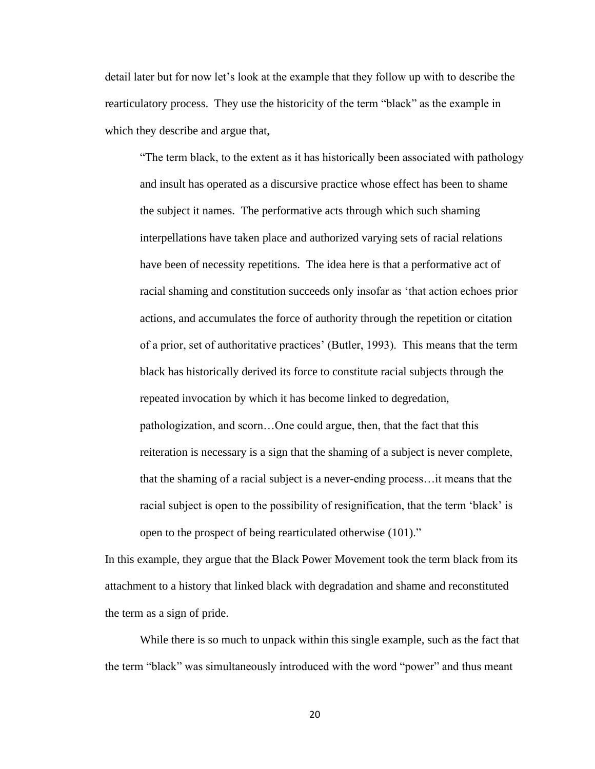detail later but for now let's look at the example that they follow up with to describe the rearticulatory process. They use the historicity of the term "black" as the example in which they describe and argue that,

> "The term black, to the extent as it has historically been associated with pathology and insult has operated as a discursive practice whose effect has been to shame the subject it names. The performative acts through which such shaming interpellations have taken place and authorized varying sets of racial relations have been of necessity repetitions. The idea here is that a performative act of racial shaming and constitution succeeds only insofar as 'that action echoes prior actions, and accumulates the force of authority through the repetition or citation of a prior, set of authoritative practices' (Butler, 1993). This means that the term black has historically derived its force to constitute racial subjects through the repeated invocation by which it has become linked to degredation, pathologization, and scorn…One could argue, then, that the fact that this reiteration is necessary is a sign that the shaming of a subject is never complete, that the shaming of a racial subject is a never-ending process…it means that the racial subject is open to the possibility of resignification, that the term 'black' is open to the prospect of being rearticulated otherwise (101)."

In this example, they argue that the Black Power Movement took the term black from its attachment to a history that linked black with degradation and shame and reconstituted the term as a sign of pride.

While there is so much to unpack within this single example, such as the fact that the term "black" was simultaneously introduced with the word "power" and thus meant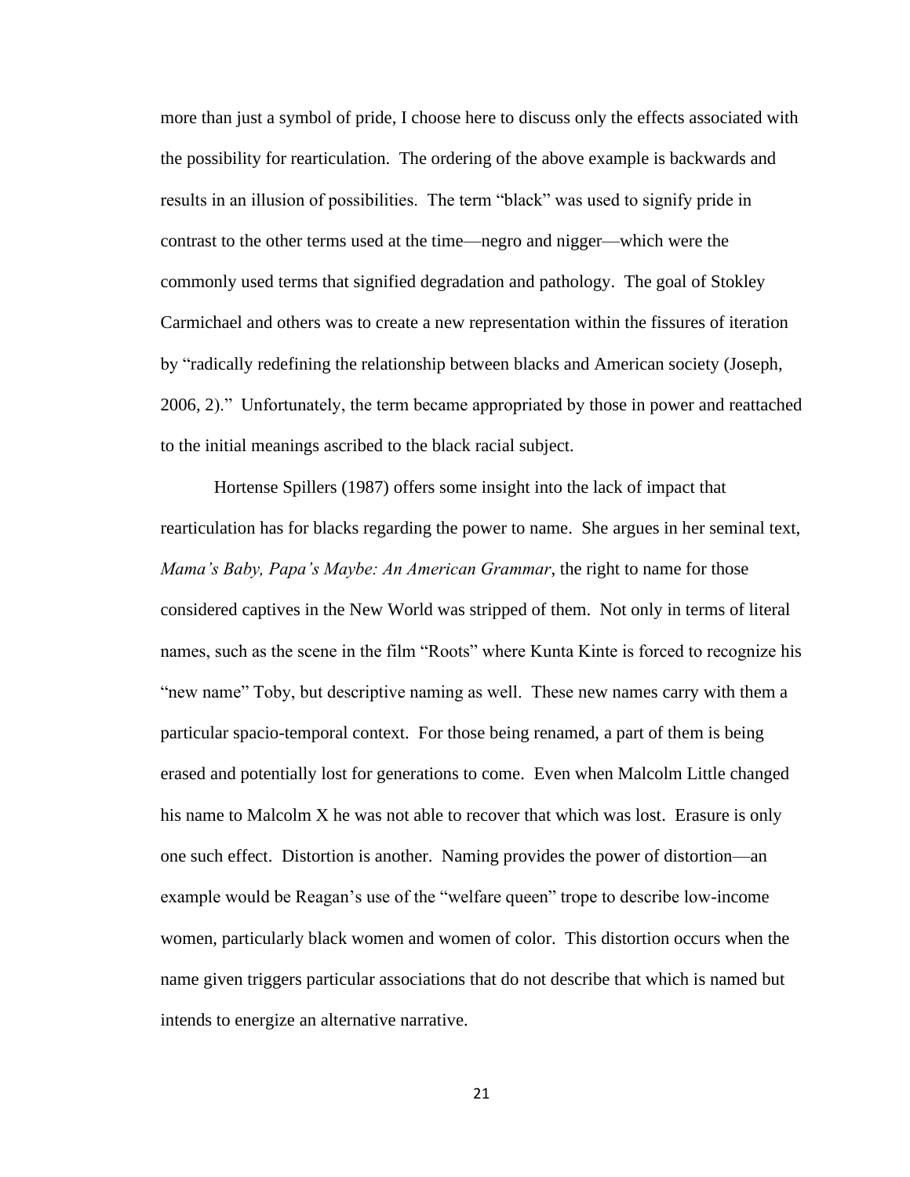more than just a symbol of pride, I choose here to discuss only the effects associated with the possibility for rearticulation. The ordering of the above example is backwards and results in an illusion of possibilities. The term "black" was used to signify pride in contrast to the other terms used at the time—negro and nigger—which were the commonly used terms that signified degradation and pathology. The goal of Stokley Carmichael and others was to create a new representation within the fissures of iteration by "radically redefining the relationship between blacks and American society (Joseph, 2006, 2)." Unfortunately, the term became appropriated by those in power and reattached to the initial meanings ascribed to the black racial subject.

Hortense Spillers (1987) offers some insight into the lack of impact that rearticulation has for blacks regarding the power to name. She argues in her seminal text, *Mama's Baby, Papa's Maybe: An American Grammar*, the right to name for those considered captives in the New World was stripped of them. Not only in terms of literal names, such as the scene in the film "Roots" where Kunta Kinte is forced to recognize his "new name" Toby, but descriptive naming as well. These new names carry with them a particular spacio-temporal context. For those being renamed, a part of them is being erased and potentially lost for generations to come. Even when Malcolm Little changed his name to Malcolm X he was not able to recover that which was lost. Erasure is only one such effect. Distortion is another. Naming provides the power of distortion—an example would be Reagan's use of the "welfare queen" trope to describe low-income women, particularly black women and women of color. This distortion occurs when the name given triggers particular associations that do not describe that which is named but intends to energize an alternative narrative.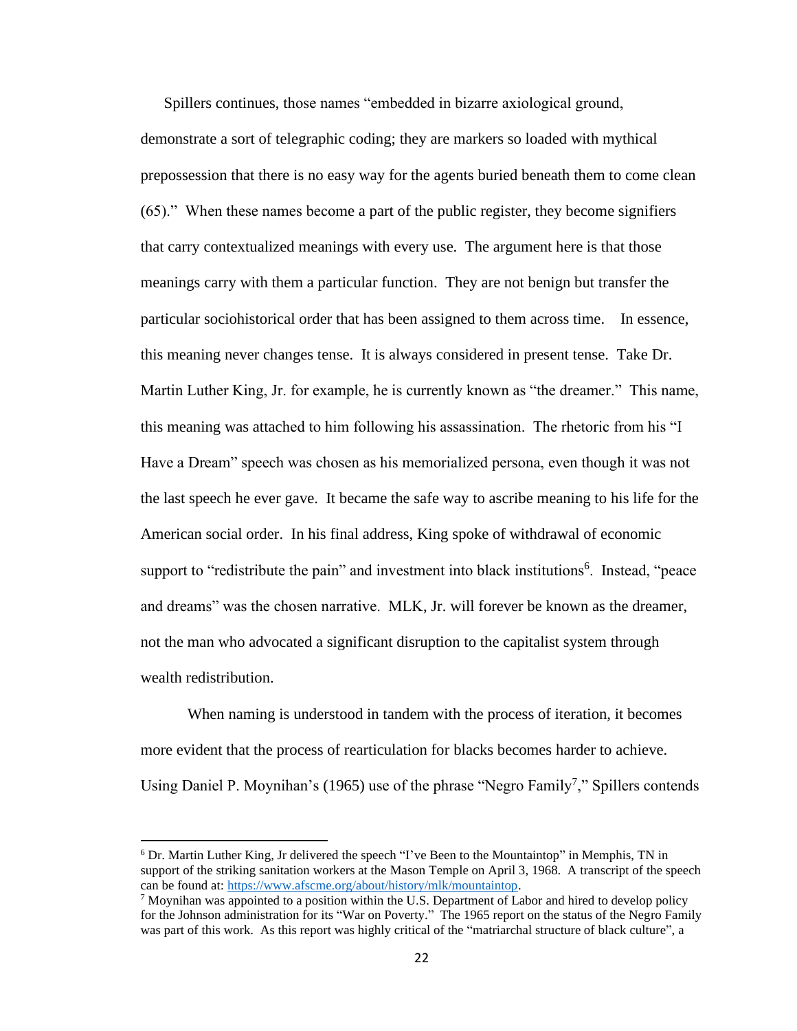Spillers continues, those names "embedded in bizarre axiological ground, demonstrate a sort of telegraphic coding; they are markers so loaded with mythical prepossession that there is no easy way for the agents buried beneath them to come clean (65)." When these names become a part of the public register, they become signifiers that carry contextualized meanings with every use. The argument here is that those meanings carry with them a particular function. They are not benign but transfer the particular sociohistorical order that has been assigned to them across time. In essence, this meaning never changes tense. It is always considered in present tense. Take Dr. Martin Luther King, Jr. for example, he is currently known as "the dreamer." This name, this meaning was attached to him following his assassination. The rhetoric from his "I Have a Dream" speech was chosen as his memorialized persona, even though it was not the last speech he ever gave. It became the safe way to ascribe meaning to his life for the American social order. In his final address, King spoke of withdrawal of economic support to "redistribute the pain" and investment into black institutions[6]. Instead, "peace and dreams" was the chosen narrative. MLK, Jr. will forever be known as the dreamer, not the man who advocated a significant disruption to the capitalist system through wealth redistribution.

When naming is understood in tandem with the process of iteration, it becomes more evident that the process of rearticulation for blacks becomes harder to achieve. Using Daniel P. Moynihan's (1965) use of the phrase "Negro Family[7]," Spillers contends

---

[6] Dr. Martin Luther King, Jr delivered the speech "I've Been to the Mountaintop" in Memphis, TN in support of the striking sanitation workers at the Mason Temple on April 3, 1968. A transcript of the speech can be found at: https://www.afscme.org/about/history/mlk/mountaintop.

[7] Moynihan was appointed to a position within the U.S. Department of Labor and hired to develop policy for the Johnson administration for its "War on Poverty." The 1965 report on the status of the Negro Family was part of this work. As this report was highly critical of the "matriarchal structure of black culture", a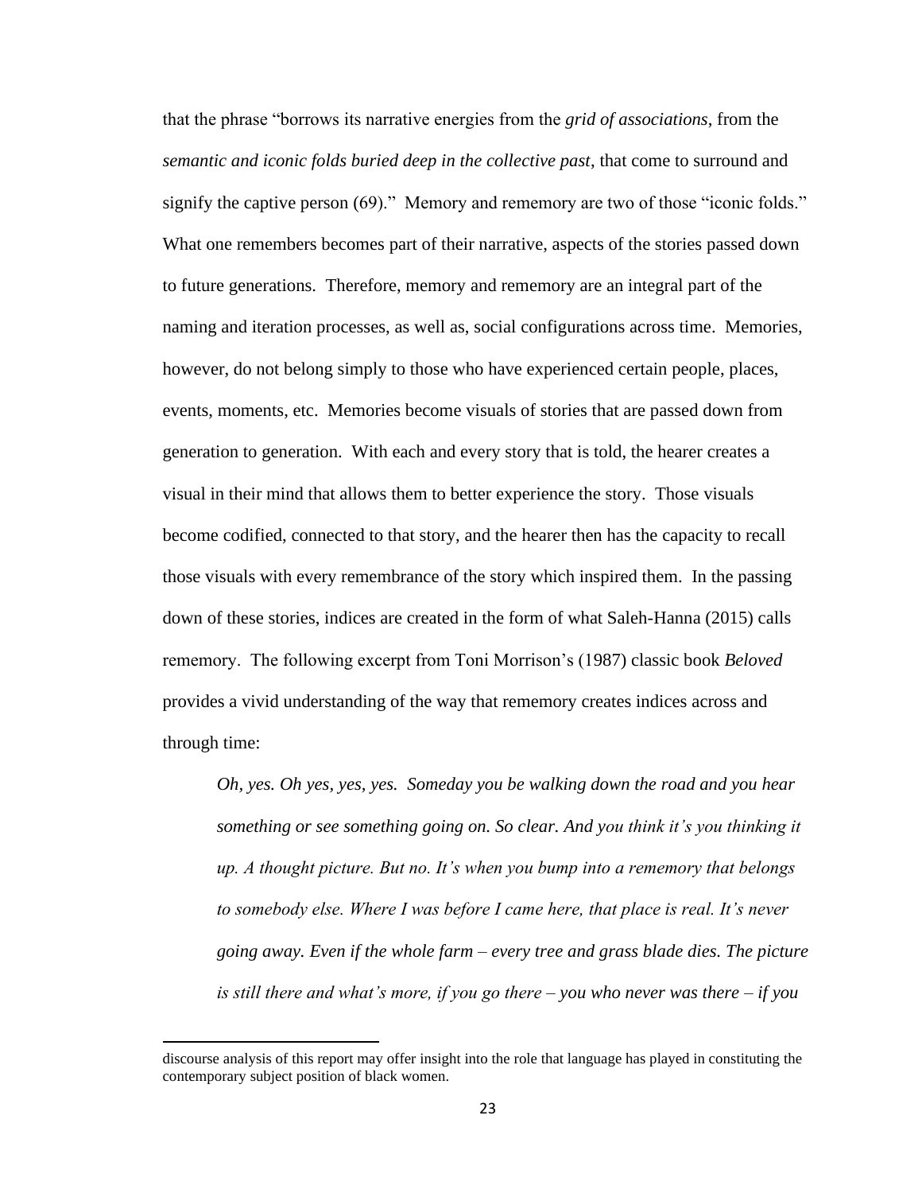that the phrase "borrows its narrative energies from the *grid of associations*, from the *semantic and iconic folds buried deep in the collective past*, that come to surround and signify the captive person (69)." Memory and rememory are two of those "iconic folds." What one remembers becomes part of their narrative, aspects of the stories passed down to future generations. Therefore, memory and rememory are an integral part of the naming and iteration processes, as well as, social configurations across time. Memories, however, do not belong simply to those who have experienced certain people, places, events, moments, etc. Memories become visuals of stories that are passed down from generation to generation. With each and every story that is told, the hearer creates a visual in their mind that allows them to better experience the story. Those visuals become codified, connected to that story, and the hearer then has the capacity to recall those visuals with every remembrance of the story which inspired them. In the passing down of these stories, indices are created in the form of what Saleh-Hanna (2015) calls rememory. The following excerpt from Toni Morrison's (1987) classic book *Beloved* provides a vivid understanding of the way that rememory creates indices across and through time:

> *Oh, yes. Oh yes, yes, yes. Someday you be walking down the road and you hear something or see something going on. So clear. And you think it's you thinking it up. A thought picture. But no. It's when you bump into a rememory that belongs to somebody else. Where I was before I came here, that place is real. It's never going away. Even if the whole farm – every tree and grass blade dies. The picture is still there and what's more, if you go there – you who never was there – if you*

---

discourse analysis of this report may offer insight into the role that language has played in constituting the contemporary subject position of black women.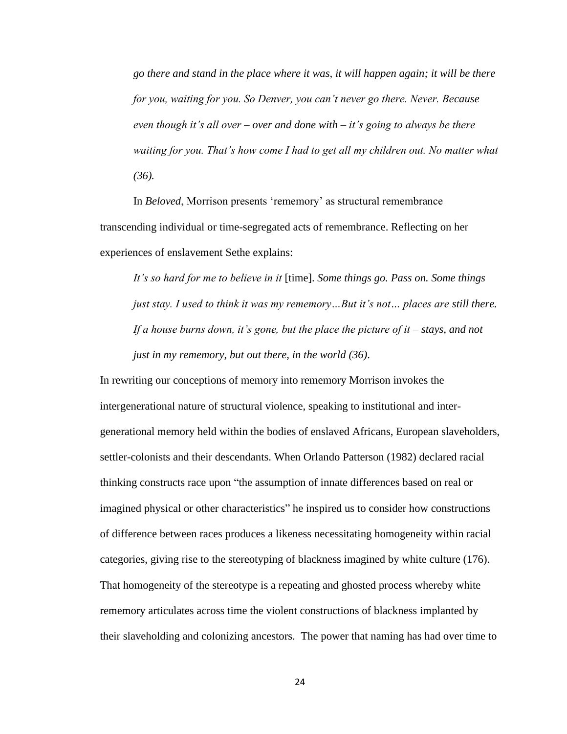> *go there and stand in the place where it was, it will happen again; it will be there for you, waiting for you. So Denver, you can't never go there. Never. Because even though it's all over – over and done with – it's going to always be there waiting for you. That's how come I had to get all my children out. No matter what (36).*

In *Beloved*, Morrison presents 'rememory' as structural remembrance transcending individual or time-segregated acts of remembrance. Reflecting on her experiences of enslavement Sethe explains:

> *It's so hard for me to believe in it* [time]. *Some things go. Pass on. Some things just stay. I used to think it was my rememory…But it's not… places are still there. If a house burns down, it's gone, but the place the picture of it – stays, and not just in my rememory, but out there, in the world (36).*

In rewriting our conceptions of memory into rememory Morrison invokes the intergenerational nature of structural violence, speaking to institutional and inter-generational memory held within the bodies of enslaved Africans, European slaveholders, settler-colonists and their descendants. When Orlando Patterson (1982) declared racial thinking constructs race upon "the assumption of innate differences based on real or imagined physical or other characteristics" he inspired us to consider how constructions of difference between races produces a likeness necessitating homogeneity within racial categories, giving rise to the stereotyping of blackness imagined by white culture (176). That homogeneity of the stereotype is a repeating and ghosted process whereby white rememory articulates across time the violent constructions of blackness implanted by their slaveholding and colonizing ancestors. The power that naming has had over time to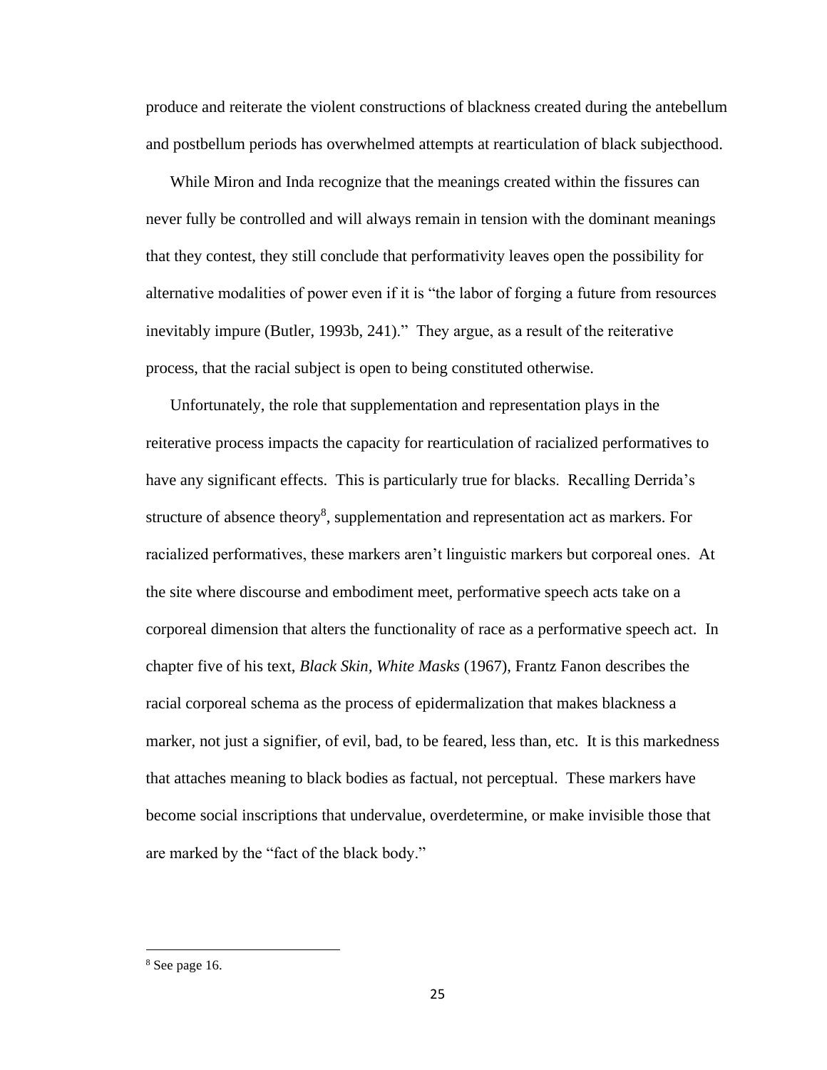produce and reiterate the violent constructions of blackness created during the antebellum and postbellum periods has overwhelmed attempts at rearticulation of black subjecthood.

While Miron and Inda recognize that the meanings created within the fissures can never fully be controlled and will always remain in tension with the dominant meanings that they contest, they still conclude that performativity leaves open the possibility for alternative modalities of power even if it is "the labor of forging a future from resources inevitably impure (Butler, 1993b, 241)." They argue, as a result of the reiterative process, that the racial subject is open to being constituted otherwise.

Unfortunately, the role that supplementation and representation plays in the reiterative process impacts the capacity for rearticulation of racialized performatives to have any significant effects. This is particularly true for blacks. Recalling Derrida's structure of absence theory[8], supplementation and representation act as markers. For racialized performatives, these markers aren't linguistic markers but corporeal ones. At the site where discourse and embodiment meet, performative speech acts take on a corporeal dimension that alters the functionality of race as a performative speech act. In chapter five of his text, *Black Skin, White Masks* (1967), Frantz Fanon describes the racial corporeal schema as the process of epidermalization that makes blackness a marker, not just a signifier, of evil, bad, to be feared, less than, etc. It is this markedness that attaches meaning to black bodies as factual, not perceptual. These markers have become social inscriptions that undervalue, overdetermine, or make invisible those that are marked by the "fact of the black body."

---

[8] See page 16.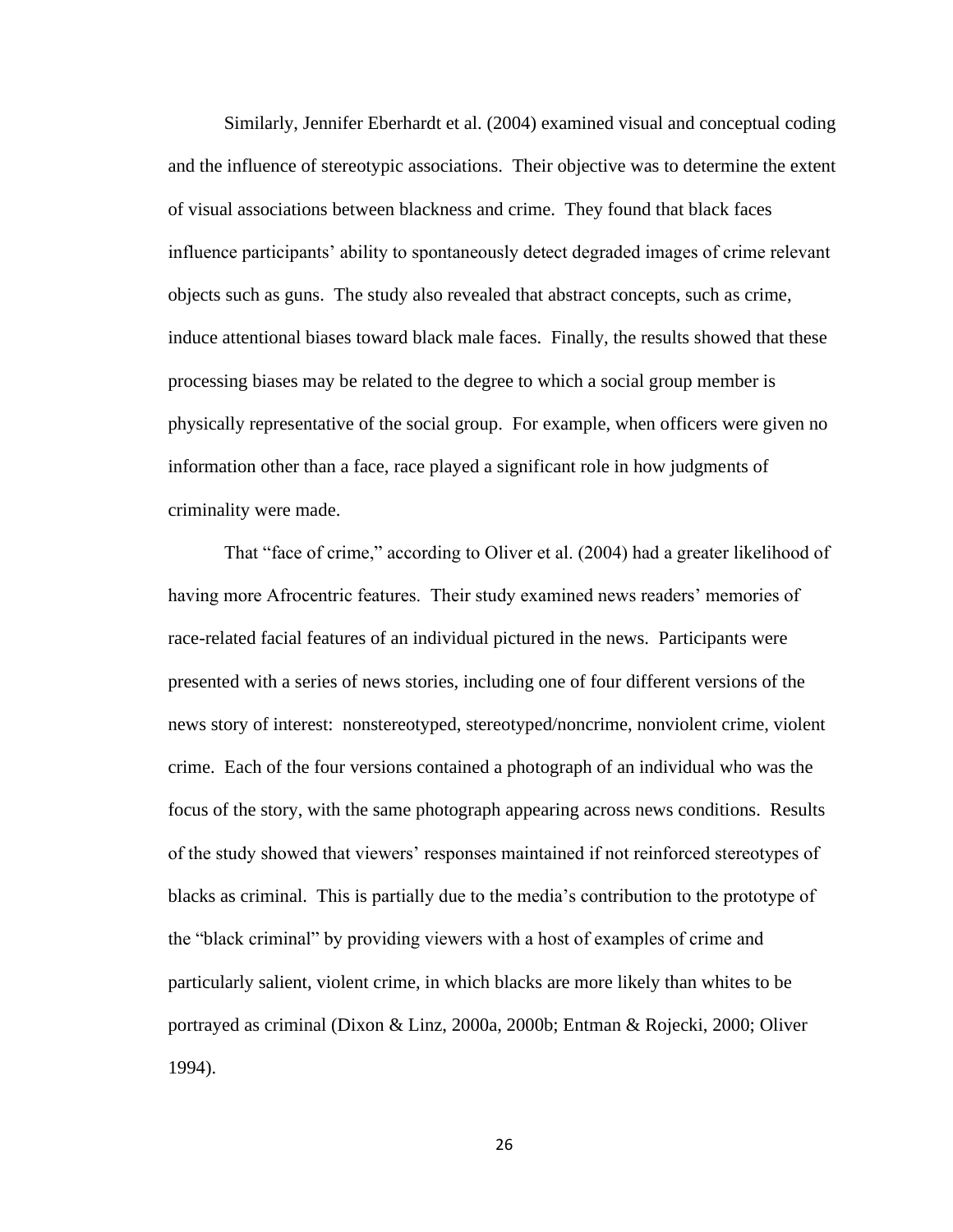Similarly, Jennifer Eberhardt et al. (2004) examined visual and conceptual coding and the influence of stereotypic associations. Their objective was to determine the extent of visual associations between blackness and crime. They found that black faces influence participants' ability to spontaneously detect degraded images of crime relevant objects such as guns. The study also revealed that abstract concepts, such as crime, induce attentional biases toward black male faces. Finally, the results showed that these processing biases may be related to the degree to which a social group member is physically representative of the social group. For example, when officers were given no information other than a face, race played a significant role in how judgments of criminality were made.

That "face of crime," according to Oliver et al. (2004) had a greater likelihood of having more Afrocentric features. Their study examined news readers' memories of race-related facial features of an individual pictured in the news. Participants were presented with a series of news stories, including one of four different versions of the news story of interest: nonstereotyped, stereotyped/noncrime, nonviolent crime, violent crime. Each of the four versions contained a photograph of an individual who was the focus of the story, with the same photograph appearing across news conditions. Results of the study showed that viewers' responses maintained if not reinforced stereotypes of blacks as criminal. This is partially due to the media's contribution to the prototype of the "black criminal" by providing viewers with a host of examples of crime and particularly salient, violent crime, in which blacks are more likely than whites to be portrayed as criminal (Dixon & Linz, 2000a, 2000b; Entman & Rojecki, 2000; Oliver 1994).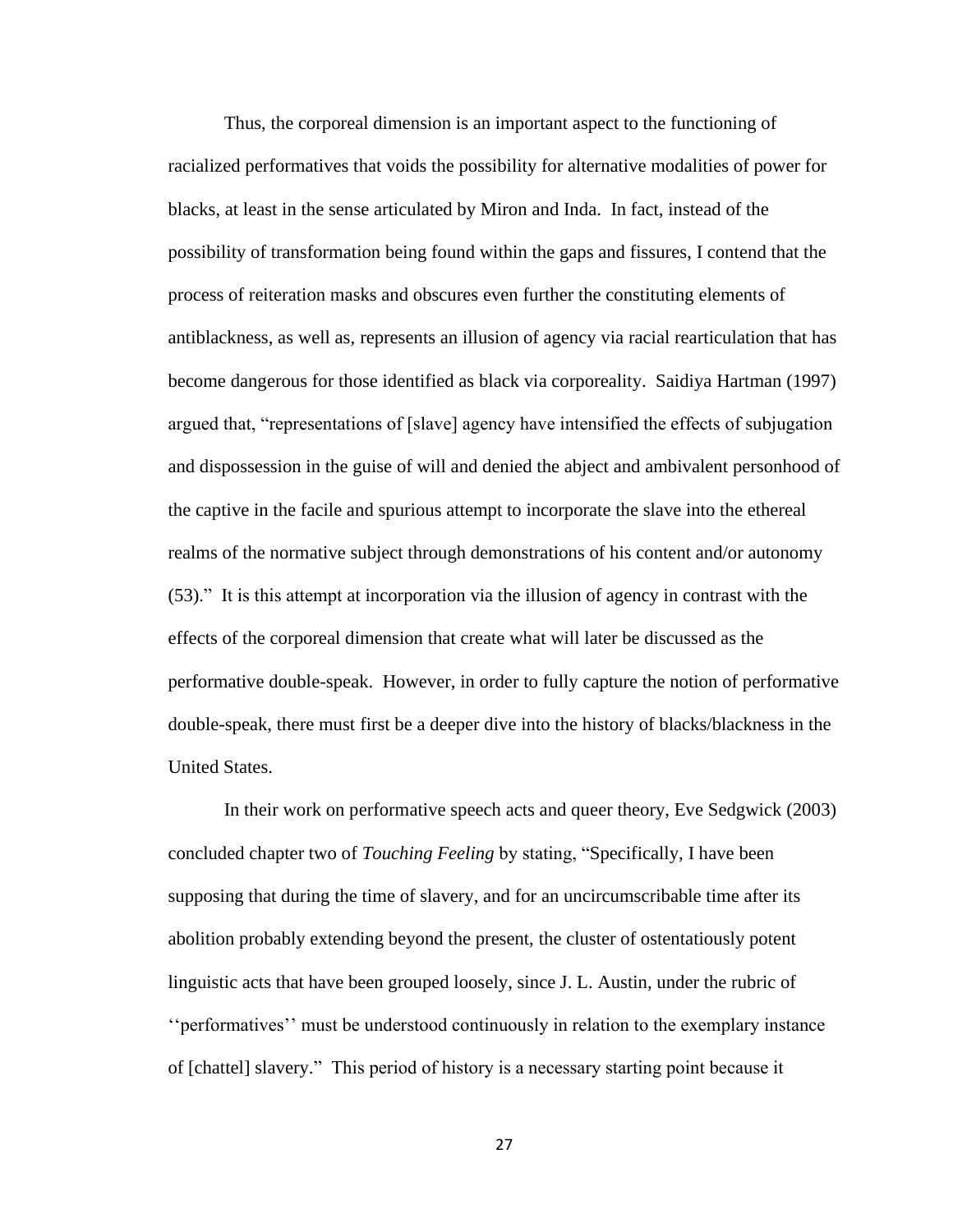Thus, the corporeal dimension is an important aspect to the functioning of racialized performatives that voids the possibility for alternative modalities of power for blacks, at least in the sense articulated by Miron and Inda. In fact, instead of the possibility of transformation being found within the gaps and fissures, I contend that the process of reiteration masks and obscures even further the constituting elements of antiblackness, as well as, represents an illusion of agency via racial rearticulation that has become dangerous for those identified as black via corporeality. Saidiya Hartman (1997) argued that, "representations of [slave] agency have intensified the effects of subjugation and dispossession in the guise of will and denied the abject and ambivalent personhood of the captive in the facile and spurious attempt to incorporate the slave into the ethereal realms of the normative subject through demonstrations of his content and/or autonomy (53)." It is this attempt at incorporation via the illusion of agency in contrast with the effects of the corporeal dimension that create what will later be discussed as the performative double-speak. However, in order to fully capture the notion of performative double-speak, there must first be a deeper dive into the history of blacks/blackness in the United States.

In their work on performative speech acts and queer theory, Eve Sedgwick (2003) concluded chapter two of *Touching Feeling* by stating, "Specifically, I have been supposing that during the time of slavery, and for an uncircumscribable time after its abolition probably extending beyond the present, the cluster of ostentatiously potent linguistic acts that have been grouped loosely, since J. L. Austin, under the rubric of ''performatives'' must be understood continuously in relation to the exemplary instance of [chattel] slavery." This period of history is a necessary starting point because it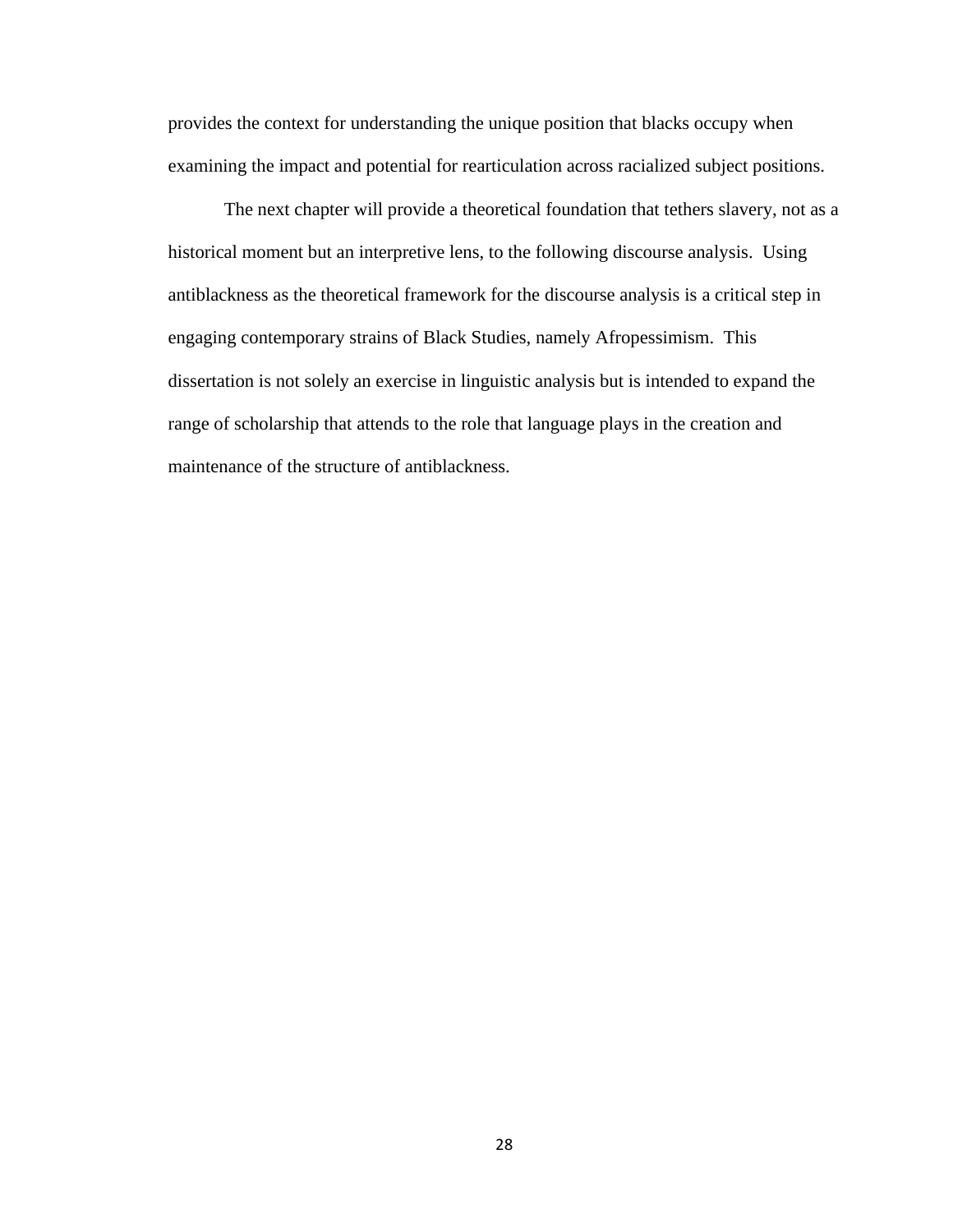provides the context for understanding the unique position that blacks occupy when examining the impact and potential for rearticulation across racialized subject positions.

The next chapter will provide a theoretical foundation that tethers slavery, not as a historical moment but an interpretive lens, to the following discourse analysis. Using antiblackness as the theoretical framework for the discourse analysis is a critical step in engaging contemporary strains of Black Studies, namely Afropessimism. This dissertation is not solely an exercise in linguistic analysis but is intended to expand the range of scholarship that attends to the role that language plays in the creation and maintenance of the structure of antiblackness.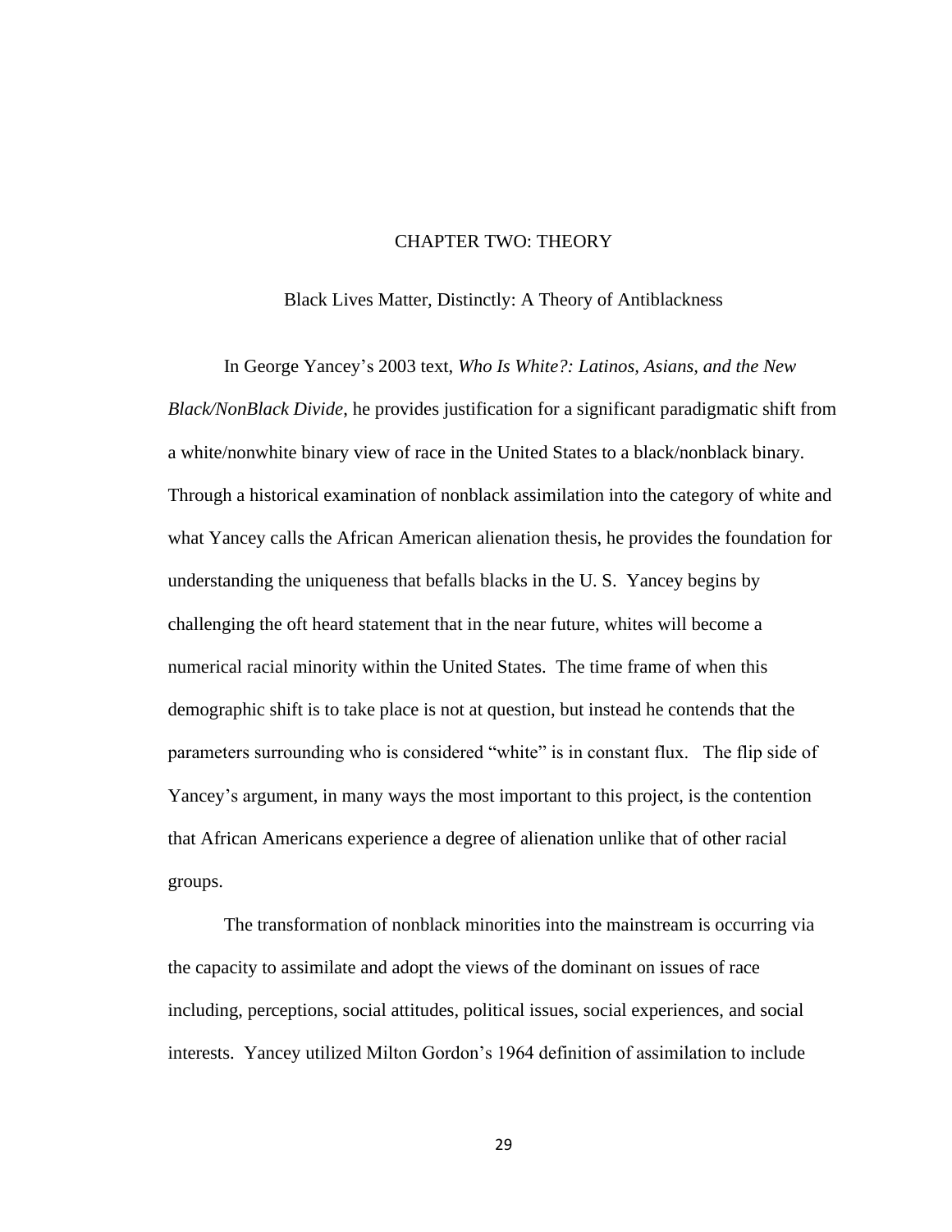# CHAPTER TWO: THEORY

## Black Lives Matter, Distinctly: A Theory of Antiblackness

In George Yancey's 2003 text, *Who Is White?: Latinos, Asians, and the New Black/NonBlack Divide*, he provides justification for a significant paradigmatic shift from a white/nonwhite binary view of race in the United States to a black/nonblack binary. Through a historical examination of nonblack assimilation into the category of white and what Yancey calls the African American alienation thesis, he provides the foundation for understanding the uniqueness that befalls blacks in the U. S. Yancey begins by challenging the oft heard statement that in the near future, whites will become a numerical racial minority within the United States. The time frame of when this demographic shift is to take place is not at question, but instead he contends that the parameters surrounding who is considered "white" is in constant flux. The flip side of Yancey's argument, in many ways the most important to this project, is the contention that African Americans experience a degree of alienation unlike that of other racial groups.

The transformation of nonblack minorities into the mainstream is occurring via the capacity to assimilate and adopt the views of the dominant on issues of race including, perceptions, social attitudes, political issues, social experiences, and social interests. Yancey utilized Milton Gordon's 1964 definition of assimilation to include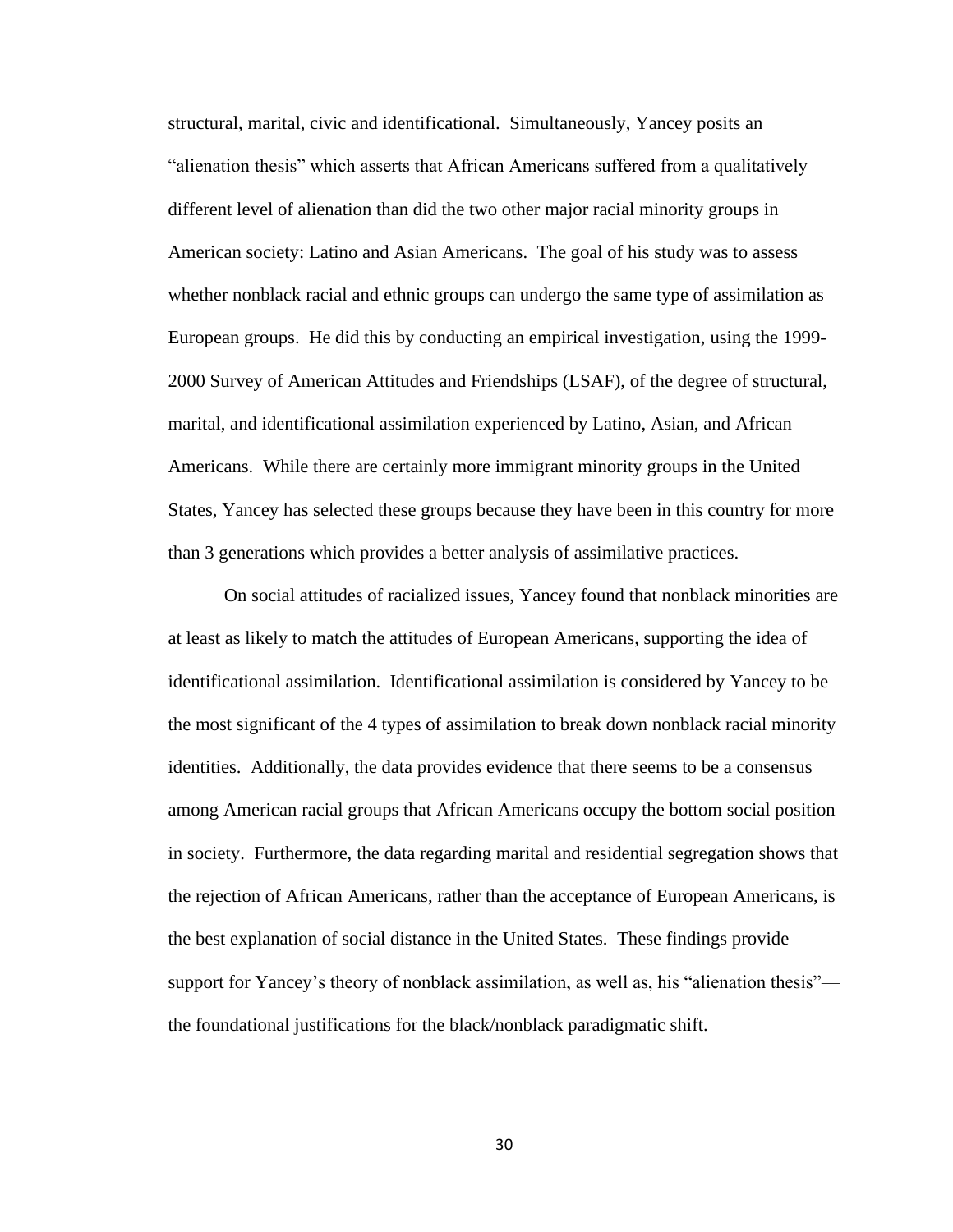structural, marital, civic and identificational. Simultaneously, Yancey posits an "alienation thesis" which asserts that African Americans suffered from a qualitatively different level of alienation than did the two other major racial minority groups in American society: Latino and Asian Americans. The goal of his study was to assess whether nonblack racial and ethnic groups can undergo the same type of assimilation as European groups. He did this by conducting an empirical investigation, using the 1999-2000 Survey of American Attitudes and Friendships (LSAF), of the degree of structural, marital, and identificational assimilation experienced by Latino, Asian, and African Americans. While there are certainly more immigrant minority groups in the United States, Yancey has selected these groups because they have been in this country for more than 3 generations which provides a better analysis of assimilative practices.

On social attitudes of racialized issues, Yancey found that nonblack minorities are at least as likely to match the attitudes of European Americans, supporting the idea of identificational assimilation. Identificational assimilation is considered by Yancey to be the most significant of the 4 types of assimilation to break down nonblack racial minority identities. Additionally, the data provides evidence that there seems to be a consensus among American racial groups that African Americans occupy the bottom social position in society. Furthermore, the data regarding marital and residential segregation shows that the rejection of African Americans, rather than the acceptance of European Americans, is the best explanation of social distance in the United States. These findings provide support for Yancey's theory of nonblack assimilation, as well as, his "alienation thesis"—the foundational justifications for the black/nonblack paradigmatic shift.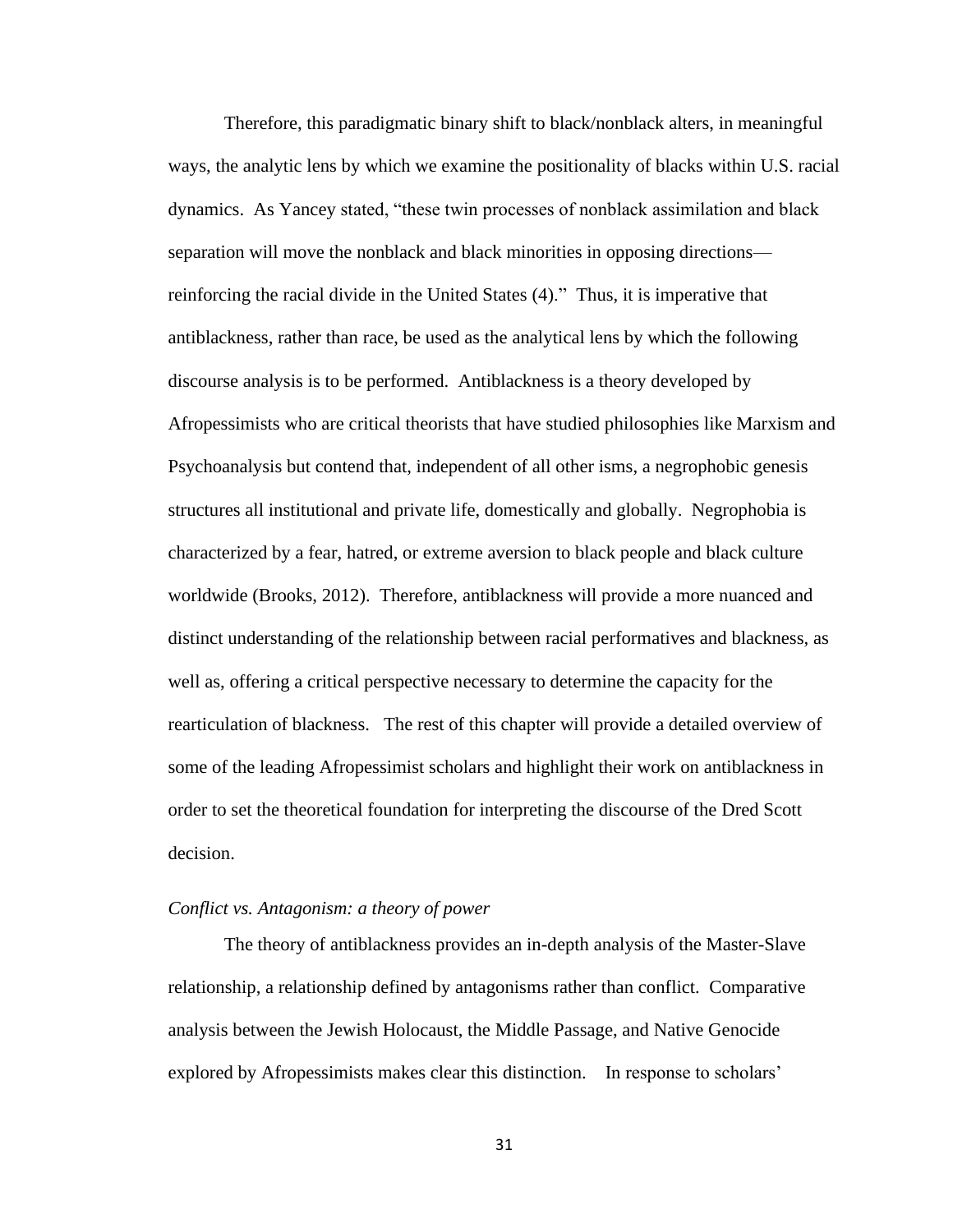Therefore, this paradigmatic binary shift to black/nonblack alters, in meaningful ways, the analytic lens by which we examine the positionality of blacks within U.S. racial dynamics. As Yancey stated, "these twin processes of nonblack assimilation and black separation will move the nonblack and black minorities in opposing directions—reinforcing the racial divide in the United States (4)." Thus, it is imperative that antiblackness, rather than race, be used as the analytical lens by which the following discourse analysis is to be performed. Antiblackness is a theory developed by Afropessimists who are critical theorists that have studied philosophies like Marxism and Psychoanalysis but contend that, independent of all other isms, a negrophobic genesis structures all institutional and private life, domestically and globally. Negrophobia is characterized by a fear, hatred, or extreme aversion to black people and black culture worldwide (Brooks, 2012). Therefore, antiblackness will provide a more nuanced and distinct understanding of the relationship between racial performatives and blackness, as well as, offering a critical perspective necessary to determine the capacity for the rearticulation of blackness. The rest of this chapter will provide a detailed overview of some of the leading Afropessimist scholars and highlight their work on antiblackness in order to set the theoretical foundation for interpreting the discourse of the Dred Scott decision.

*Conflict vs. Antagonism: a theory of power*

The theory of antiblackness provides an in-depth analysis of the Master-Slave relationship, a relationship defined by antagonisms rather than conflict. Comparative analysis between the Jewish Holocaust, the Middle Passage, and Native Genocide explored by Afropessimists makes clear this distinction. In response to scholars'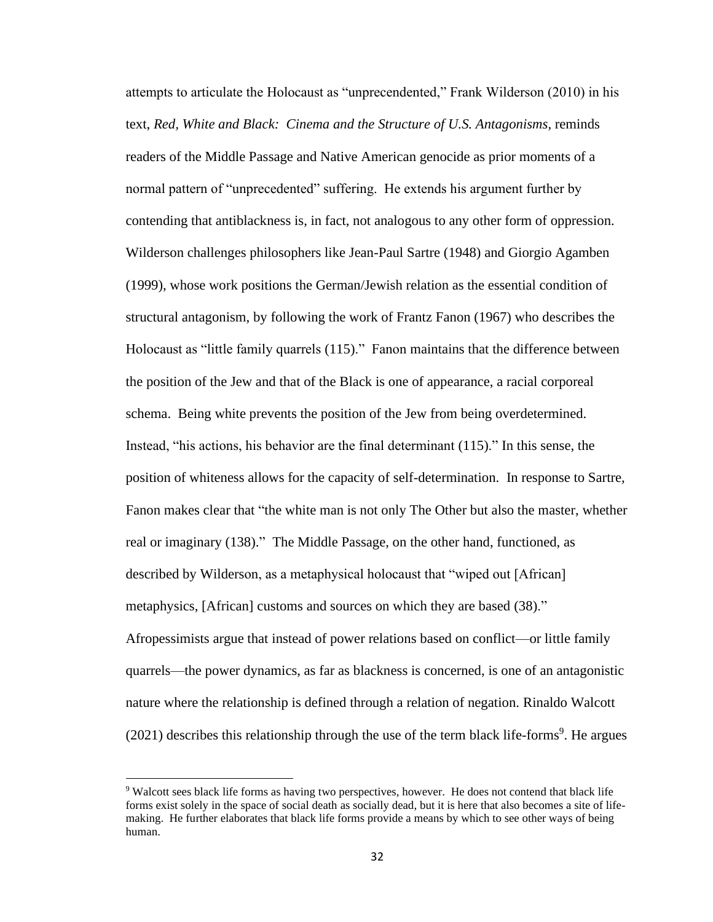attempts to articulate the Holocaust as "unprecendented," Frank Wilderson (2010) in his text, *Red, White and Black: Cinema and the Structure of U.S. Antagonisms*, reminds readers of the Middle Passage and Native American genocide as prior moments of a normal pattern of "unprecedented" suffering. He extends his argument further by contending that antiblackness is, in fact, not analogous to any other form of oppression. Wilderson challenges philosophers like Jean-Paul Sartre (1948) and Giorgio Agamben (1999), whose work positions the German/Jewish relation as the essential condition of structural antagonism, by following the work of Frantz Fanon (1967) who describes the Holocaust as "little family quarrels (115)." Fanon maintains that the difference between the position of the Jew and that of the Black is one of appearance, a racial corporeal schema. Being white prevents the position of the Jew from being overdetermined. Instead, "his actions, his behavior are the final determinant (115)." In this sense, the position of whiteness allows for the capacity of self-determination. In response to Sartre, Fanon makes clear that "the white man is not only The Other but also the master, whether real or imaginary (138)." The Middle Passage, on the other hand, functioned, as described by Wilderson, as a metaphysical holocaust that "wiped out [African] metaphysics, [African] customs and sources on which they are based (38)." Afropessimists argue that instead of power relations based on conflict—or little family quarrels—the power dynamics, as far as blackness is concerned, is one of an antagonistic nature where the relationship is defined through a relation of negation. Rinaldo Walcott (2021) describes this relationship through the use of the term black life-forms[9]. He argues

[9] Walcott sees black life forms as having two perspectives, however. He does not contend that black life forms exist solely in the space of social death as socially dead, but it is here that also becomes a site of life-making. He further elaborates that black life forms provide a means by which to see other ways of being human.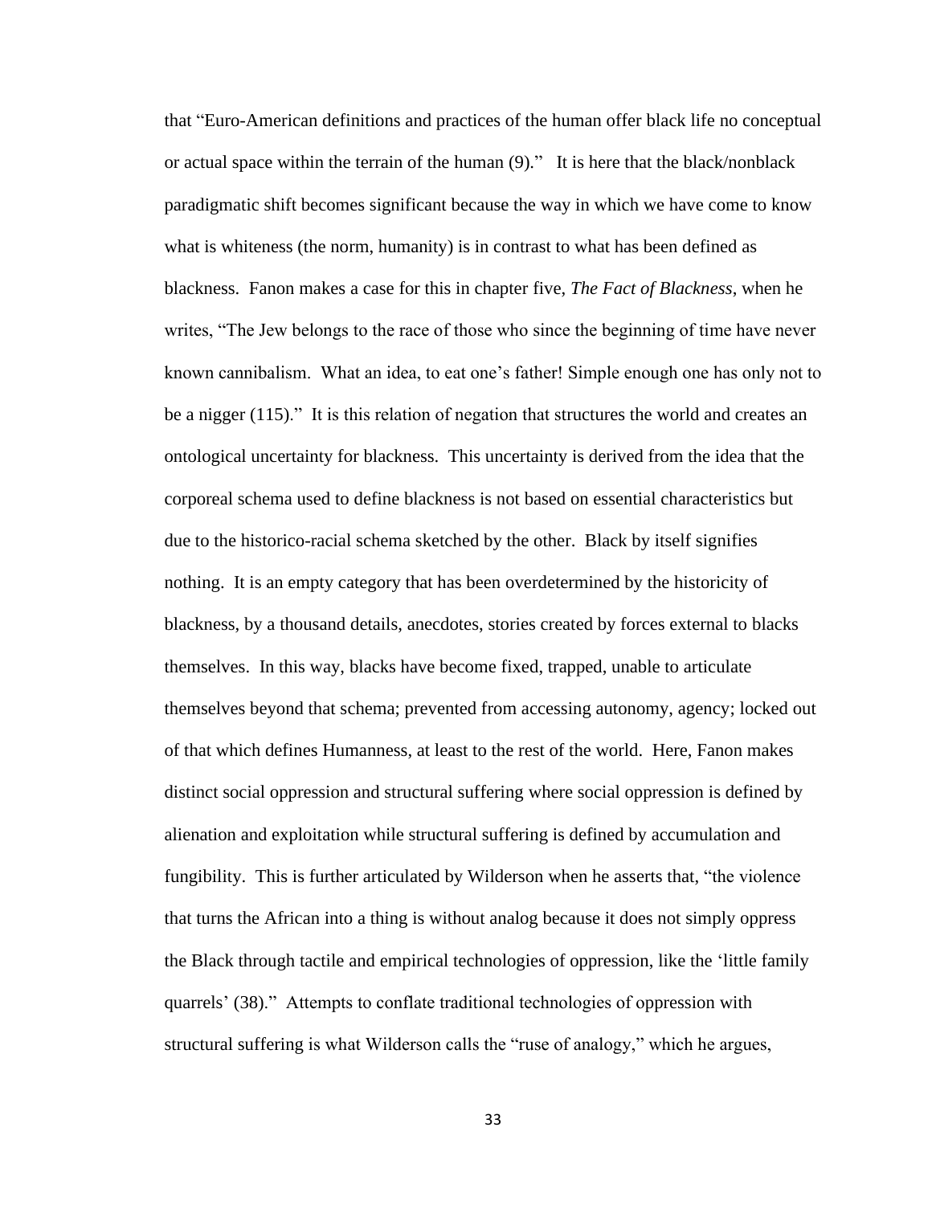that "Euro-American definitions and practices of the human offer black life no conceptual or actual space within the terrain of the human (9)." It is here that the black/nonblack paradigmatic shift becomes significant because the way in which we have come to know what is whiteness (the norm, humanity) is in contrast to what has been defined as blackness. Fanon makes a case for this in chapter five, *The Fact of Blackness*, when he writes, "The Jew belongs to the race of those who since the beginning of time have never known cannibalism. What an idea, to eat one's father! Simple enough one has only not to be a nigger (115)." It is this relation of negation that structures the world and creates an ontological uncertainty for blackness. This uncertainty is derived from the idea that the corporeal schema used to define blackness is not based on essential characteristics but due to the historico-racial schema sketched by the other. Black by itself signifies nothing. It is an empty category that has been overdetermined by the historicity of blackness, by a thousand details, anecdotes, stories created by forces external to blacks themselves. In this way, blacks have become fixed, trapped, unable to articulate themselves beyond that schema; prevented from accessing autonomy, agency; locked out of that which defines Humanness, at least to the rest of the world. Here, Fanon makes distinct social oppression and structural suffering where social oppression is defined by alienation and exploitation while structural suffering is defined by accumulation and fungibility. This is further articulated by Wilderson when he asserts that, "the violence that turns the African into a thing is without analog because it does not simply oppress the Black through tactile and empirical technologies of oppression, like the 'little family quarrels' (38)." Attempts to conflate traditional technologies of oppression with structural suffering is what Wilderson calls the "ruse of analogy," which he argues,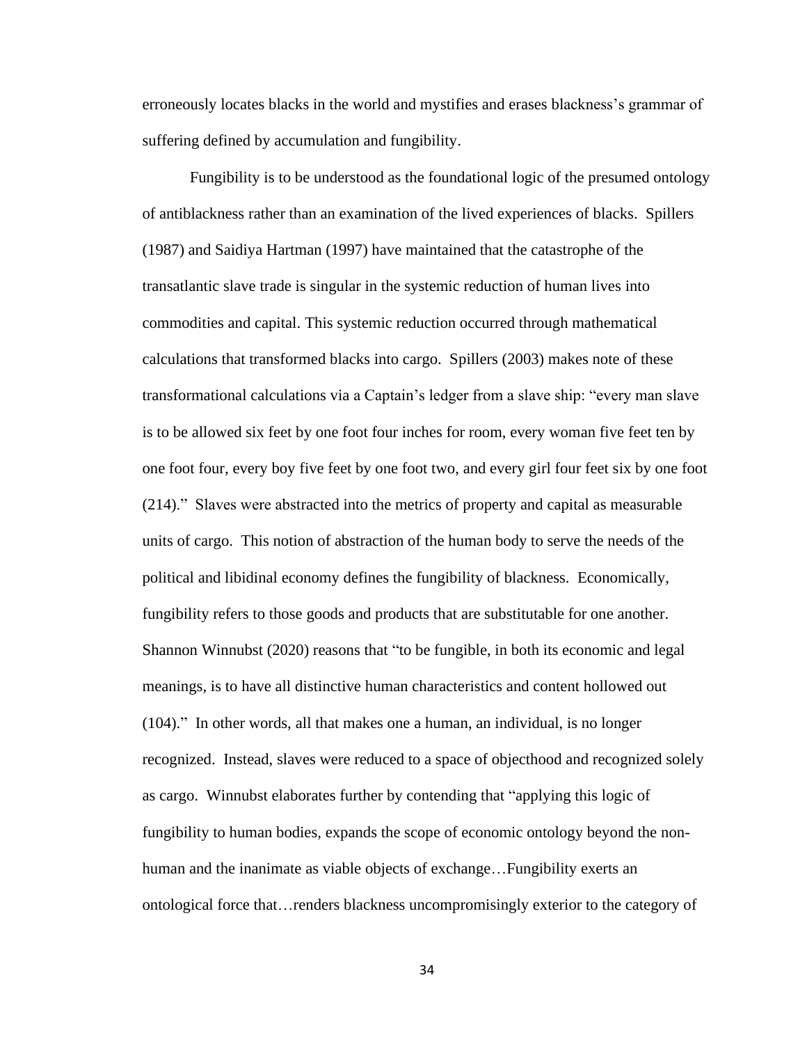erroneously locates blacks in the world and mystifies and erases blackness's grammar of suffering defined by accumulation and fungibility.

Fungibility is to be understood as the foundational logic of the presumed ontology of antiblackness rather than an examination of the lived experiences of blacks. Spillers (1987) and Saidiya Hartman (1997) have maintained that the catastrophe of the transatlantic slave trade is singular in the systemic reduction of human lives into commodities and capital. This systemic reduction occurred through mathematical calculations that transformed blacks into cargo. Spillers (2003) makes note of these transformational calculations via a Captain's ledger from a slave ship: "every man slave is to be allowed six feet by one foot four inches for room, every woman five feet ten by one foot four, every boy five feet by one foot two, and every girl four feet six by one foot (214)." Slaves were abstracted into the metrics of property and capital as measurable units of cargo. This notion of abstraction of the human body to serve the needs of the political and libidinal economy defines the fungibility of blackness. Economically, fungibility refers to those goods and products that are substitutable for one another. Shannon Winnubst (2020) reasons that "to be fungible, in both its economic and legal meanings, is to have all distinctive human characteristics and content hollowed out (104)." In other words, all that makes one a human, an individual, is no longer recognized. Instead, slaves were reduced to a space of objecthood and recognized solely as cargo. Winnubst elaborates further by contending that "applying this logic of fungibility to human bodies, expands the scope of economic ontology beyond the non-human and the inanimate as viable objects of exchange…Fungibility exerts an ontological force that…renders blackness uncompromisingly exterior to the category of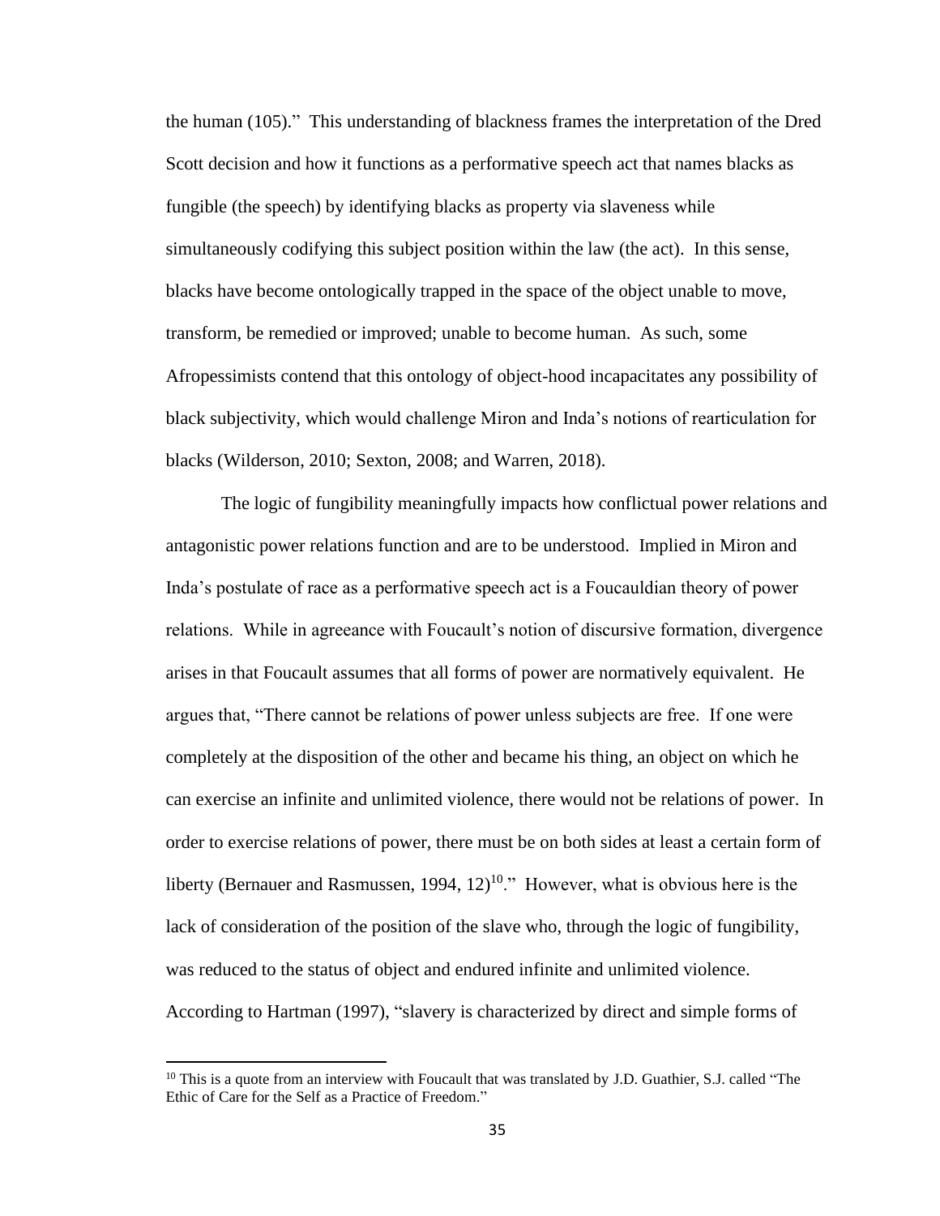the human (105)." This understanding of blackness frames the interpretation of the Dred Scott decision and how it functions as a performative speech act that names blacks as fungible (the speech) by identifying blacks as property via slaveness while simultaneously codifying this subject position within the law (the act). In this sense, blacks have become ontologically trapped in the space of the object unable to move, transform, be remedied or improved; unable to become human. As such, some Afropessimists contend that this ontology of object-hood incapacitates any possibility of black subjectivity, which would challenge Miron and Inda's notions of rearticulation for blacks (Wilderson, 2010; Sexton, 2008; and Warren, 2018).

The logic of fungibility meaningfully impacts how conflictual power relations and antagonistic power relations function and are to be understood. Implied in Miron and Inda's postulate of race as a performative speech act is a Foucauldian theory of power relations. While in agreeance with Foucault's notion of discursive formation, divergence arises in that Foucault assumes that all forms of power are normatively equivalent. He argues that, "There cannot be relations of power unless subjects are free. If one were completely at the disposition of the other and became his thing, an object on which he can exercise an infinite and unlimited violence, there would not be relations of power. In order to exercise relations of power, there must be on both sides at least a certain form of liberty (Bernauer and Rasmussen, 1994, 12)[10]." However, what is obvious here is the lack of consideration of the position of the slave who, through the logic of fungibility, was reduced to the status of object and endured infinite and unlimited violence. According to Hartman (1997), "slavery is characterized by direct and simple forms of

[10] This is a quote from an interview with Foucault that was translated by J.D. Guathier, S.J. called "The Ethic of Care for the Self as a Practice of Freedom."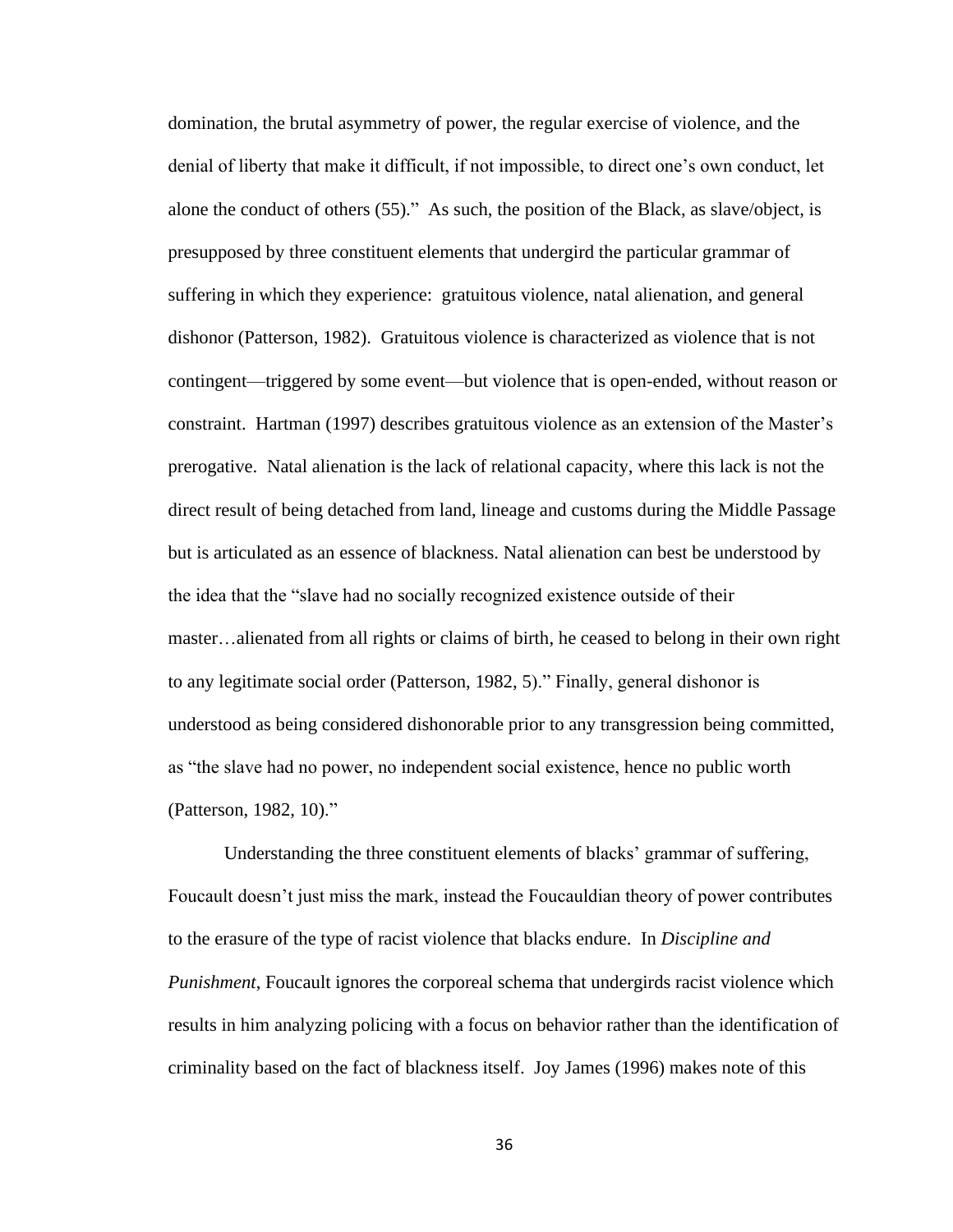domination, the brutal asymmetry of power, the regular exercise of violence, and the denial of liberty that make it difficult, if not impossible, to direct one's own conduct, let alone the conduct of others (55)." As such, the position of the Black, as slave/object, is presupposed by three constituent elements that undergird the particular grammar of suffering in which they experience: gratuitous violence, natal alienation, and general dishonor (Patterson, 1982). Gratuitous violence is characterized as violence that is not contingent—triggered by some event—but violence that is open-ended, without reason or constraint. Hartman (1997) describes gratuitous violence as an extension of the Master's prerogative. Natal alienation is the lack of relational capacity, where this lack is not the direct result of being detached from land, lineage and customs during the Middle Passage but is articulated as an essence of blackness. Natal alienation can best be understood by the idea that the "slave had no socially recognized existence outside of their master…alienated from all rights or claims of birth, he ceased to belong in their own right to any legitimate social order (Patterson, 1982, 5)." Finally, general dishonor is understood as being considered dishonorable prior to any transgression being committed, as "the slave had no power, no independent social existence, hence no public worth (Patterson, 1982, 10)."

Understanding the three constituent elements of blacks' grammar of suffering, Foucault doesn't just miss the mark, instead the Foucauldian theory of power contributes to the erasure of the type of racist violence that blacks endure. In *Discipline and Punishment*, Foucault ignores the corporeal schema that undergirds racist violence which results in him analyzing policing with a focus on behavior rather than the identification of criminality based on the fact of blackness itself. Joy James (1996) makes note of this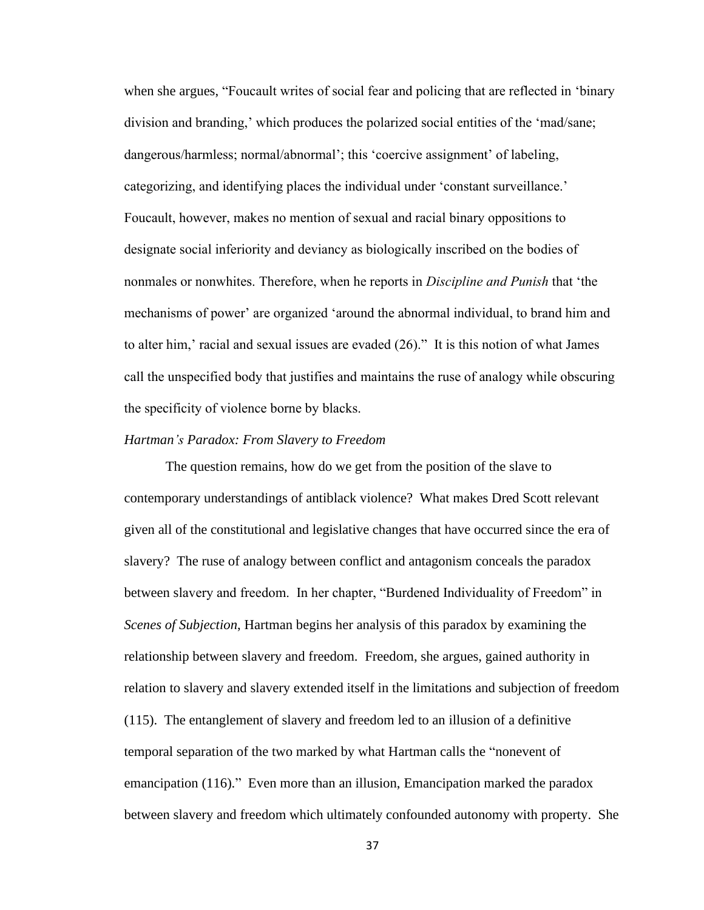when she argues, "Foucault writes of social fear and policing that are reflected in 'binary division and branding,' which produces the polarized social entities of the 'mad/sane; dangerous/harmless; normal/abnormal'; this 'coercive assignment' of labeling, categorizing, and identifying places the individual under 'constant surveillance.' Foucault, however, makes no mention of sexual and racial binary oppositions to designate social inferiority and deviancy as biologically inscribed on the bodies of nonmales or nonwhites. Therefore, when he reports in *Discipline and Punish* that 'the mechanisms of power' are organized 'around the abnormal individual, to brand him and to alter him,' racial and sexual issues are evaded (26)." It is this notion of what James call the unspecified body that justifies and maintains the ruse of analogy while obscuring the specificity of violence borne by blacks.

### *Hartman's Paradox: From Slavery to Freedom*

The question remains, how do we get from the position of the slave to contemporary understandings of antiblack violence? What makes Dred Scott relevant given all of the constitutional and legislative changes that have occurred since the era of slavery? The ruse of analogy between conflict and antagonism conceals the paradox between slavery and freedom. In her chapter, "Burdened Individuality of Freedom" in *Scenes of Subjection*, Hartman begins her analysis of this paradox by examining the relationship between slavery and freedom. Freedom, she argues, gained authority in relation to slavery and slavery extended itself in the limitations and subjection of freedom (115). The entanglement of slavery and freedom led to an illusion of a definitive temporal separation of the two marked by what Hartman calls the "nonevent of emancipation (116)." Even more than an illusion, Emancipation marked the paradox between slavery and freedom which ultimately confounded autonomy with property. She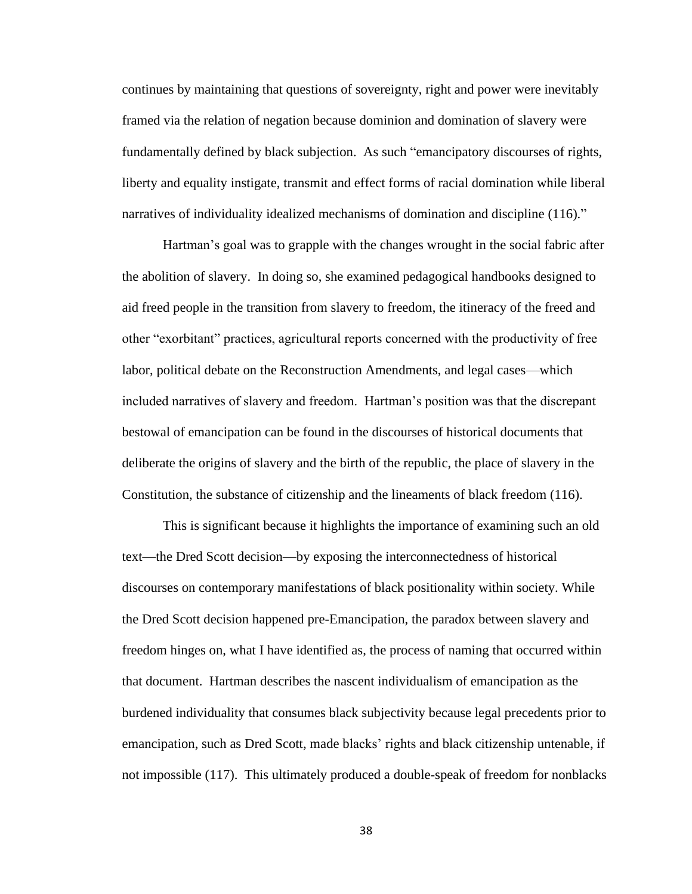continues by maintaining that questions of sovereignty, right and power were inevitably framed via the relation of negation because dominion and domination of slavery were fundamentally defined by black subjection. As such "emancipatory discourses of rights, liberty and equality instigate, transmit and effect forms of racial domination while liberal narratives of individuality idealized mechanisms of domination and discipline (116)."

Hartman's goal was to grapple with the changes wrought in the social fabric after the abolition of slavery. In doing so, she examined pedagogical handbooks designed to aid freed people in the transition from slavery to freedom, the itineracy of the freed and other "exorbitant" practices, agricultural reports concerned with the productivity of free labor, political debate on the Reconstruction Amendments, and legal cases—which included narratives of slavery and freedom. Hartman's position was that the discrepant bestowal of emancipation can be found in the discourses of historical documents that deliberate the origins of slavery and the birth of the republic, the place of slavery in the Constitution, the substance of citizenship and the lineaments of black freedom (116).

This is significant because it highlights the importance of examining such an old text—the Dred Scott decision—by exposing the interconnectedness of historical discourses on contemporary manifestations of black positionality within society. While the Dred Scott decision happened pre-Emancipation, the paradox between slavery and freedom hinges on, what I have identified as, the process of naming that occurred within that document. Hartman describes the nascent individualism of emancipation as the burdened individuality that consumes black subjectivity because legal precedents prior to emancipation, such as Dred Scott, made blacks' rights and black citizenship untenable, if not impossible (117). This ultimately produced a double-speak of freedom for nonblacks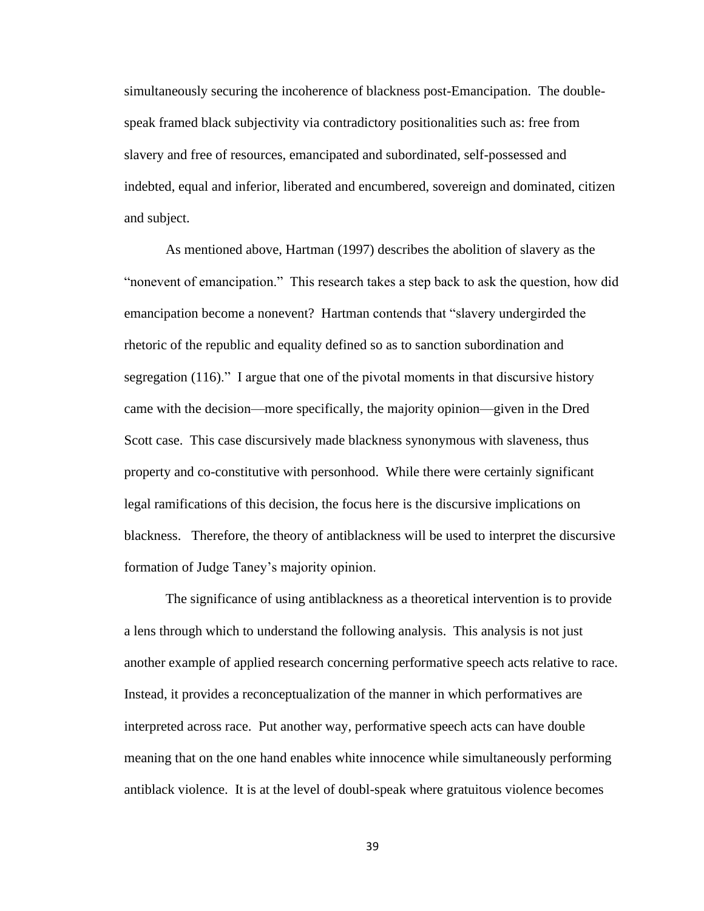simultaneously securing the incoherence of blackness post-Emancipation. The double-speak framed black subjectivity via contradictory positionalities such as: free from slavery and free of resources, emancipated and subordinated, self-possessed and indebted, equal and inferior, liberated and encumbered, sovereign and dominated, citizen and subject.

As mentioned above, Hartman (1997) describes the abolition of slavery as the "nonevent of emancipation." This research takes a step back to ask the question, how did emancipation become a nonevent? Hartman contends that "slavery undergirded the rhetoric of the republic and equality defined so as to sanction subordination and segregation (116)." I argue that one of the pivotal moments in that discursive history came with the decision—more specifically, the majority opinion—given in the Dred Scott case. This case discursively made blackness synonymous with slaveness, thus property and co-constitutive with personhood. While there were certainly significant legal ramifications of this decision, the focus here is the discursive implications on blackness. Therefore, the theory of antiblackness will be used to interpret the discursive formation of Judge Taney's majority opinion.

The significance of using antiblackness as a theoretical intervention is to provide a lens through which to understand the following analysis. This analysis is not just another example of applied research concerning performative speech acts relative to race. Instead, it provides a reconceptualization of the manner in which performatives are interpreted across race. Put another way, performative speech acts can have double meaning that on the one hand enables white innocence while simultaneously performing antiblack violence. It is at the level of doubl-speak where gratuitous violence becomes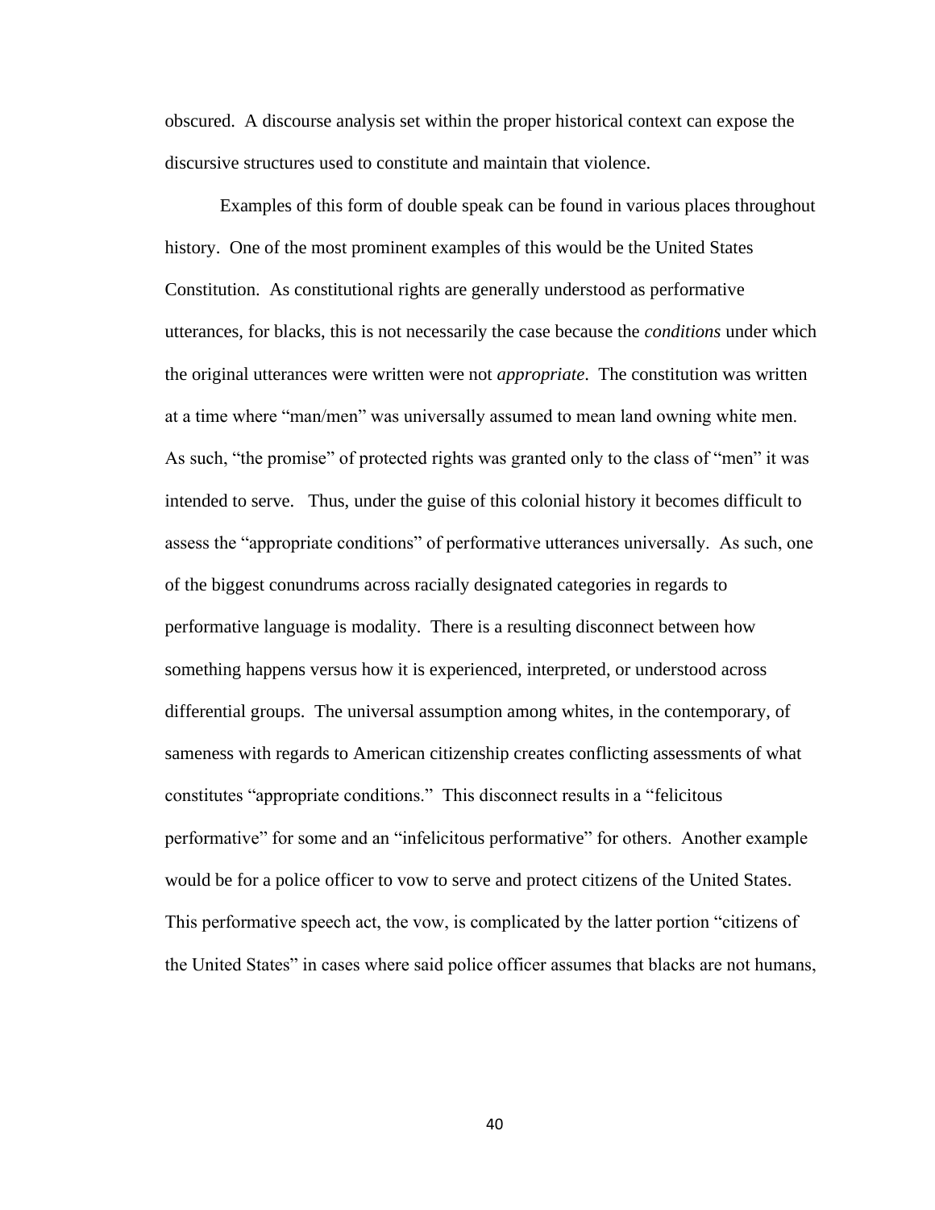obscured. A discourse analysis set within the proper historical context can expose the discursive structures used to constitute and maintain that violence.

Examples of this form of double speak can be found in various places throughout history. One of the most prominent examples of this would be the United States Constitution. As constitutional rights are generally understood as performative utterances, for blacks, this is not necessarily the case because the *conditions* under which the original utterances were written were not *appropriate*. The constitution was written at a time where "man/men" was universally assumed to mean land owning white men. As such, "the promise" of protected rights was granted only to the class of "men" it was intended to serve. Thus, under the guise of this colonial history it becomes difficult to assess the "appropriate conditions" of performative utterances universally. As such, one of the biggest conundrums across racially designated categories in regards to performative language is modality. There is a resulting disconnect between how something happens versus how it is experienced, interpreted, or understood across differential groups. The universal assumption among whites, in the contemporary, of sameness with regards to American citizenship creates conflicting assessments of what constitutes "appropriate conditions." This disconnect results in a "felicitous performative" for some and an "infelicitous performative" for others. Another example would be for a police officer to vow to serve and protect citizens of the United States. This performative speech act, the vow, is complicated by the latter portion "citizens of the United States" in cases where said police officer assumes that blacks are not humans,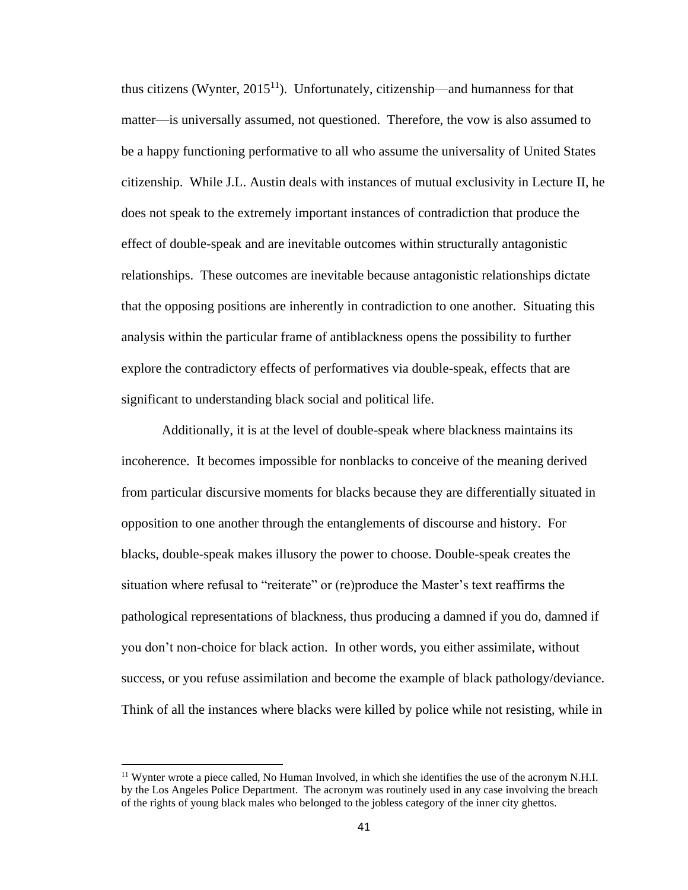thus citizens (Wynter, 2015[11]). Unfortunately, citizenship—and humanness for that matter—is universally assumed, not questioned. Therefore, the vow is also assumed to be a happy functioning performative to all who assume the universality of United States citizenship. While J.L. Austin deals with instances of mutual exclusivity in Lecture II, he does not speak to the extremely important instances of contradiction that produce the effect of double-speak and are inevitable outcomes within structurally antagonistic relationships. These outcomes are inevitable because antagonistic relationships dictate that the opposing positions are inherently in contradiction to one another. Situating this analysis within the particular frame of antiblackness opens the possibility to further explore the contradictory effects of performatives via double-speak, effects that are significant to understanding black social and political life.

Additionally, it is at the level of double-speak where blackness maintains its incoherence. It becomes impossible for nonblacks to conceive of the meaning derived from particular discursive moments for blacks because they are differentially situated in opposition to one another through the entanglements of discourse and history. For blacks, double-speak makes illusory the power to choose. Double-speak creates the situation where refusal to "reiterate" or (re)produce the Master's text reaffirms the pathological representations of blackness, thus producing a damned if you do, damned if you don't non-choice for black action. In other words, you either assimilate, without success, or you refuse assimilation and become the example of black pathology/deviance. Think of all the instances where blacks were killed by police while not resisting, while in

[11] Wynter wrote a piece called, No Human Involved, in which she identifies the use of the acronym N.H.I. by the Los Angeles Police Department. The acronym was routinely used in any case involving the breach of the rights of young black males who belonged to the jobless category of the inner city ghettos.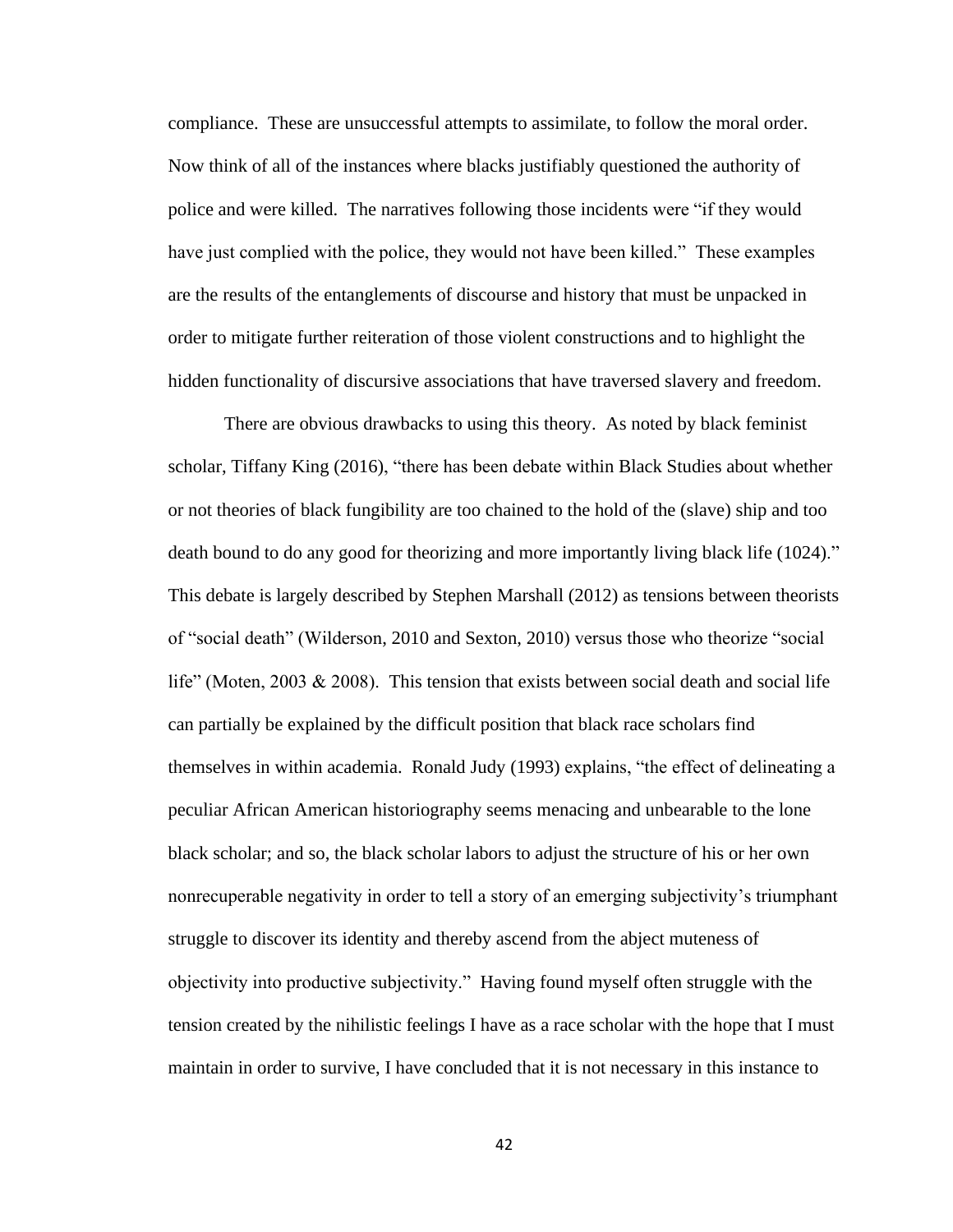compliance. These are unsuccessful attempts to assimilate, to follow the moral order. Now think of all of the instances where blacks justifiably questioned the authority of police and were killed. The narratives following those incidents were "if they would have just complied with the police, they would not have been killed." These examples are the results of the entanglements of discourse and history that must be unpacked in order to mitigate further reiteration of those violent constructions and to highlight the hidden functionality of discursive associations that have traversed slavery and freedom.

There are obvious drawbacks to using this theory. As noted by black feminist scholar, Tiffany King (2016), "there has been debate within Black Studies about whether or not theories of black fungibility are too chained to the hold of the (slave) ship and too death bound to do any good for theorizing and more importantly living black life (1024)." This debate is largely described by Stephen Marshall (2012) as tensions between theorists of "social death" (Wilderson, 2010 and Sexton, 2010) versus those who theorize "social life" (Moten, 2003 & 2008). This tension that exists between social death and social life can partially be explained by the difficult position that black race scholars find themselves in within academia. Ronald Judy (1993) explains, "the effect of delineating a peculiar African American historiography seems menacing and unbearable to the lone black scholar; and so, the black scholar labors to adjust the structure of his or her own nonrecuperable negativity in order to tell a story of an emerging subjectivity's triumphant struggle to discover its identity and thereby ascend from the abject muteness of objectivity into productive subjectivity." Having found myself often struggle with the tension created by the nihilistic feelings I have as a race scholar with the hope that I must maintain in order to survive, I have concluded that it is not necessary in this instance to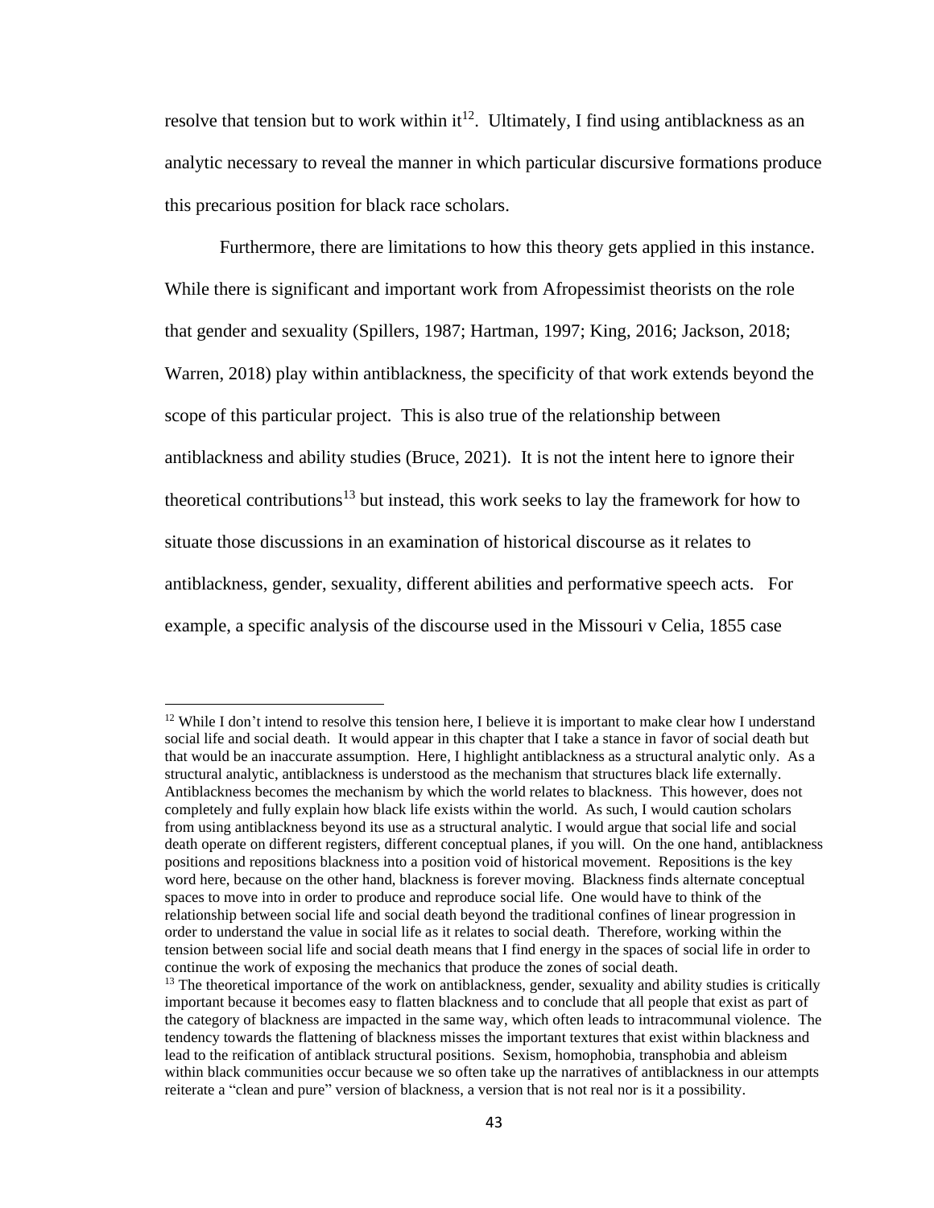resolve that tension but to work within it[12]. Ultimately, I find using antiblackness as an analytic necessary to reveal the manner in which particular discursive formations produce this precarious position for black race scholars.

Furthermore, there are limitations to how this theory gets applied in this instance. While there is significant and important work from Afropessimist theorists on the role that gender and sexuality (Spillers, 1987; Hartman, 1997; King, 2016; Jackson, 2018; Warren, 2018) play within antiblackness, the specificity of that work extends beyond the scope of this particular project. This is also true of the relationship between antiblackness and ability studies (Bruce, 2021). It is not the intent here to ignore their theoretical contributions[13] but instead, this work seeks to lay the framework for how to situate those discussions in an examination of historical discourse as it relates to antiblackness, gender, sexuality, different abilities and performative speech acts. For example, a specific analysis of the discourse used in the Missouri v Celia, 1855 case

---

[12] While I don't intend to resolve this tension here, I believe it is important to make clear how I understand social life and social death. It would appear in this chapter that I take a stance in favor of social death but that would be an inaccurate assumption. Here, I highlight antiblackness as a structural analytic only. As a structural analytic, antiblackness is understood as the mechanism that structures black life externally. Antiblackness becomes the mechanism by which the world relates to blackness. This however, does not completely and fully explain how black life exists within the world. As such, I would caution scholars from using antiblackness beyond its use as a structural analytic. I would argue that social life and social death operate on different registers, different conceptual planes, if you will. On the one hand, antiblackness positions and repositions blackness into a position void of historical movement. Repositions is the key word here, because on the other hand, blackness is forever moving. Blackness finds alternate conceptual spaces to move into in order to produce and reproduce social life. One would have to think of the relationship between social life and social death beyond the traditional confines of linear progression in order to understand the value in social life as it relates to social death. Therefore, working within the tension between social life and social death means that I find energy in the spaces of social life in order to continue the work of exposing the mechanics that produce the zones of social death.

[13] The theoretical importance of the work on antiblackness, gender, sexuality and ability studies is critically important because it becomes easy to flatten blackness and to conclude that all people that exist as part of the category of blackness are impacted in the same way, which often leads to intracommunal violence. The tendency towards the flattening of blackness misses the important textures that exist within blackness and lead to the reification of antiblack structural positions. Sexism, homophobia, transphobia and ableism within black communities occur because we so often take up the narratives of antiblackness in our attempts reiterate a "clean and pure" version of blackness, a version that is not real nor is it a possibility.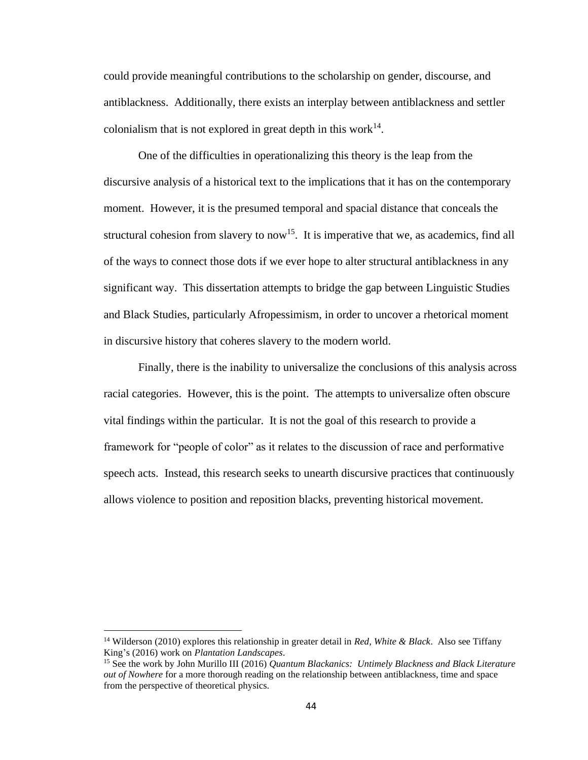could provide meaningful contributions to the scholarship on gender, discourse, and antiblackness. Additionally, there exists an interplay between antiblackness and settler colonialism that is not explored in great depth in this work[14].

One of the difficulties in operationalizing this theory is the leap from the discursive analysis of a historical text to the implications that it has on the contemporary moment. However, it is the presumed temporal and spacial distance that conceals the structural cohesion from slavery to now[15]. It is imperative that we, as academics, find all of the ways to connect those dots if we ever hope to alter structural antiblackness in any significant way. This dissertation attempts to bridge the gap between Linguistic Studies and Black Studies, particularly Afropessimism, in order to uncover a rhetorical moment in discursive history that coheres slavery to the modern world.

Finally, there is the inability to universalize the conclusions of this analysis across racial categories. However, this is the point. The attempts to universalize often obscure vital findings within the particular. It is not the goal of this research to provide a framework for "people of color" as it relates to the discussion of race and performative speech acts. Instead, this research seeks to unearth discursive practices that continuously allows violence to position and reposition blacks, preventing historical movement.

---

[14] Wilderson (2010) explores this relationship in greater detail in *Red, White & Black*. Also see Tiffany King's (2016) work on *Plantation Landscapes*.

[15] See the work by John Murillo III (2016) *Quantum Blackanics: Untimely Blackness and Black Literature out of Nowhere* for a more thorough reading on the relationship between antiblackness, time and space from the perspective of theoretical physics.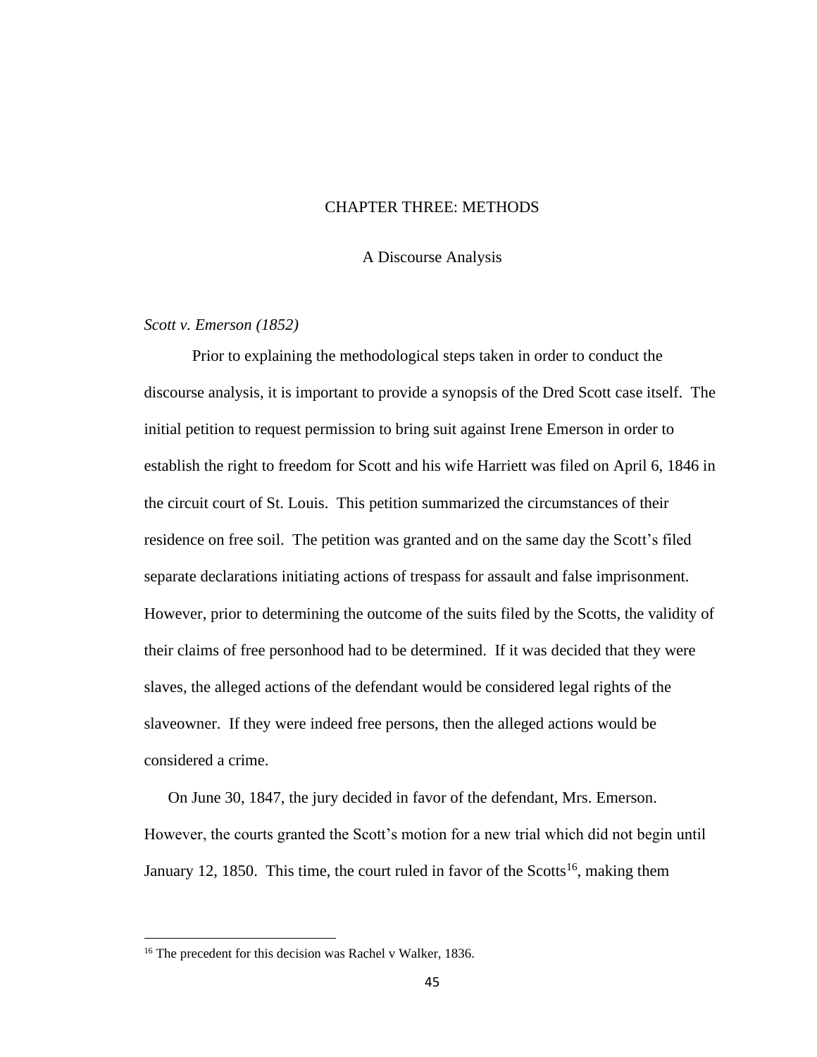# CHAPTER THREE: METHODS

## A Discourse Analysis

### *Scott v. Emerson (1852)*

Prior to explaining the methodological steps taken in order to conduct the discourse analysis, it is important to provide a synopsis of the Dred Scott case itself. The initial petition to request permission to bring suit against Irene Emerson in order to establish the right to freedom for Scott and his wife Harriett was filed on April 6, 1846 in the circuit court of St. Louis. This petition summarized the circumstances of their residence on free soil. The petition was granted and on the same day the Scott's filed separate declarations initiating actions of trespass for assault and false imprisonment. However, prior to determining the outcome of the suits filed by the Scotts, the validity of their claims of free personhood had to be determined. If it was decided that they were slaves, the alleged actions of the defendant would be considered legal rights of the slaveowner. If they were indeed free persons, then the alleged actions would be considered a crime.

On June 30, 1847, the jury decided in favor of the defendant, Mrs. Emerson. However, the courts granted the Scott's motion for a new trial which did not begin until January 12, 1850. This time, the court ruled in favor of the Scotts[16], making them

[16] The precedent for this decision was Rachel v Walker, 1836.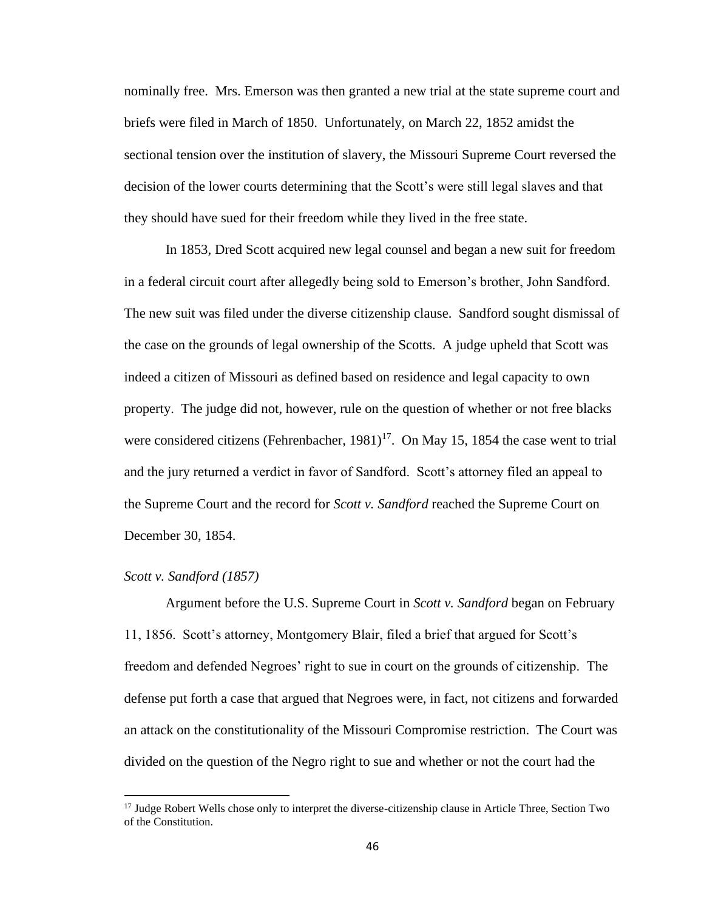nominally free. Mrs. Emerson was then granted a new trial at the state supreme court and briefs were filed in March of 1850. Unfortunately, on March 22, 1852 amidst the sectional tension over the institution of slavery, the Missouri Supreme Court reversed the decision of the lower courts determining that the Scott's were still legal slaves and that they should have sued for their freedom while they lived in the free state.

In 1853, Dred Scott acquired new legal counsel and began a new suit for freedom in a federal circuit court after allegedly being sold to Emerson's brother, John Sandford. The new suit was filed under the diverse citizenship clause. Sandford sought dismissal of the case on the grounds of legal ownership of the Scotts. A judge upheld that Scott was indeed a citizen of Missouri as defined based on residence and legal capacity to own property. The judge did not, however, rule on the question of whether or not free blacks were considered citizens (Fehrenbacher, 1981)[17]. On May 15, 1854 the case went to trial and the jury returned a verdict in favor of Sandford. Scott's attorney filed an appeal to the Supreme Court and the record for *Scott v. Sandford* reached the Supreme Court on December 30, 1854.

### *Scott v. Sandford (1857)*

Argument before the U.S. Supreme Court in *Scott v. Sandford* began on February 11, 1856. Scott's attorney, Montgomery Blair, filed a brief that argued for Scott's freedom and defended Negroes' right to sue in court on the grounds of citizenship. The defense put forth a case that argued that Negroes were, in fact, not citizens and forwarded an attack on the constitutionality of the Missouri Compromise restriction. The Court was divided on the question of the Negro right to sue and whether or not the court had the

[17] Judge Robert Wells chose only to interpret the diverse-citizenship clause in Article Three, Section Two of the Constitution.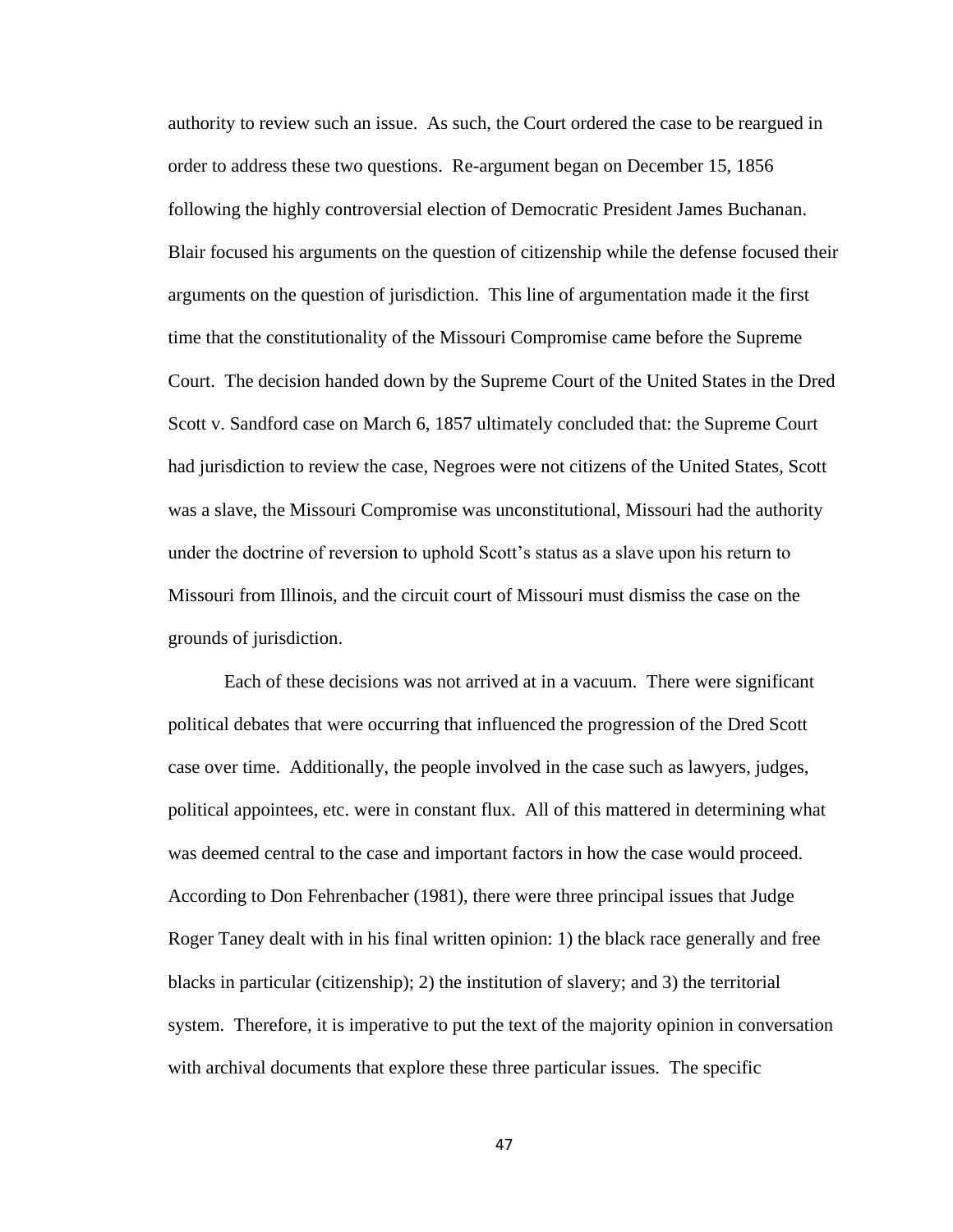authority to review such an issue. As such, the Court ordered the case to be reargued in order to address these two questions. Re-argument began on December 15, 1856 following the highly controversial election of Democratic President James Buchanan. Blair focused his arguments on the question of citizenship while the defense focused their arguments on the question of jurisdiction. This line of argumentation made it the first time that the constitutionality of the Missouri Compromise came before the Supreme Court. The decision handed down by the Supreme Court of the United States in the Dred Scott v. Sandford case on March 6, 1857 ultimately concluded that: the Supreme Court had jurisdiction to review the case, Negroes were not citizens of the United States, Scott was a slave, the Missouri Compromise was unconstitutional, Missouri had the authority under the doctrine of reversion to uphold Scott's status as a slave upon his return to Missouri from Illinois, and the circuit court of Missouri must dismiss the case on the grounds of jurisdiction.

Each of these decisions was not arrived at in a vacuum. There were significant political debates that were occurring that influenced the progression of the Dred Scott case over time. Additionally, the people involved in the case such as lawyers, judges, political appointees, etc. were in constant flux. All of this mattered in determining what was deemed central to the case and important factors in how the case would proceed. According to Don Fehrenbacher (1981), there were three principal issues that Judge Roger Taney dealt with in his final written opinion: 1) the black race generally and free blacks in particular (citizenship); 2) the institution of slavery; and 3) the territorial system. Therefore, it is imperative to put the text of the majority opinion in conversation with archival documents that explore these three particular issues. The specific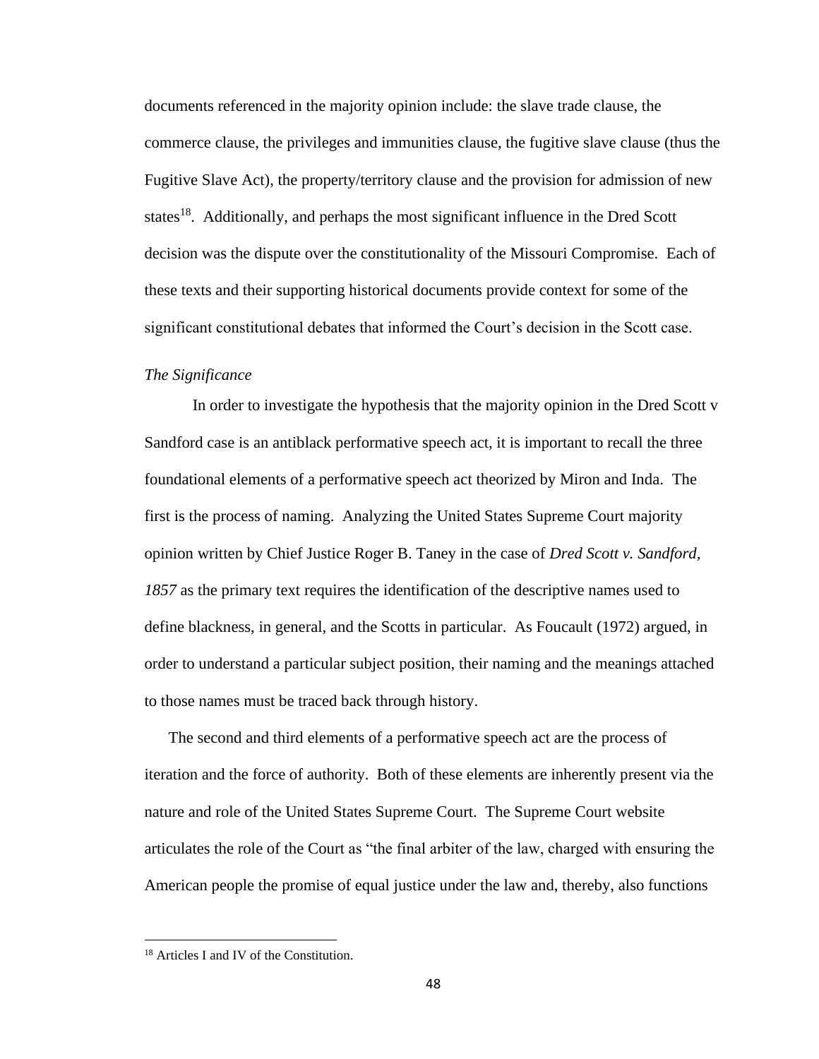documents referenced in the majority opinion include: the slave trade clause, the commerce clause, the privileges and immunities clause, the fugitive slave clause (thus the Fugitive Slave Act), the property/territory clause and the provision for admission of new states[18]. Additionally, and perhaps the most significant influence in the Dred Scott decision was the dispute over the constitutionality of the Missouri Compromise. Each of these texts and their supporting historical documents provide context for some of the significant constitutional debates that informed the Court's decision in the Scott case.

*The Significance*

In order to investigate the hypothesis that the majority opinion in the Dred Scott v Sandford case is an antiblack performative speech act, it is important to recall the three foundational elements of a performative speech act theorized by Miron and Inda. The first is the process of naming. Analyzing the United States Supreme Court majority opinion written by Chief Justice Roger B. Taney in the case of *Dred Scott v. Sandford, 1857* as the primary text requires the identification of the descriptive names used to define blackness, in general, and the Scotts in particular. As Foucault (1972) argued, in order to understand a particular subject position, their naming and the meanings attached to those names must be traced back through history.

The second and third elements of a performative speech act are the process of iteration and the force of authority. Both of these elements are inherently present via the nature and role of the United States Supreme Court. The Supreme Court website articulates the role of the Court as "the final arbiter of the law, charged with ensuring the American people the promise of equal justice under the law and, thereby, also functions

[18] Articles I and IV of the Constitution.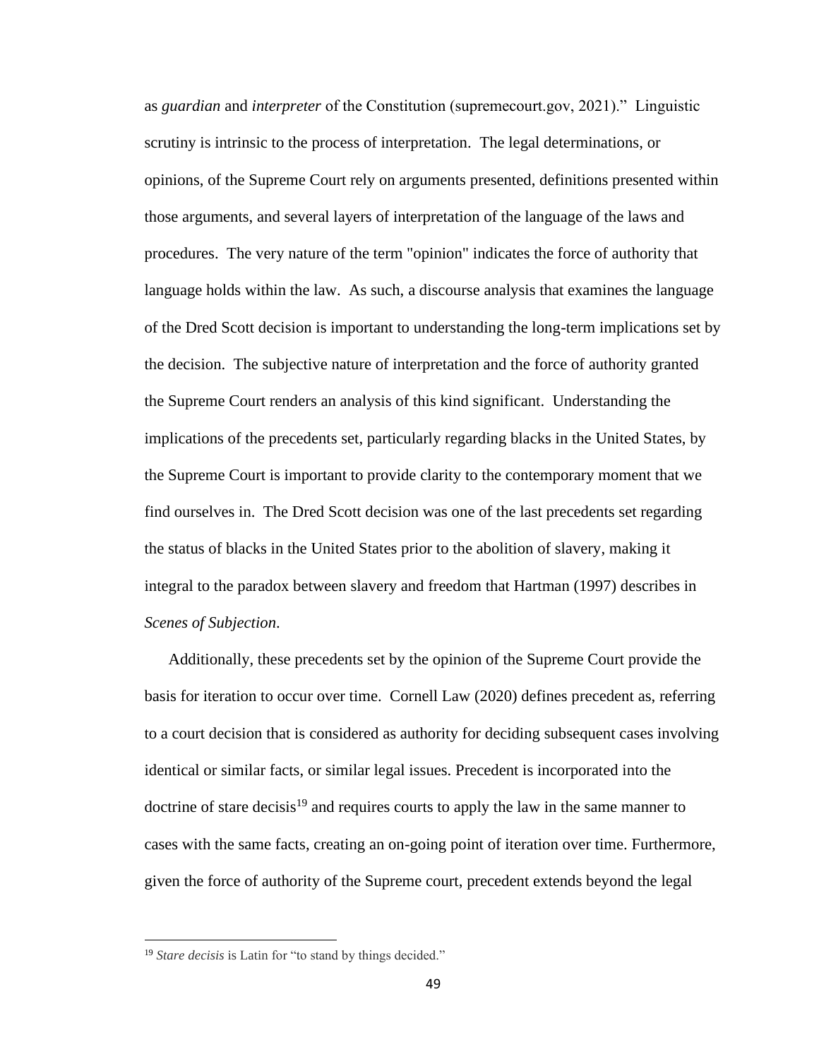as *guardian* and *interpreter* of the Constitution (supremecourt.gov, 2021)." Linguistic scrutiny is intrinsic to the process of interpretation. The legal determinations, or opinions, of the Supreme Court rely on arguments presented, definitions presented within those arguments, and several layers of interpretation of the language of the laws and procedures. The very nature of the term "opinion" indicates the force of authority that language holds within the law. As such, a discourse analysis that examines the language of the Dred Scott decision is important to understanding the long-term implications set by the decision. The subjective nature of interpretation and the force of authority granted the Supreme Court renders an analysis of this kind significant. Understanding the implications of the precedents set, particularly regarding blacks in the United States, by the Supreme Court is important to provide clarity to the contemporary moment that we find ourselves in. The Dred Scott decision was one of the last precedents set regarding the status of blacks in the United States prior to the abolition of slavery, making it integral to the paradox between slavery and freedom that Hartman (1997) describes in *Scenes of Subjection*.

Additionally, these precedents set by the opinion of the Supreme Court provide the basis for iteration to occur over time. Cornell Law (2020) defines precedent as, referring to a court decision that is considered as authority for deciding subsequent cases involving identical or similar facts, or similar legal issues. Precedent is incorporated into the doctrine of stare decisis[19] and requires courts to apply the law in the same manner to cases with the same facts, creating an on-going point of iteration over time. Furthermore, given the force of authority of the Supreme court, precedent extends beyond the legal

[19] *Stare decisis* is Latin for "to stand by things decided."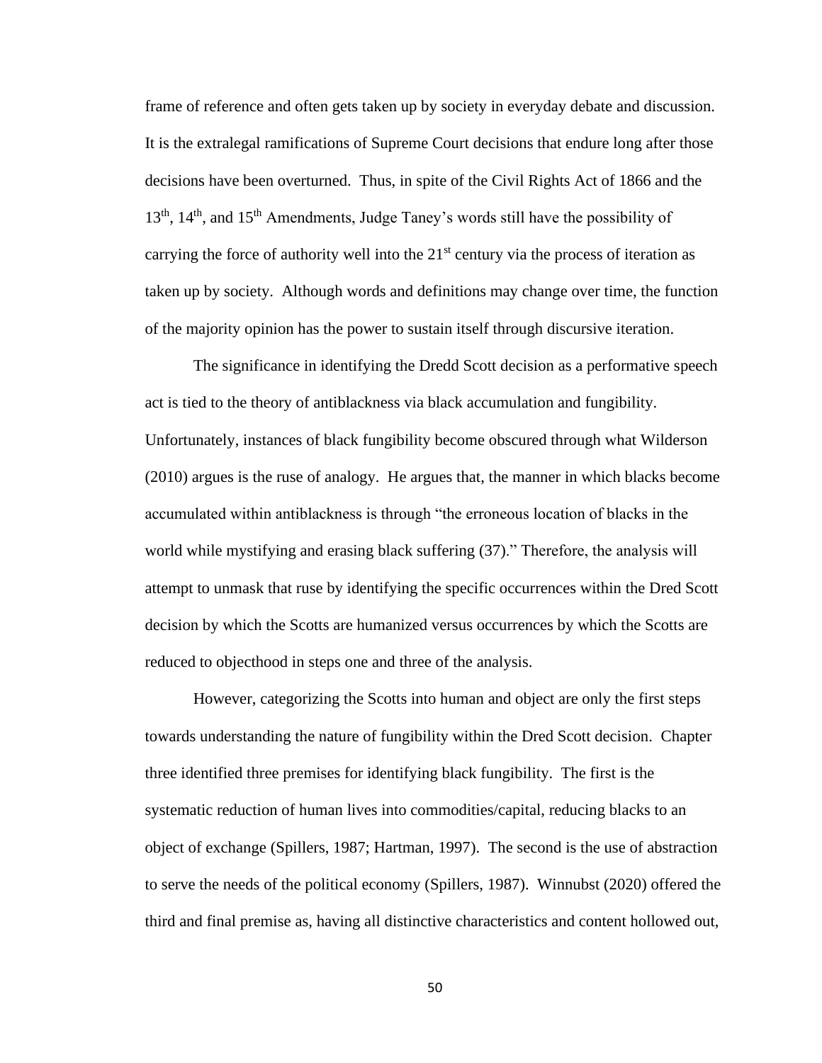frame of reference and often gets taken up by society in everyday debate and discussion. It is the extralegal ramifications of Supreme Court decisions that endure long after those decisions have been overturned. Thus, in spite of the Civil Rights Act of 1866 and the 13th, 14th, and 15th Amendments, Judge Taney's words still have the possibility of carrying the force of authority well into the 21st century via the process of iteration as taken up by society. Although words and definitions may change over time, the function of the majority opinion has the power to sustain itself through discursive iteration.

The significance in identifying the Dredd Scott decision as a performative speech act is tied to the theory of antiblackness via black accumulation and fungibility. Unfortunately, instances of black fungibility become obscured through what Wilderson (2010) argues is the ruse of analogy. He argues that, the manner in which blacks become accumulated within antiblackness is through "the erroneous location of blacks in the world while mystifying and erasing black suffering (37)." Therefore, the analysis will attempt to unmask that ruse by identifying the specific occurrences within the Dred Scott decision by which the Scotts are humanized versus occurrences by which the Scotts are reduced to objecthood in steps one and three of the analysis.

However, categorizing the Scotts into human and object are only the first steps towards understanding the nature of fungibility within the Dred Scott decision. Chapter three identified three premises for identifying black fungibility. The first is the systematic reduction of human lives into commodities/capital, reducing blacks to an object of exchange (Spillers, 1987; Hartman, 1997). The second is the use of abstraction to serve the needs of the political economy (Spillers, 1987). Winnubst (2020) offered the third and final premise as, having all distinctive characteristics and content hollowed out,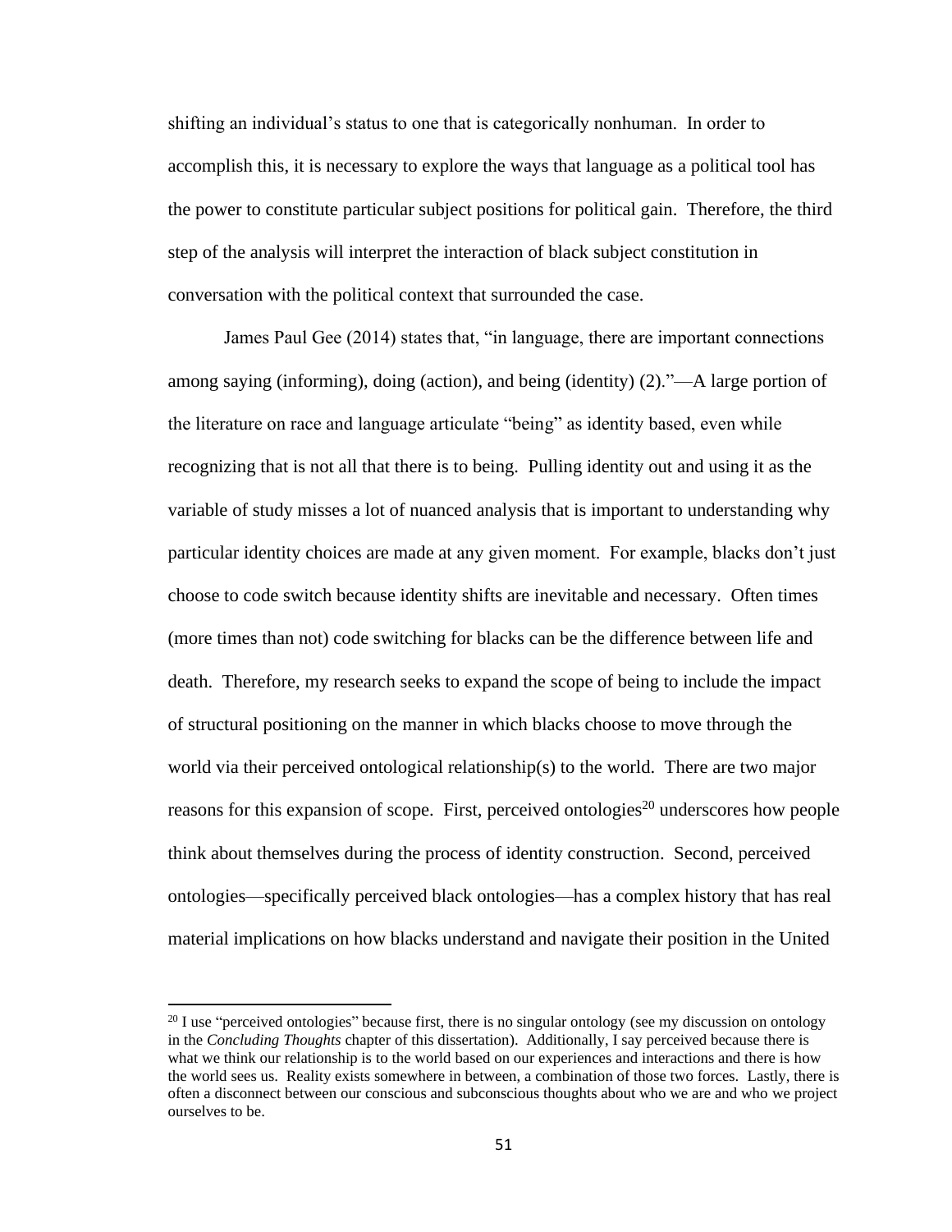shifting an individual's status to one that is categorically nonhuman. In order to accomplish this, it is necessary to explore the ways that language as a political tool has the power to constitute particular subject positions for political gain. Therefore, the third step of the analysis will interpret the interaction of black subject constitution in conversation with the political context that surrounded the case.

James Paul Gee (2014) states that, "in language, there are important connections among saying (informing), doing (action), and being (identity) (2)."—A large portion of the literature on race and language articulate "being" as identity based, even while recognizing that is not all that there is to being. Pulling identity out and using it as the variable of study misses a lot of nuanced analysis that is important to understanding why particular identity choices are made at any given moment. For example, blacks don't just choose to code switch because identity shifts are inevitable and necessary. Often times (more times than not) code switching for blacks can be the difference between life and death. Therefore, my research seeks to expand the scope of being to include the impact of structural positioning on the manner in which blacks choose to move through the world via their perceived ontological relationship(s) to the world. There are two major reasons for this expansion of scope. First, perceived ontologies[20] underscores how people think about themselves during the process of identity construction. Second, perceived ontologies—specifically perceived black ontologies—has a complex history that has real material implications on how blacks understand and navigate their position in the United

[20] I use "perceived ontologies" because first, there is no singular ontology (see my discussion on ontology in the *Concluding Thoughts* chapter of this dissertation). Additionally, I say perceived because there is what we think our relationship is to the world based on our experiences and interactions and there is how the world sees us. Reality exists somewhere in between, a combination of those two forces. Lastly, there is often a disconnect between our conscious and subconscious thoughts about who we are and who we project ourselves to be.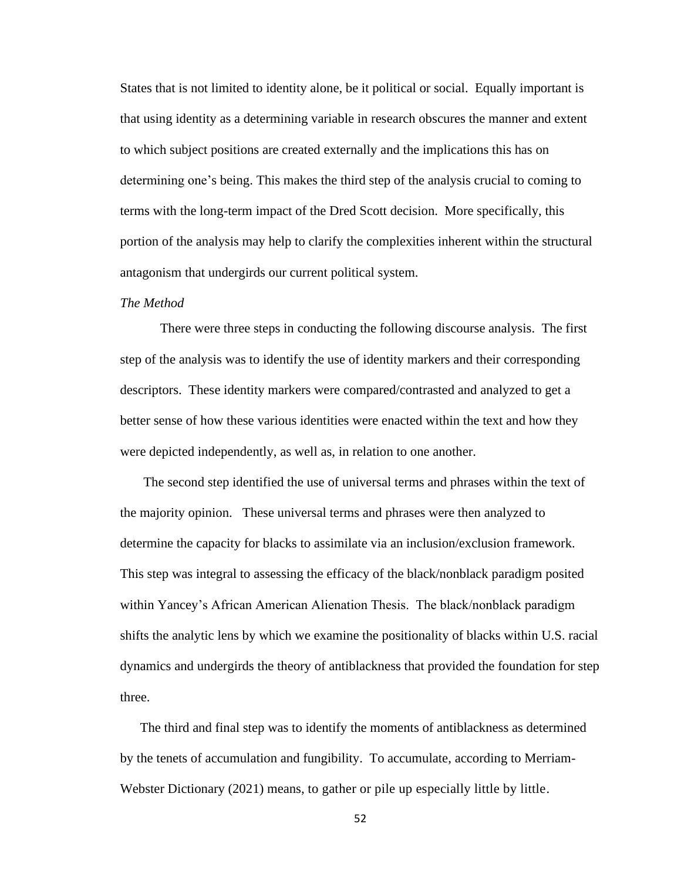States that is not limited to identity alone, be it political or social. Equally important is that using identity as a determining variable in research obscures the manner and extent to which subject positions are created externally and the implications this has on determining one's being. This makes the third step of the analysis crucial to coming to terms with the long-term impact of the Dred Scott decision. More specifically, this portion of the analysis may help to clarify the complexities inherent within the structural antagonism that undergirds our current political system.

*The Method*

There were three steps in conducting the following discourse analysis. The first step of the analysis was to identify the use of identity markers and their corresponding descriptors. These identity markers were compared/contrasted and analyzed to get a better sense of how these various identities were enacted within the text and how they were depicted independently, as well as, in relation to one another.

The second step identified the use of universal terms and phrases within the text of the majority opinion. These universal terms and phrases were then analyzed to determine the capacity for blacks to assimilate via an inclusion/exclusion framework. This step was integral to assessing the efficacy of the black/nonblack paradigm posited within Yancey's African American Alienation Thesis. The black/nonblack paradigm shifts the analytic lens by which we examine the positionality of blacks within U.S. racial dynamics and undergirds the theory of antiblackness that provided the foundation for step three.

The third and final step was to identify the moments of antiblackness as determined by the tenets of accumulation and fungibility. To accumulate, according to Merriam-Webster Dictionary (2021) means, to gather or pile up especially little by little.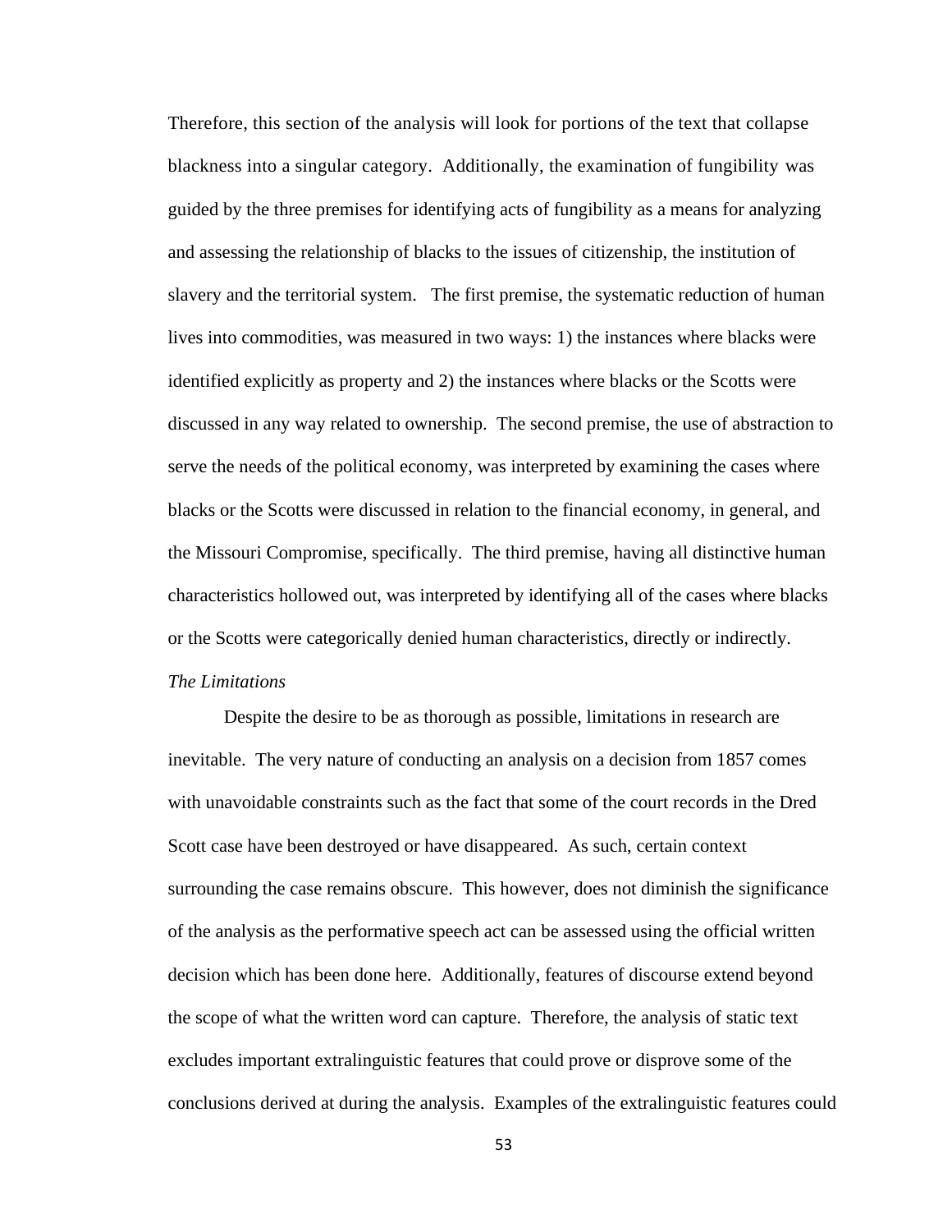Therefore, this section of the analysis will look for portions of the text that collapse blackness into a singular category. Additionally, the examination of fungibility was guided by the three premises for identifying acts of fungibility as a means for analyzing and assessing the relationship of blacks to the issues of citizenship, the institution of slavery and the territorial system. The first premise, the systematic reduction of human lives into commodities, was measured in two ways: 1) the instances where blacks were identified explicitly as property and 2) the instances where blacks or the Scotts were discussed in any way related to ownership. The second premise, the use of abstraction to serve the needs of the political economy, was interpreted by examining the cases where blacks or the Scotts were discussed in relation to the financial economy, in general, and the Missouri Compromise, specifically. The third premise, having all distinctive human characteristics hollowed out, was interpreted by identifying all of the cases where blacks or the Scotts were categorically denied human characteristics, directly or indirectly.

### *The Limitations*

Despite the desire to be as thorough as possible, limitations in research are inevitable. The very nature of conducting an analysis on a decision from 1857 comes with unavoidable constraints such as the fact that some of the court records in the Dred Scott case have been destroyed or have disappeared. As such, certain context surrounding the case remains obscure. This however, does not diminish the significance of the analysis as the performative speech act can be assessed using the official written decision which has been done here. Additionally, features of discourse extend beyond the scope of what the written word can capture. Therefore, the analysis of static text excludes important extralinguistic features that could prove or disprove some of the conclusions derived at during the analysis. Examples of the extralinguistic features could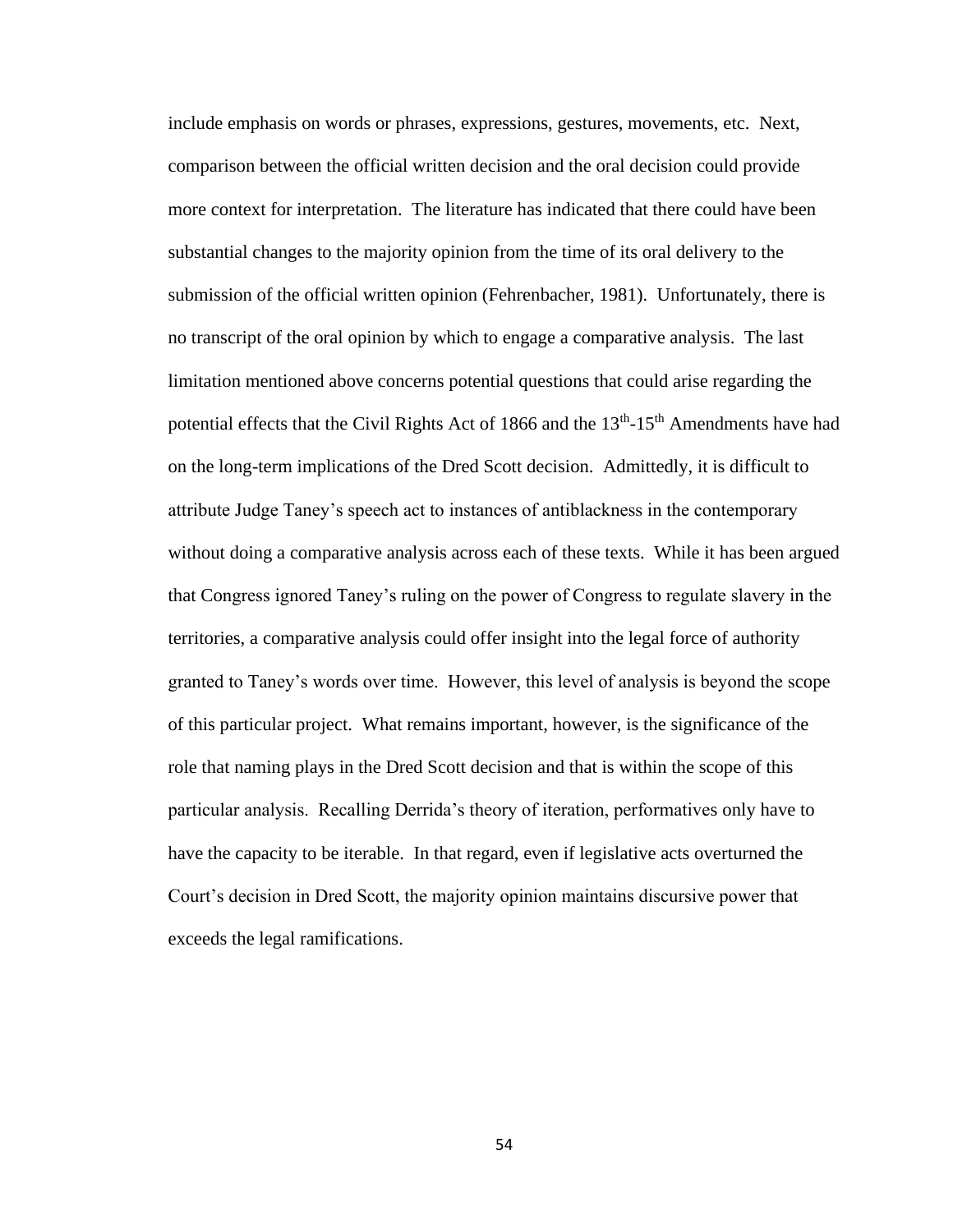include emphasis on words or phrases, expressions, gestures, movements, etc. Next, comparison between the official written decision and the oral decision could provide more context for interpretation. The literature has indicated that there could have been substantial changes to the majority opinion from the time of its oral delivery to the submission of the official written opinion (Fehrenbacher, 1981). Unfortunately, there is no transcript of the oral opinion by which to engage a comparative analysis. The last limitation mentioned above concerns potential questions that could arise regarding the potential effects that the Civil Rights Act of 1866 and the 13th-15th Amendments have had on the long-term implications of the Dred Scott decision. Admittedly, it is difficult to attribute Judge Taney's speech act to instances of antiblackness in the contemporary without doing a comparative analysis across each of these texts. While it has been argued that Congress ignored Taney's ruling on the power of Congress to regulate slavery in the territories, a comparative analysis could offer insight into the legal force of authority granted to Taney's words over time. However, this level of analysis is beyond the scope of this particular project. What remains important, however, is the significance of the role that naming plays in the Dred Scott decision and that is within the scope of this particular analysis. Recalling Derrida's theory of iteration, performatives only have to have the capacity to be iterable. In that regard, even if legislative acts overturned the Court's decision in Dred Scott, the majority opinion maintains discursive power that exceeds the legal ramifications.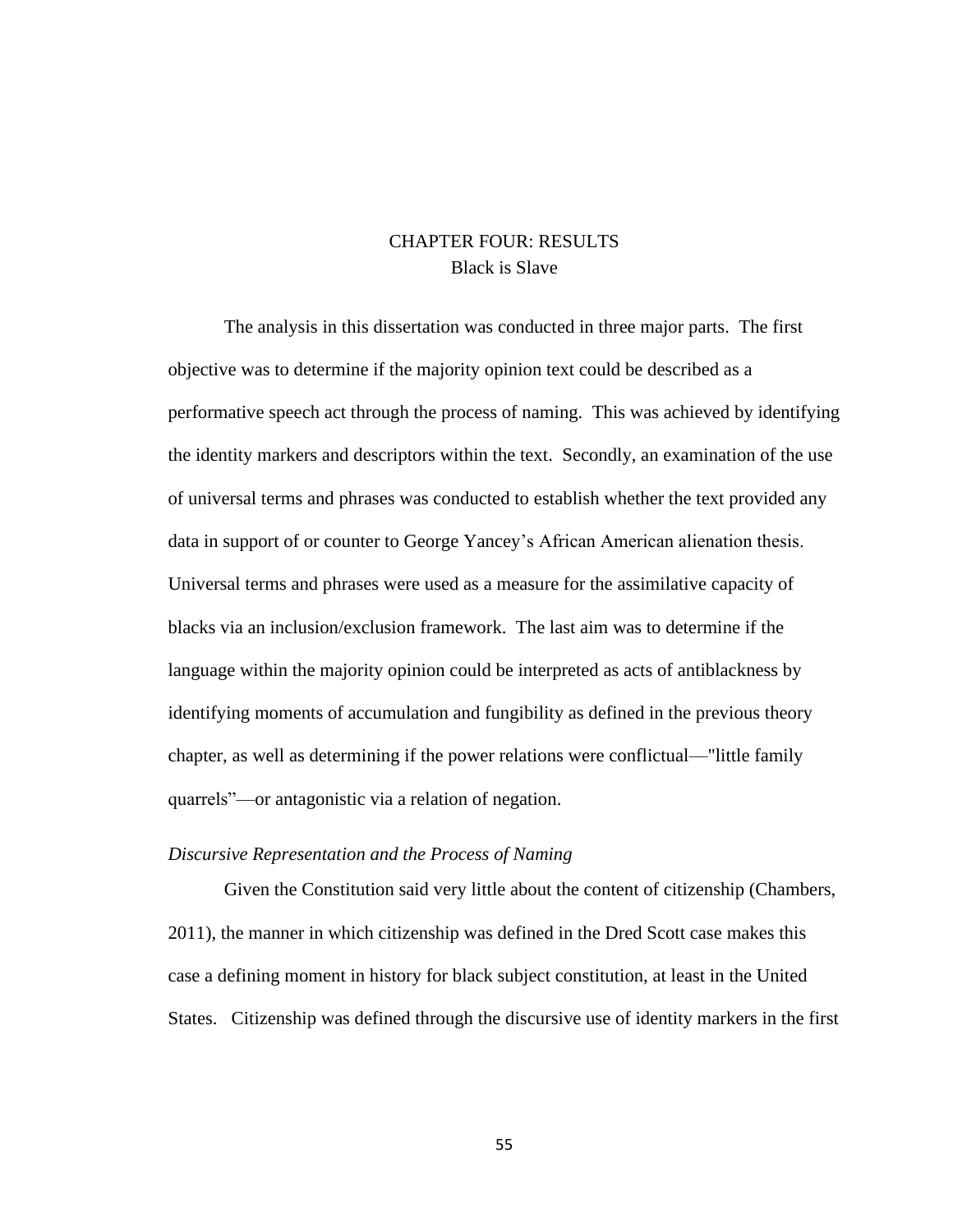# CHAPTER FOUR: RESULTS

## Black is Slave

The analysis in this dissertation was conducted in three major parts. The first objective was to determine if the majority opinion text could be described as a performative speech act through the process of naming. This was achieved by identifying the identity markers and descriptors within the text. Secondly, an examination of the use of universal terms and phrases was conducted to establish whether the text provided any data in support of or counter to George Yancey's African American alienation thesis. Universal terms and phrases were used as a measure for the assimilative capacity of blacks via an inclusion/exclusion framework. The last aim was to determine if the language within the majority opinion could be interpreted as acts of antiblackness by identifying moments of accumulation and fungibility as defined in the previous theory chapter, as well as determining if the power relations were conflictual—"little family quarrels"—or antagonistic via a relation of negation.

### *Discursive Representation and the Process of Naming*

Given the Constitution said very little about the content of citizenship (Chambers, 2011), the manner in which citizenship was defined in the Dred Scott case makes this case a defining moment in history for black subject constitution, at least in the United States. Citizenship was defined through the discursive use of identity markers in the first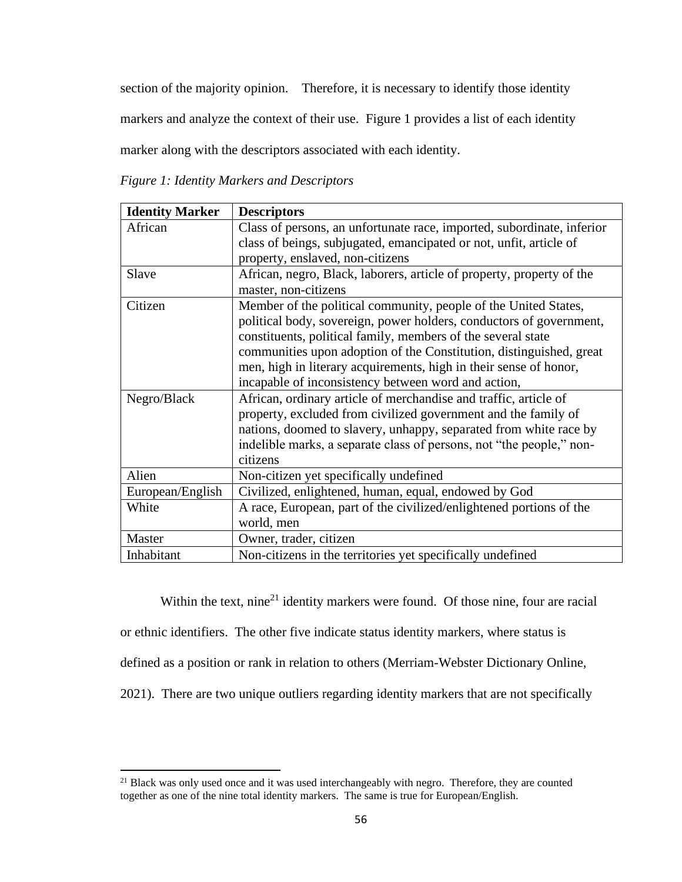section of the majority opinion. Therefore, it is necessary to identify those identity markers and analyze the context of their use. Figure 1 provides a list of each identity marker along with the descriptors associated with each identity.

*Figure 1: Identity Markers and Descriptors*

| Identity Marker | Descriptors |
|---|---|
| African | Class of persons, an unfortunate race, imported, subordinate, inferior class of beings, subjugated, emancipated or not, unfit, article of property, enslaved, non-citizens |
| Slave | African, negro, Black, laborers, article of property, property of the master, non-citizens |
| Citizen | Member of the political community, people of the United States, political body, sovereign, power holders, conductors of government, constituents, political family, members of the several state communities upon adoption of the Constitution, distinguished, great men, high in literary acquirements, high in their sense of honor, incapable of inconsistency between word and action, |
| Negro/Black | African, ordinary article of merchandise and traffic, article of property, excluded from civilized government and the family of nations, doomed to slavery, unhappy, separated from white race by indelible marks, a separate class of persons, not "the people," non-citizens |
| Alien | Non-citizen yet specifically undefined |
| European/English | Civilized, enlightened, human, equal, endowed by God |
| White | A race, European, part of the civilized/enlightened portions of the world, men |
| Master | Owner, trader, citizen |
| Inhabitant | Non-citizens in the territories yet specifically undefined |

Within the text, nine[21] identity markers were found. Of those nine, four are racial or ethnic identifiers. The other five indicate status identity markers, where status is defined as a position or rank in relation to others (Merriam-Webster Dictionary Online, 2021). There are two unique outliers regarding identity markers that are not specifically

[21] Black was only used once and it was used interchangeably with negro. Therefore, they are counted together as one of the nine total identity markers. The same is true for European/English.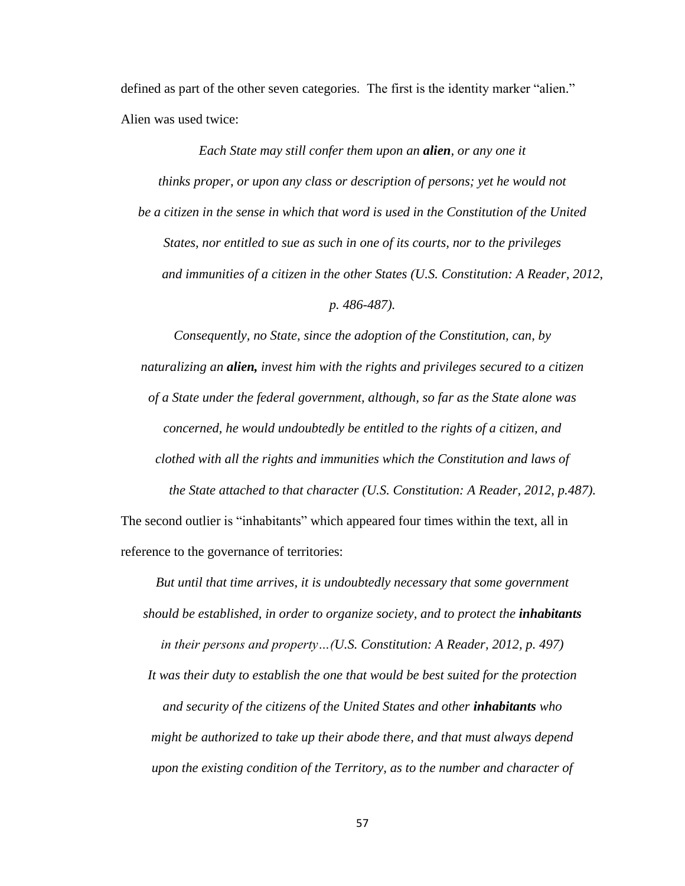defined as part of the other seven categories. The first is the identity marker "alien." Alien was used twice:

> *Each State may still confer them upon an **alien**, or any one it thinks proper, or upon any class or description of persons; yet he would not be a citizen in the sense in which that word is used in the Constitution of the United States, nor entitled to sue as such in one of its courts, nor to the privileges and immunities of a citizen in the other States (U.S. Constitution: A Reader, 2012, p. 486-487).*

> *Consequently, no State, since the adoption of the Constitution, can, by naturalizing an **alien,** invest him with the rights and privileges secured to a citizen of a State under the federal government, although, so far as the State alone was concerned, he would undoubtedly be entitled to the rights of a citizen, and clothed with all the rights and immunities which the Constitution and laws of the State attached to that character (U.S. Constitution: A Reader, 2012, p.487).*

The second outlier is "inhabitants" which appeared four times within the text, all in reference to the governance of territories:

> *But until that time arrives, it is undoubtedly necessary that some government should be established, in order to organize society, and to protect the **inhabitants** in their persons and property…(U.S. Constitution: A Reader, 2012, p. 497)*

> *It was their duty to establish the one that would be best suited for the protection and security of the citizens of the United States and other **inhabitants** who might be authorized to take up their abode there, and that must always depend upon the existing condition of the Territory, as to the number and character of*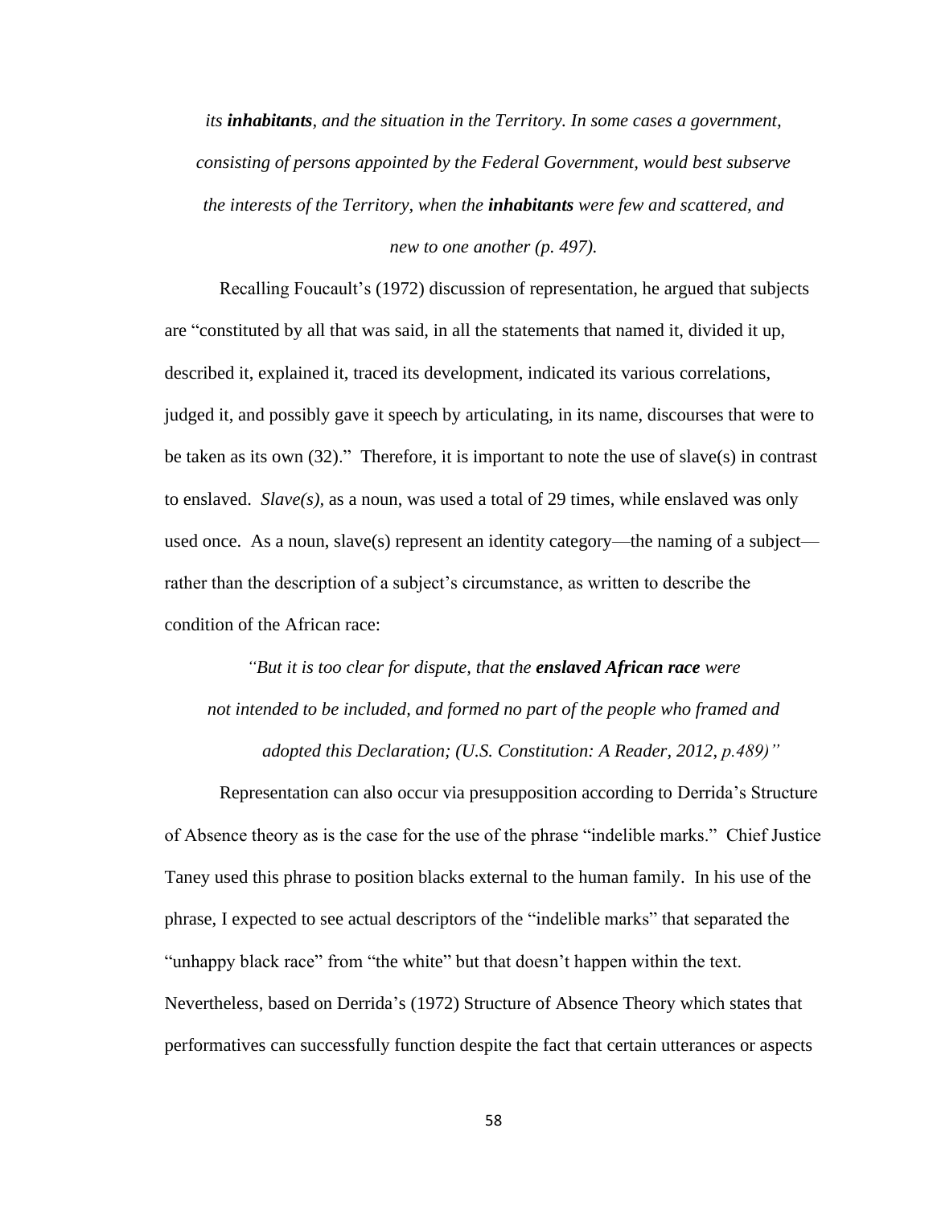*its **inhabitants**, and the situation in the Territory. In some cases a government, consisting of persons appointed by the Federal Government, would best subserve the interests of the Territory, when the **inhabitants** were few and scattered, and new to one another (p. 497).*

Recalling Foucault's (1972) discussion of representation, he argued that subjects are "constituted by all that was said, in all the statements that named it, divided it up, described it, explained it, traced its development, indicated its various correlations, judged it, and possibly gave it speech by articulating, in its name, discourses that were to be taken as its own (32)." Therefore, it is important to note the use of slave(s) in contrast to enslaved. *Slave(s)*, as a noun, was used a total of 29 times, while enslaved was only used once. As a noun, slave(s) represent an identity category—the naming of a subject—rather than the description of a subject's circumstance, as written to describe the condition of the African race:

*"But it is too clear for dispute, that the **enslaved African race** were not intended to be included, and formed no part of the people who framed and adopted this Declaration; (U.S. Constitution: A Reader, 2012, p.489)"*

Representation can also occur via presupposition according to Derrida's Structure of Absence theory as is the case for the use of the phrase "indelible marks." Chief Justice Taney used this phrase to position blacks external to the human family. In his use of the phrase, I expected to see actual descriptors of the "indelible marks" that separated the "unhappy black race" from "the white" but that doesn't happen within the text. Nevertheless, based on Derrida's (1972) Structure of Absence Theory which states that performatives can successfully function despite the fact that certain utterances or aspects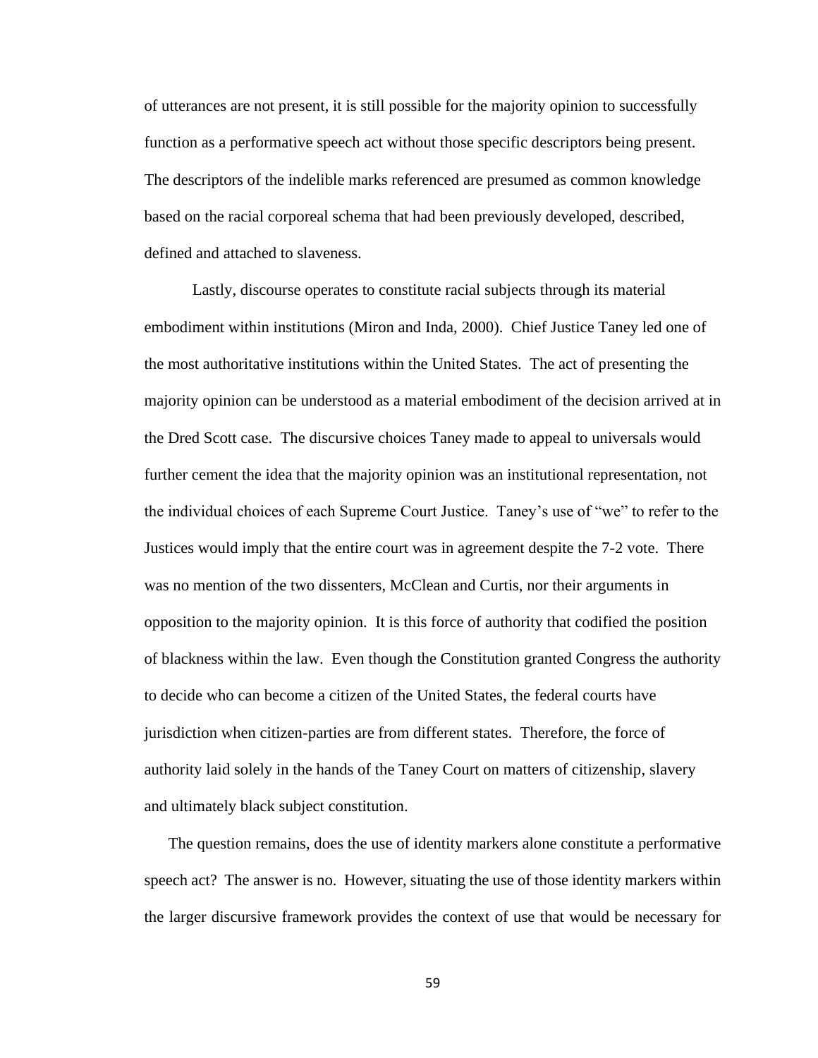of utterances are not present, it is still possible for the majority opinion to successfully function as a performative speech act without those specific descriptors being present. The descriptors of the indelible marks referenced are presumed as common knowledge based on the racial corporeal schema that had been previously developed, described, defined and attached to slaveness.

Lastly, discourse operates to constitute racial subjects through its material embodiment within institutions (Miron and Inda, 2000). Chief Justice Taney led one of the most authoritative institutions within the United States. The act of presenting the majority opinion can be understood as a material embodiment of the decision arrived at in the Dred Scott case. The discursive choices Taney made to appeal to universals would further cement the idea that the majority opinion was an institutional representation, not the individual choices of each Supreme Court Justice. Taney's use of "we" to refer to the Justices would imply that the entire court was in agreement despite the 7-2 vote. There was no mention of the two dissenters, McClean and Curtis, nor their arguments in opposition to the majority opinion. It is this force of authority that codified the position of blackness within the law. Even though the Constitution granted Congress the authority to decide who can become a citizen of the United States, the federal courts have jurisdiction when citizen-parties are from different states. Therefore, the force of authority laid solely in the hands of the Taney Court on matters of citizenship, slavery and ultimately black subject constitution.

The question remains, does the use of identity markers alone constitute a performative speech act? The answer is no. However, situating the use of those identity markers within the larger discursive framework provides the context of use that would be necessary for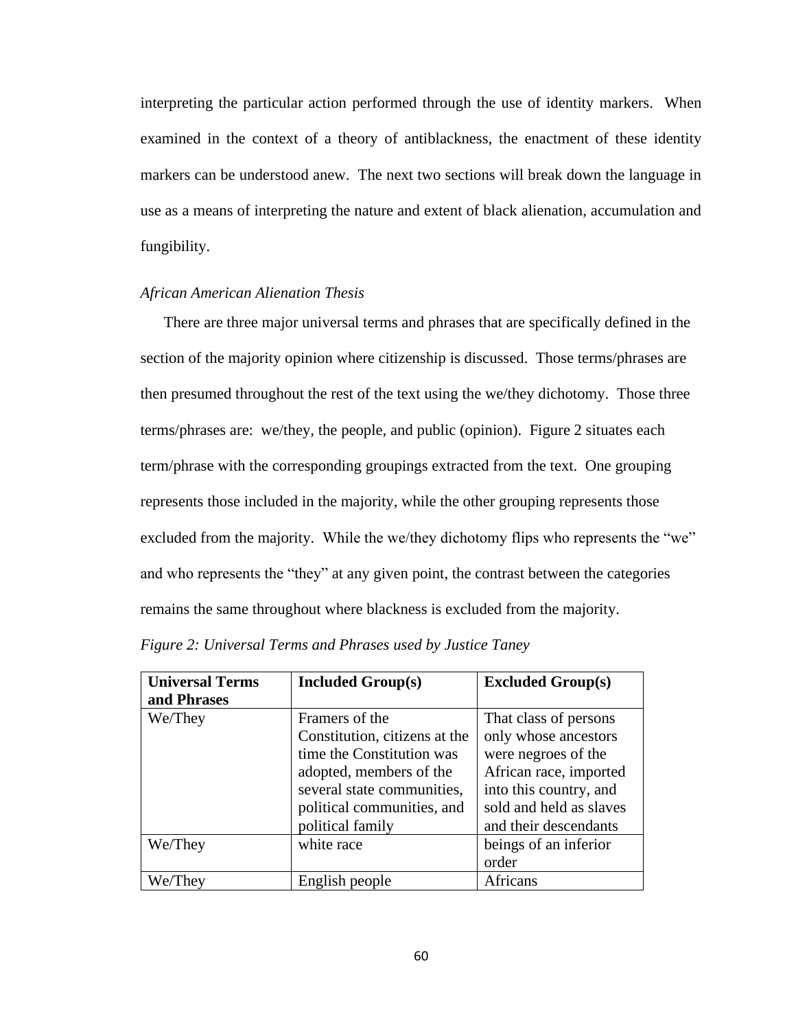interpreting the particular action performed through the use of identity markers. When examined in the context of a theory of antiblackness, the enactment of these identity markers can be understood anew. The next two sections will break down the language in use as a means of interpreting the nature and extent of black alienation, accumulation and fungibility.

*African American Alienation Thesis*

There are three major universal terms and phrases that are specifically defined in the section of the majority opinion where citizenship is discussed. Those terms/phrases are then presumed throughout the rest of the text using the we/they dichotomy. Those three terms/phrases are: we/they, the people, and public (opinion). Figure 2 situates each term/phrase with the corresponding groupings extracted from the text. One grouping represents those included in the majority, while the other grouping represents those excluded from the majority. While the we/they dichotomy flips who represents the "we" and who represents the "they" at any given point, the contrast between the categories remains the same throughout where blackness is excluded from the majority.

*Figure 2: Universal Terms and Phrases used by Justice Taney*

| **Universal Terms and Phrases** | **Included Group(s)** | **Excluded Group(s)** |
|---|---|---|
| We/They | Framers of the Constitution, citizens at the time the Constitution was adopted, members of the several state communities, political communities, and political family | That class of persons only whose ancestors were negroes of the African race, imported into this country, and sold and held as slaves and their descendants |
| We/They | white race | beings of an inferior order |
| We/They | English people | Africans |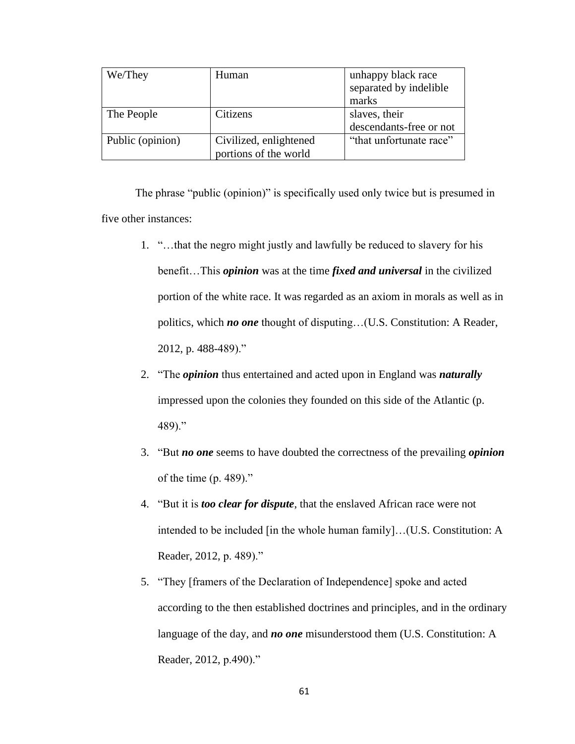| We/They | Human | unhappy black race separated by indelible marks |
|---|---|---|
| The People | Citizens | slaves, their descendants-free or not |
| Public (opinion) | Civilized, enlightened portions of the world | “that unfortunate race” |

The phrase “public (opinion)” is specifically used only twice but is presumed in five other instances:

1. “…that the negro might justly and lawfully be reduced to slavery for his benefit…This ***opinion*** was at the time ***fixed and universal*** in the civilized portion of the white race. It was regarded as an axiom in morals as well as in politics, which ***no one*** thought of disputing…(U.S. Constitution: A Reader, 2012, p. 488-489).”
2. “The ***opinion*** thus entertained and acted upon in England was ***naturally*** impressed upon the colonies they founded on this side of the Atlantic (p. 489).”
3. “But ***no one*** seems to have doubted the correctness of the prevailing ***opinion*** of the time (p. 489).”
4. “But it is ***too clear for dispute***, that the enslaved African race were not intended to be included [in the whole human family]…(U.S. Constitution: A Reader, 2012, p. 489).”
5. “They [framers of the Declaration of Independence] spoke and acted according to the then established doctrines and principles, and in the ordinary language of the day, and ***no one*** misunderstood them (U.S. Constitution: A Reader, 2012, p.490).”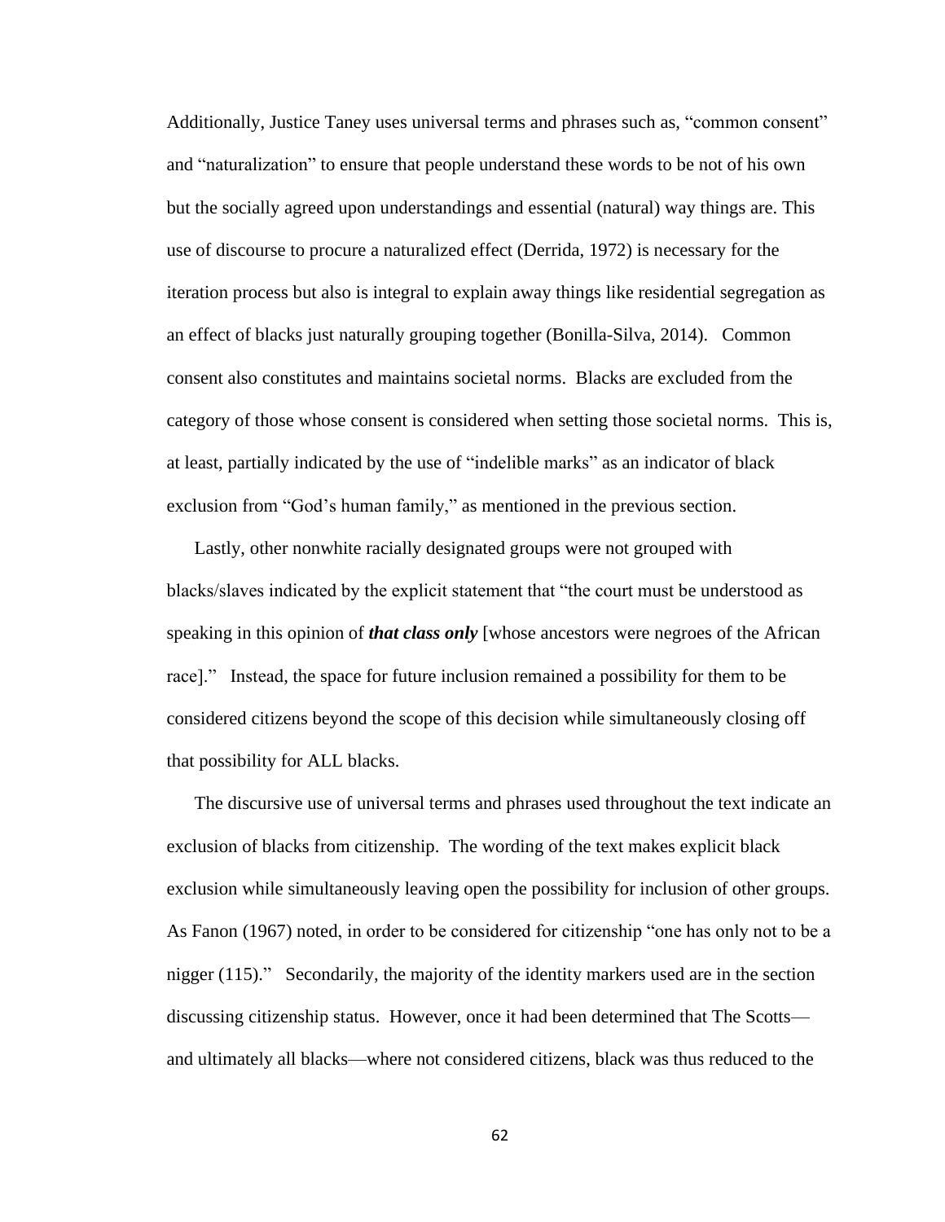Additionally, Justice Taney uses universal terms and phrases such as, "common consent" and "naturalization" to ensure that people understand these words to be not of his own but the socially agreed upon understandings and essential (natural) way things are. This use of discourse to procure a naturalized effect (Derrida, 1972) is necessary for the iteration process but also is integral to explain away things like residential segregation as an effect of blacks just naturally grouping together (Bonilla-Silva, 2014). Common consent also constitutes and maintains societal norms. Blacks are excluded from the category of those whose consent is considered when setting those societal norms. This is, at least, partially indicated by the use of "indelible marks" as an indicator of black exclusion from "God's human family," as mentioned in the previous section.

Lastly, other nonwhite racially designated groups were not grouped with blacks/slaves indicated by the explicit statement that "the court must be understood as speaking in this opinion of ***that class only*** [whose ancestors were negroes of the African race]." Instead, the space for future inclusion remained a possibility for them to be considered citizens beyond the scope of this decision while simultaneously closing off that possibility for ALL blacks.

The discursive use of universal terms and phrases used throughout the text indicate an exclusion of blacks from citizenship. The wording of the text makes explicit black exclusion while simultaneously leaving open the possibility for inclusion of other groups. As Fanon (1967) noted, in order to be considered for citizenship "one has only not to be a nigger (115)." Secondarily, the majority of the identity markers used are in the section discussing citizenship status. However, once it had been determined that The Scotts—and ultimately all blacks—where not considered citizens, black was thus reduced to the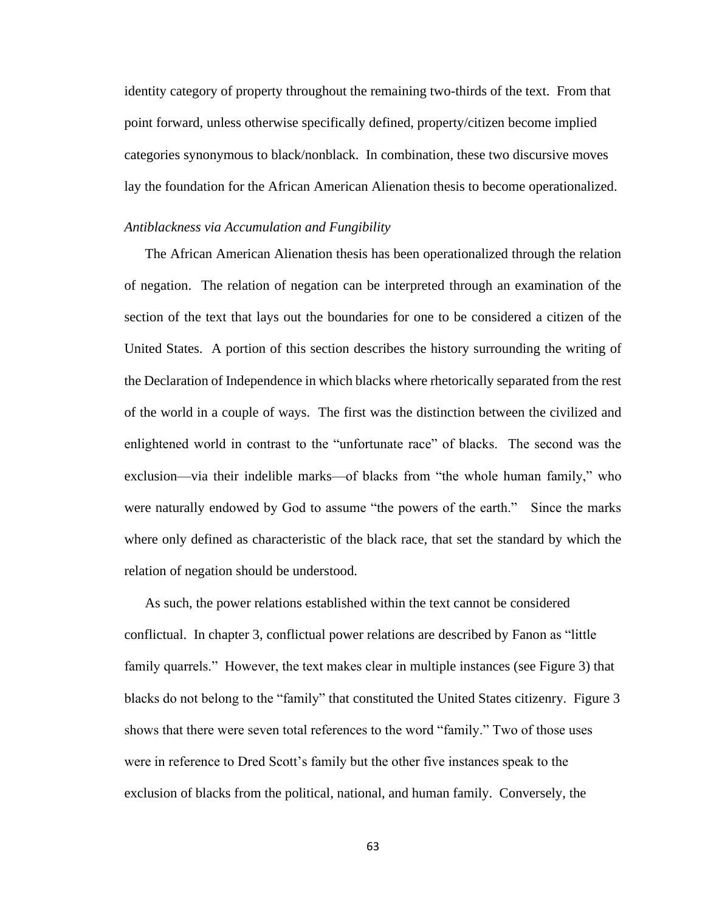identity category of property throughout the remaining two-thirds of the text. From that point forward, unless otherwise specifically defined, property/citizen become implied categories synonymous to black/nonblack. In combination, these two discursive moves lay the foundation for the African American Alienation thesis to become operationalized.

*Antiblackness via Accumulation and Fungibility*

The African American Alienation thesis has been operationalized through the relation of negation. The relation of negation can be interpreted through an examination of the section of the text that lays out the boundaries for one to be considered a citizen of the United States. A portion of this section describes the history surrounding the writing of the Declaration of Independence in which blacks where rhetorically separated from the rest of the world in a couple of ways. The first was the distinction between the civilized and enlightened world in contrast to the "unfortunate race" of blacks. The second was the exclusion—via their indelible marks—of blacks from "the whole human family," who were naturally endowed by God to assume "the powers of the earth." Since the marks where only defined as characteristic of the black race, that set the standard by which the relation of negation should be understood.

As such, the power relations established within the text cannot be considered conflictual. In chapter 3, conflictual power relations are described by Fanon as "little family quarrels." However, the text makes clear in multiple instances (see Figure 3) that blacks do not belong to the "family" that constituted the United States citizenry. Figure 3 shows that there were seven total references to the word "family." Two of those uses were in reference to Dred Scott's family but the other five instances speak to the exclusion of blacks from the political, national, and human family. Conversely, the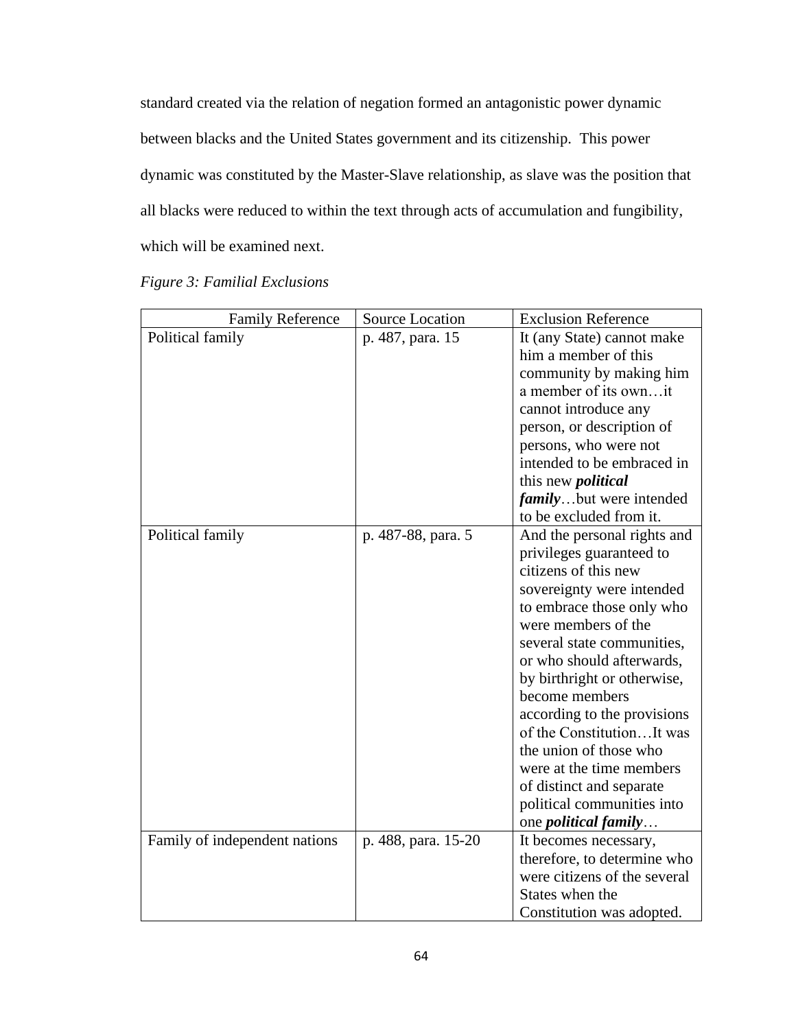standard created via the relation of negation formed an antagonistic power dynamic between blacks and the United States government and its citizenship. This power dynamic was constituted by the Master-Slave relationship, as slave was the position that all blacks were reduced to within the text through acts of accumulation and fungibility, which will be examined next.

*Figure 3: Familial Exclusions*

| Family Reference | Source Location | Exclusion Reference |
| --- | --- | --- |
| Political family | p. 487, para. 15 | It (any State) cannot make him a member of this community by making him a member of its own…it cannot introduce any person, or description of persons, who were not intended to be embraced in this new ***political family***…but were intended to be excluded from it. |
| Political family | p. 487-88, para. 5 | And the personal rights and privileges guaranteed to citizens of this new sovereignty were intended to embrace those only who were members of the several state communities, or who should afterwards, by birthright or otherwise, become members according to the provisions of the Constitution…It was the union of those who were at the time members of distinct and separate political communities into one ***political family***… |
| Family of independent nations | p. 488, para. 15-20 | It becomes necessary, therefore, to determine who were citizens of the several States when the Constitution was adopted. |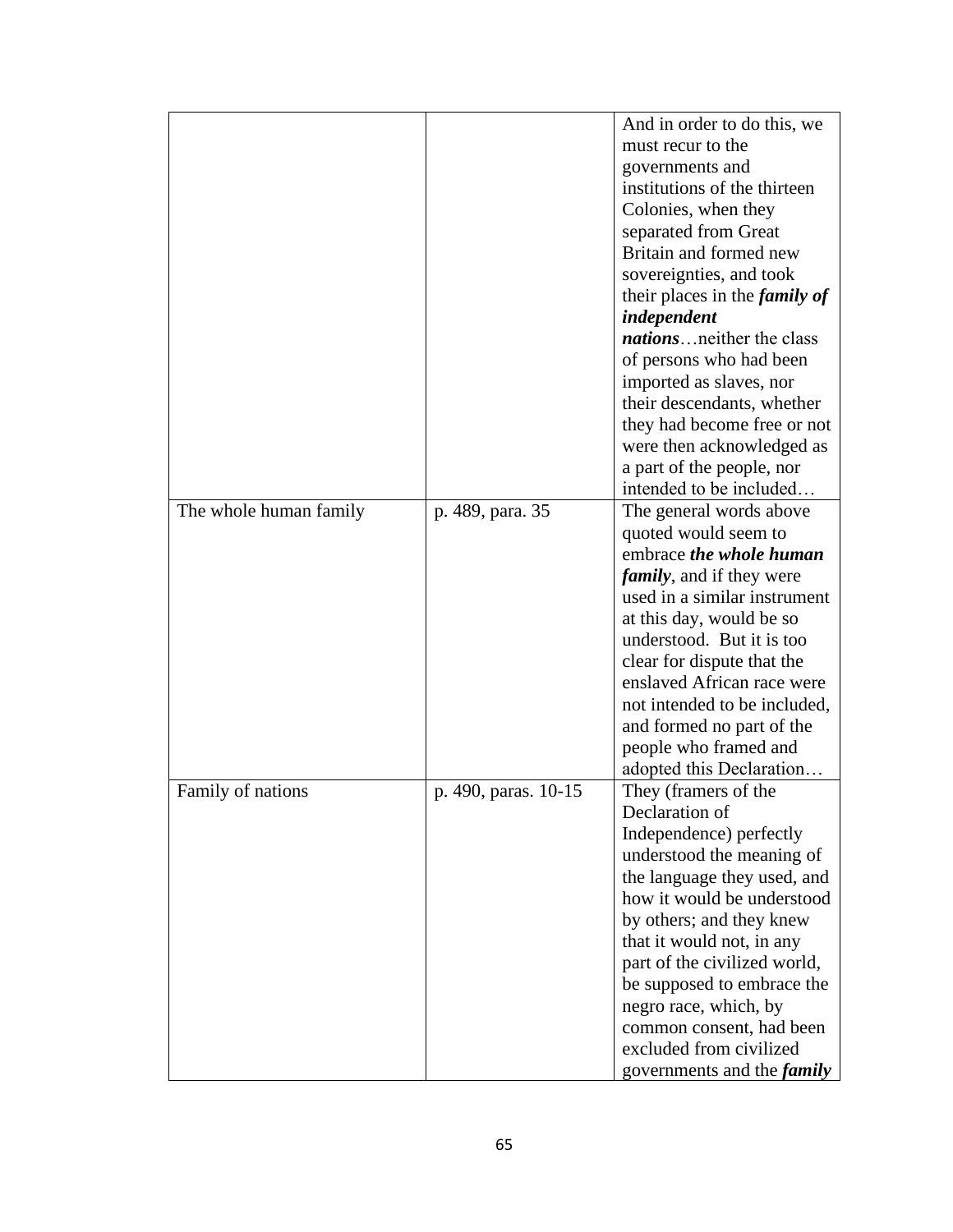| | | |
|---|---|---|
| | | And in order to do this, we must recur to the governments and institutions of the thirteen Colonies, when they separated from Great Britain and formed new sovereignties, and took their places in the ***family of independent nations***…neither the class of persons who had been imported as slaves, nor their descendants, whether they had become free or not were then acknowledged as a part of the people, nor intended to be included… |
| The whole human family | p. 489, para. 35 | The general words above quoted would seem to embrace ***the whole human family***, and if they were used in a similar instrument at this day, would be so understood. But it is too clear for dispute that the enslaved African race were not intended to be included, and formed no part of the people who framed and adopted this Declaration… |
| Family of nations | p. 490, paras. 10-15 | They (framers of the Declaration of Independence) perfectly understood the meaning of the language they used, and how it would be understood by others; and they knew that it would not, in any part of the civilized world, be supposed to embrace the negro race, which, by common consent, had been excluded from civilized governments and the ***family*** |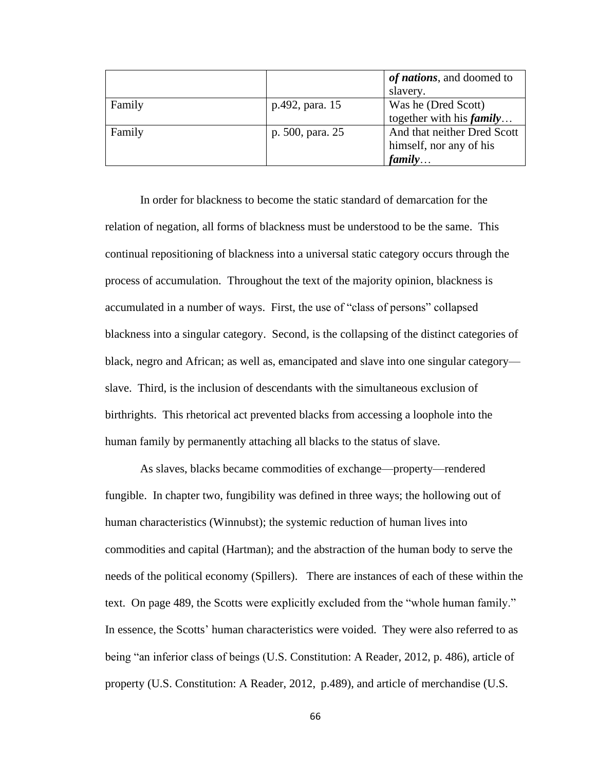| | | |
|---|---|---|
| | | ***of nations***, and doomed to slavery. |
| Family | p.492, para. 15 | Was he (Dred Scott) together with his ***family***… |
| Family | p. 500, para. 25 | And that neither Dred Scott himself, nor any of his ***family***… |

In order for blackness to become the static standard of demarcation for the relation of negation, all forms of blackness must be understood to be the same. This continual repositioning of blackness into a universal static category occurs through the process of accumulation. Throughout the text of the majority opinion, blackness is accumulated in a number of ways. First, the use of "class of persons" collapsed blackness into a singular category. Second, is the collapsing of the distinct categories of black, negro and African; as well as, emancipated and slave into one singular category—slave. Third, is the inclusion of descendants with the simultaneous exclusion of birthrights. This rhetorical act prevented blacks from accessing a loophole into the human family by permanently attaching all blacks to the status of slave.

As slaves, blacks became commodities of exchange—property—rendered fungible. In chapter two, fungibility was defined in three ways; the hollowing out of human characteristics (Winnubst); the systemic reduction of human lives into commodities and capital (Hartman); and the abstraction of the human body to serve the needs of the political economy (Spillers). There are instances of each of these within the text. On page 489, the Scotts were explicitly excluded from the "whole human family." In essence, the Scotts' human characteristics were voided. They were also referred to as being "an inferior class of beings (U.S. Constitution: A Reader, 2012, p. 486), article of property (U.S. Constitution: A Reader, 2012, p.489), and article of merchandise (U.S.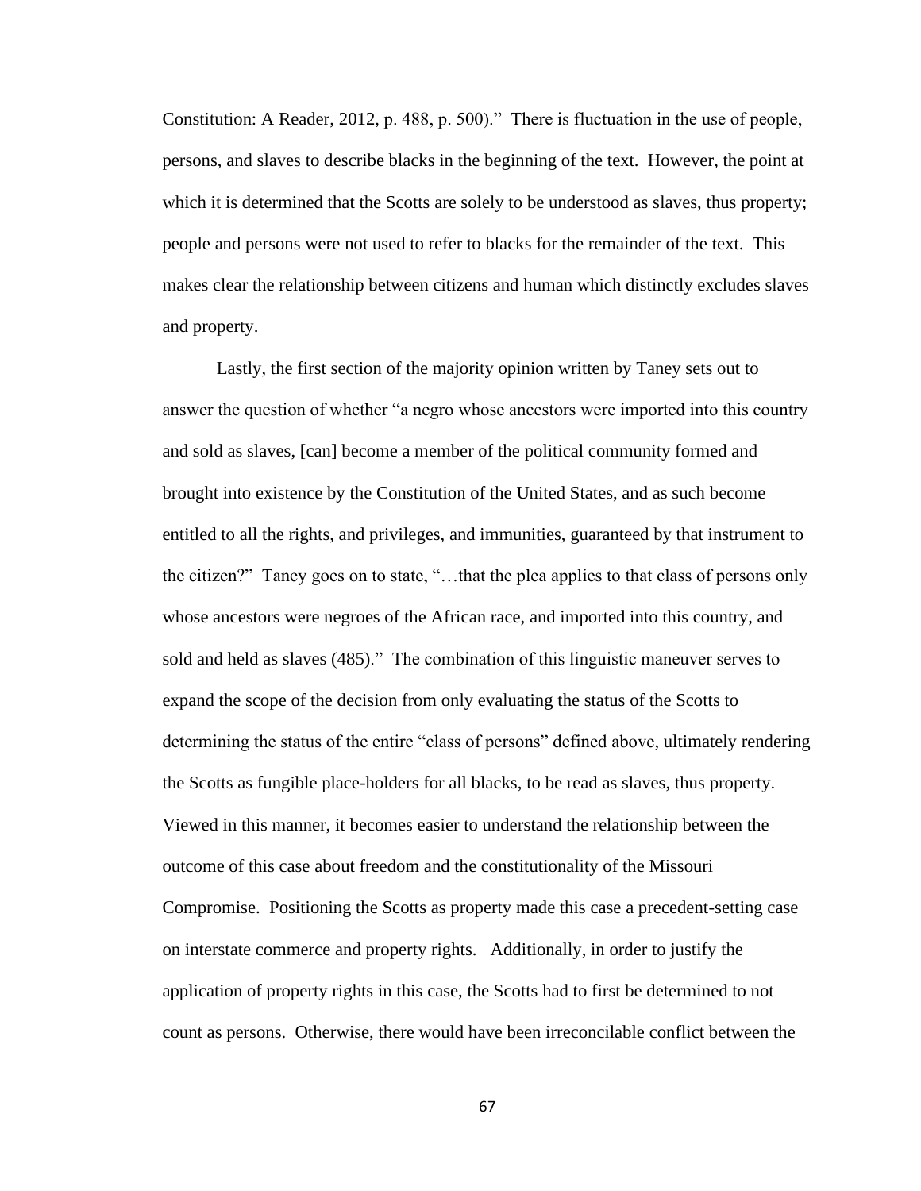Constitution: A Reader, 2012, p. 488, p. 500)." There is fluctuation in the use of people, persons, and slaves to describe blacks in the beginning of the text. However, the point at which it is determined that the Scotts are solely to be understood as slaves, thus property; people and persons were not used to refer to blacks for the remainder of the text. This makes clear the relationship between citizens and human which distinctly excludes slaves and property.

Lastly, the first section of the majority opinion written by Taney sets out to answer the question of whether "a negro whose ancestors were imported into this country and sold as slaves, [can] become a member of the political community formed and brought into existence by the Constitution of the United States, and as such become entitled to all the rights, and privileges, and immunities, guaranteed by that instrument to the citizen?" Taney goes on to state, "…that the plea applies to that class of persons only whose ancestors were negroes of the African race, and imported into this country, and sold and held as slaves (485)." The combination of this linguistic maneuver serves to expand the scope of the decision from only evaluating the status of the Scotts to determining the status of the entire "class of persons" defined above, ultimately rendering the Scotts as fungible place-holders for all blacks, to be read as slaves, thus property. Viewed in this manner, it becomes easier to understand the relationship between the outcome of this case about freedom and the constitutionality of the Missouri Compromise. Positioning the Scotts as property made this case a precedent-setting case on interstate commerce and property rights. Additionally, in order to justify the application of property rights in this case, the Scotts had to first be determined to not count as persons. Otherwise, there would have been irreconcilable conflict between the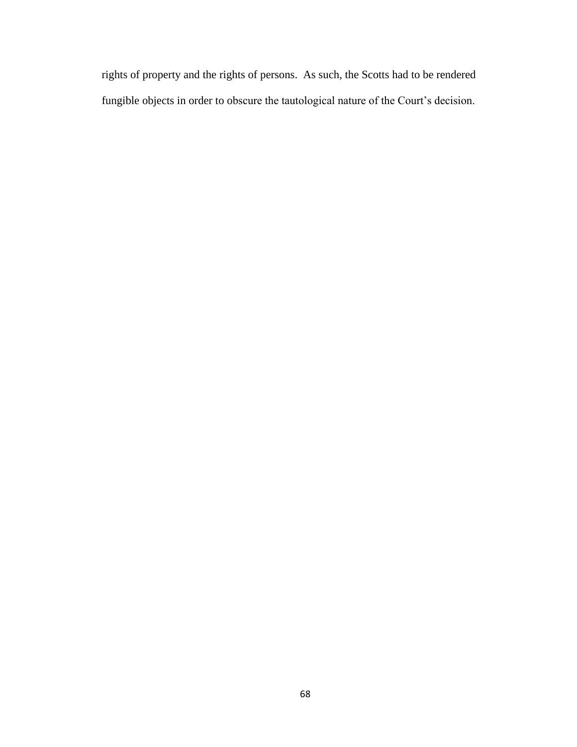rights of property and the rights of persons. As such, the Scotts had to be rendered fungible objects in order to obscure the tautological nature of the Court's decision.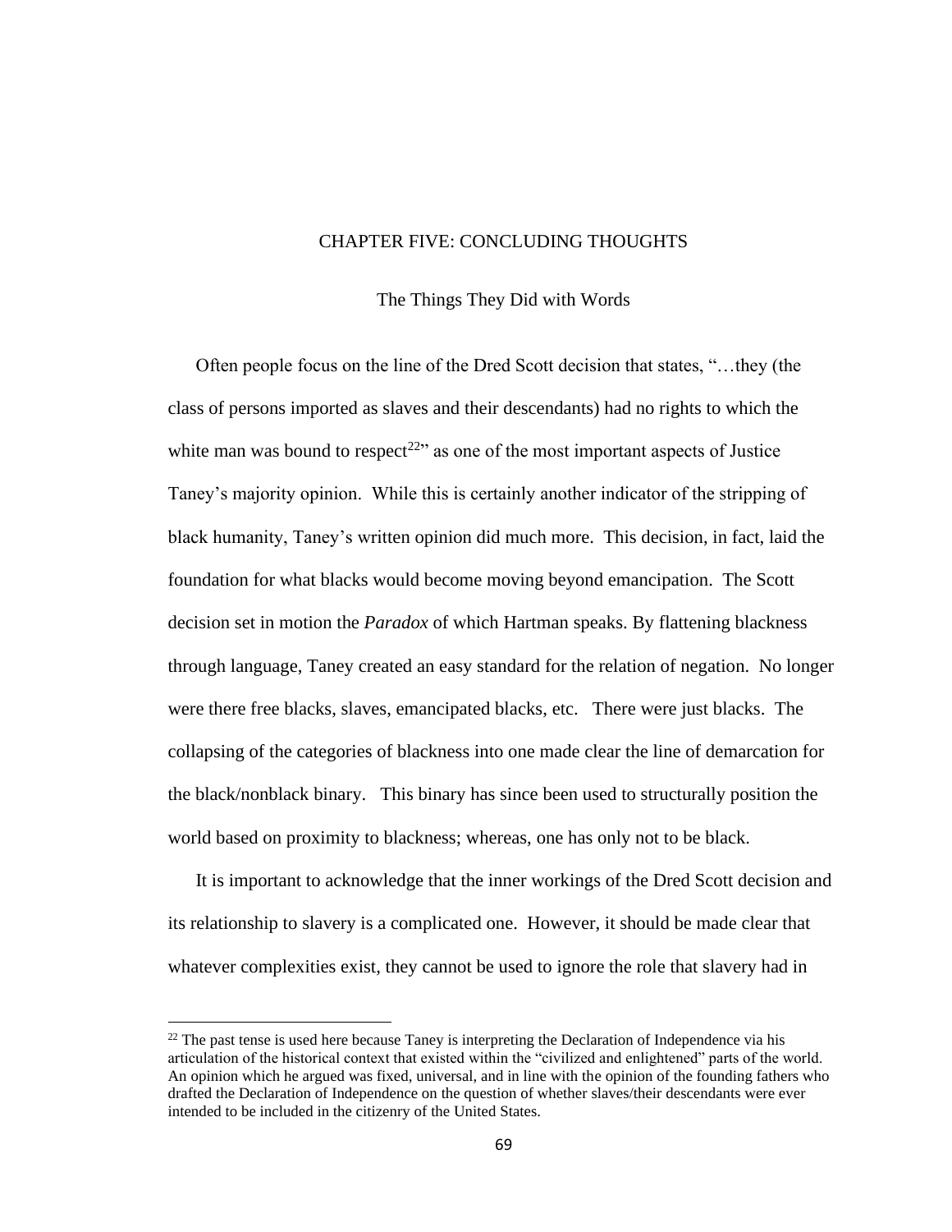# CHAPTER FIVE: CONCLUDING THOUGHTS

## The Things They Did with Words

Often people focus on the line of the Dred Scott decision that states, "…they (the class of persons imported as slaves and their descendants) had no rights to which the white man was bound to respect[22]" as one of the most important aspects of Justice Taney's majority opinion. While this is certainly another indicator of the stripping of black humanity, Taney's written opinion did much more. This decision, in fact, laid the foundation for what blacks would become moving beyond emancipation. The Scott decision set in motion the *Paradox* of which Hartman speaks. By flattening blackness through language, Taney created an easy standard for the relation of negation. No longer were there free blacks, slaves, emancipated blacks, etc. There were just blacks. The collapsing of the categories of blackness into one made clear the line of demarcation for the black/nonblack binary. This binary has since been used to structurally position the world based on proximity to blackness; whereas, one has only not to be black.

It is important to acknowledge that the inner workings of the Dred Scott decision and its relationship to slavery is a complicated one. However, it should be made clear that whatever complexities exist, they cannot be used to ignore the role that slavery had in

[22] The past tense is used here because Taney is interpreting the Declaration of Independence via his articulation of the historical context that existed within the "civilized and enlightened" parts of the world. An opinion which he argued was fixed, universal, and in line with the opinion of the founding fathers who drafted the Declaration of Independence on the question of whether slaves/their descendants were ever intended to be included in the citizenry of the United States.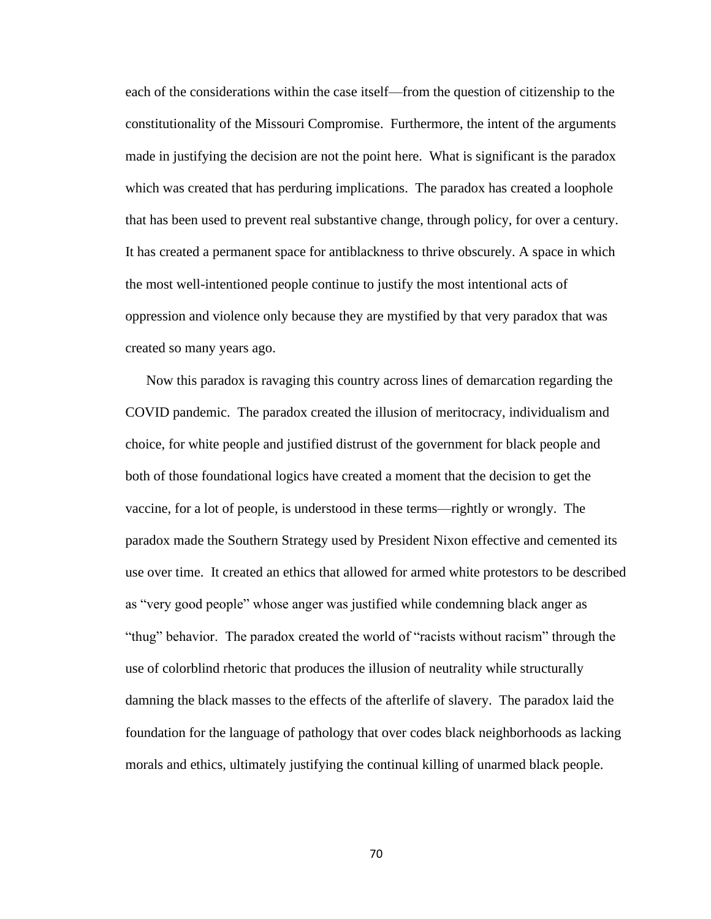each of the considerations within the case itself—from the question of citizenship to the constitutionality of the Missouri Compromise. Furthermore, the intent of the arguments made in justifying the decision are not the point here. What is significant is the paradox which was created that has perduring implications. The paradox has created a loophole that has been used to prevent real substantive change, through policy, for over a century. It has created a permanent space for antiblackness to thrive obscurely. A space in which the most well-intentioned people continue to justify the most intentional acts of oppression and violence only because they are mystified by that very paradox that was created so many years ago.

Now this paradox is ravaging this country across lines of demarcation regarding the COVID pandemic. The paradox created the illusion of meritocracy, individualism and choice, for white people and justified distrust of the government for black people and both of those foundational logics have created a moment that the decision to get the vaccine, for a lot of people, is understood in these terms—rightly or wrongly. The paradox made the Southern Strategy used by President Nixon effective and cemented its use over time. It created an ethics that allowed for armed white protestors to be described as "very good people" whose anger was justified while condemning black anger as "thug" behavior. The paradox created the world of "racists without racism" through the use of colorblind rhetoric that produces the illusion of neutrality while structurally damning the black masses to the effects of the afterlife of slavery. The paradox laid the foundation for the language of pathology that over codes black neighborhoods as lacking morals and ethics, ultimately justifying the continual killing of unarmed black people.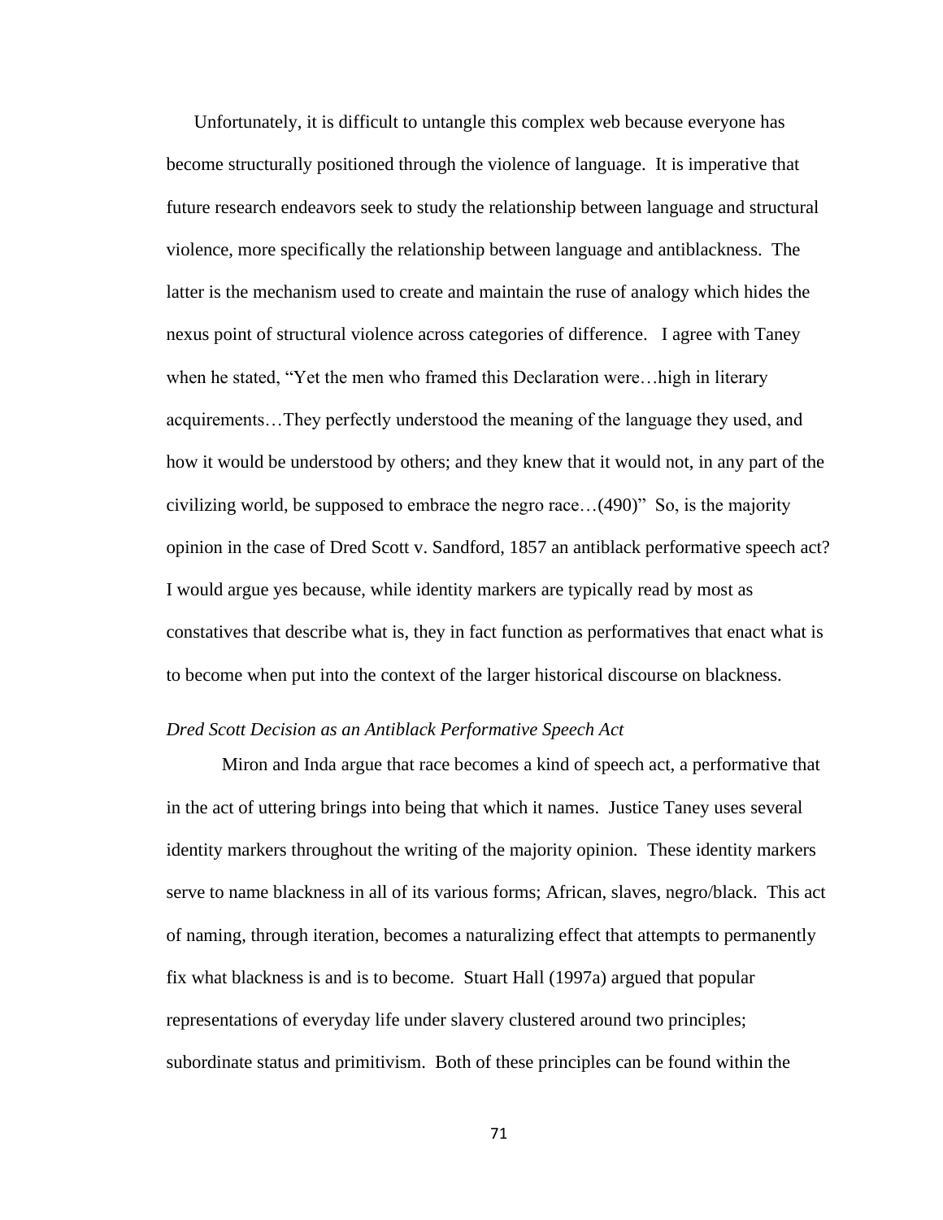Unfortunately, it is difficult to untangle this complex web because everyone has become structurally positioned through the violence of language. It is imperative that future research endeavors seek to study the relationship between language and structural violence, more specifically the relationship between language and antiblackness. The latter is the mechanism used to create and maintain the ruse of analogy which hides the nexus point of structural violence across categories of difference. I agree with Taney when he stated, "Yet the men who framed this Declaration were…high in literary acquirements…They perfectly understood the meaning of the language they used, and how it would be understood by others; and they knew that it would not, in any part of the civilizing world, be supposed to embrace the negro race…(490)" So, is the majority opinion in the case of Dred Scott v. Sandford, 1857 an antiblack performative speech act? I would argue yes because, while identity markers are typically read by most as constatives that describe what is, they in fact function as performatives that enact what is to become when put into the context of the larger historical discourse on blackness.

*Dred Scott Decision as an Antiblack Performative Speech Act*

Miron and Inda argue that race becomes a kind of speech act, a performative that in the act of uttering brings into being that which it names. Justice Taney uses several identity markers throughout the writing of the majority opinion. These identity markers serve to name blackness in all of its various forms; African, slaves, negro/black. This act of naming, through iteration, becomes a naturalizing effect that attempts to permanently fix what blackness is and is to become. Stuart Hall (1997a) argued that popular representations of everyday life under slavery clustered around two principles; subordinate status and primitivism. Both of these principles can be found within the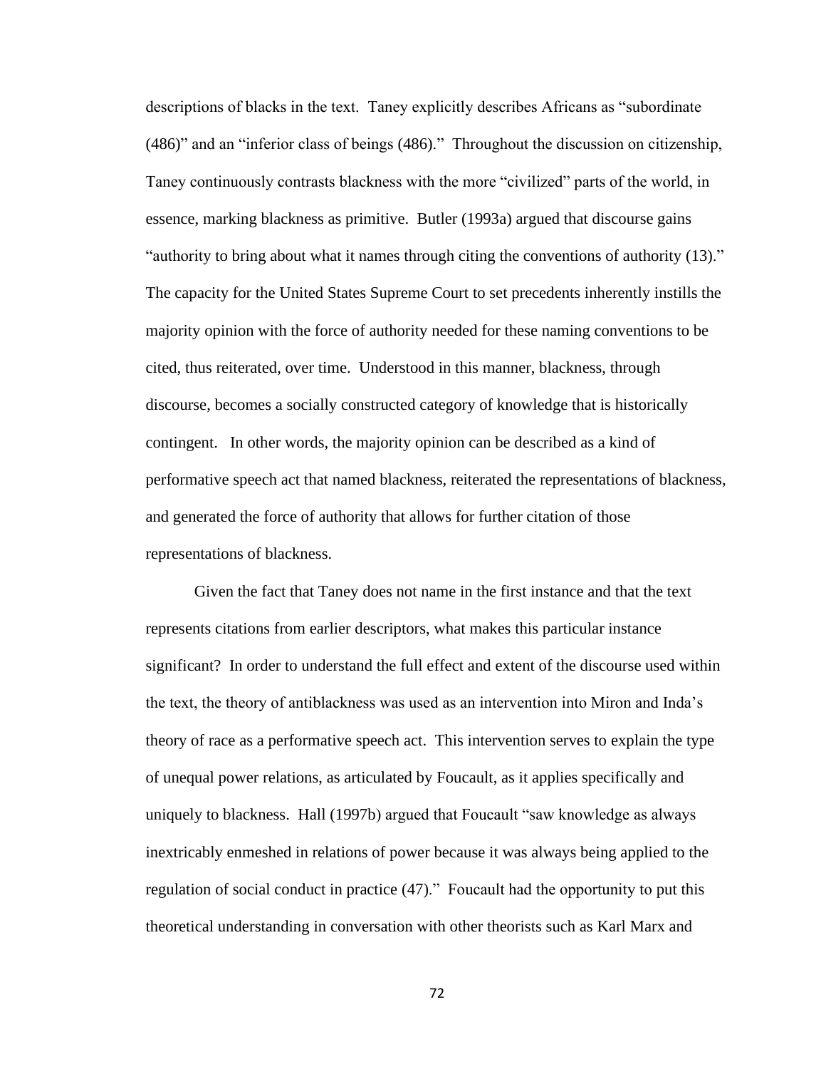descriptions of blacks in the text. Taney explicitly describes Africans as "subordinate (486)" and an "inferior class of beings (486)." Throughout the discussion on citizenship, Taney continuously contrasts blackness with the more "civilized" parts of the world, in essence, marking blackness as primitive. Butler (1993a) argued that discourse gains "authority to bring about what it names through citing the conventions of authority (13)." The capacity for the United States Supreme Court to set precedents inherently instills the majority opinion with the force of authority needed for these naming conventions to be cited, thus reiterated, over time. Understood in this manner, blackness, through discourse, becomes a socially constructed category of knowledge that is historically contingent. In other words, the majority opinion can be described as a kind of performative speech act that named blackness, reiterated the representations of blackness, and generated the force of authority that allows for further citation of those representations of blackness.

Given the fact that Taney does not name in the first instance and that the text represents citations from earlier descriptors, what makes this particular instance significant? In order to understand the full effect and extent of the discourse used within the text, the theory of antiblackness was used as an intervention into Miron and Inda's theory of race as a performative speech act. This intervention serves to explain the type of unequal power relations, as articulated by Foucault, as it applies specifically and uniquely to blackness. Hall (1997b) argued that Foucault "saw knowledge as always inextricably enmeshed in relations of power because it was always being applied to the regulation of social conduct in practice (47)." Foucault had the opportunity to put this theoretical understanding in conversation with other theorists such as Karl Marx and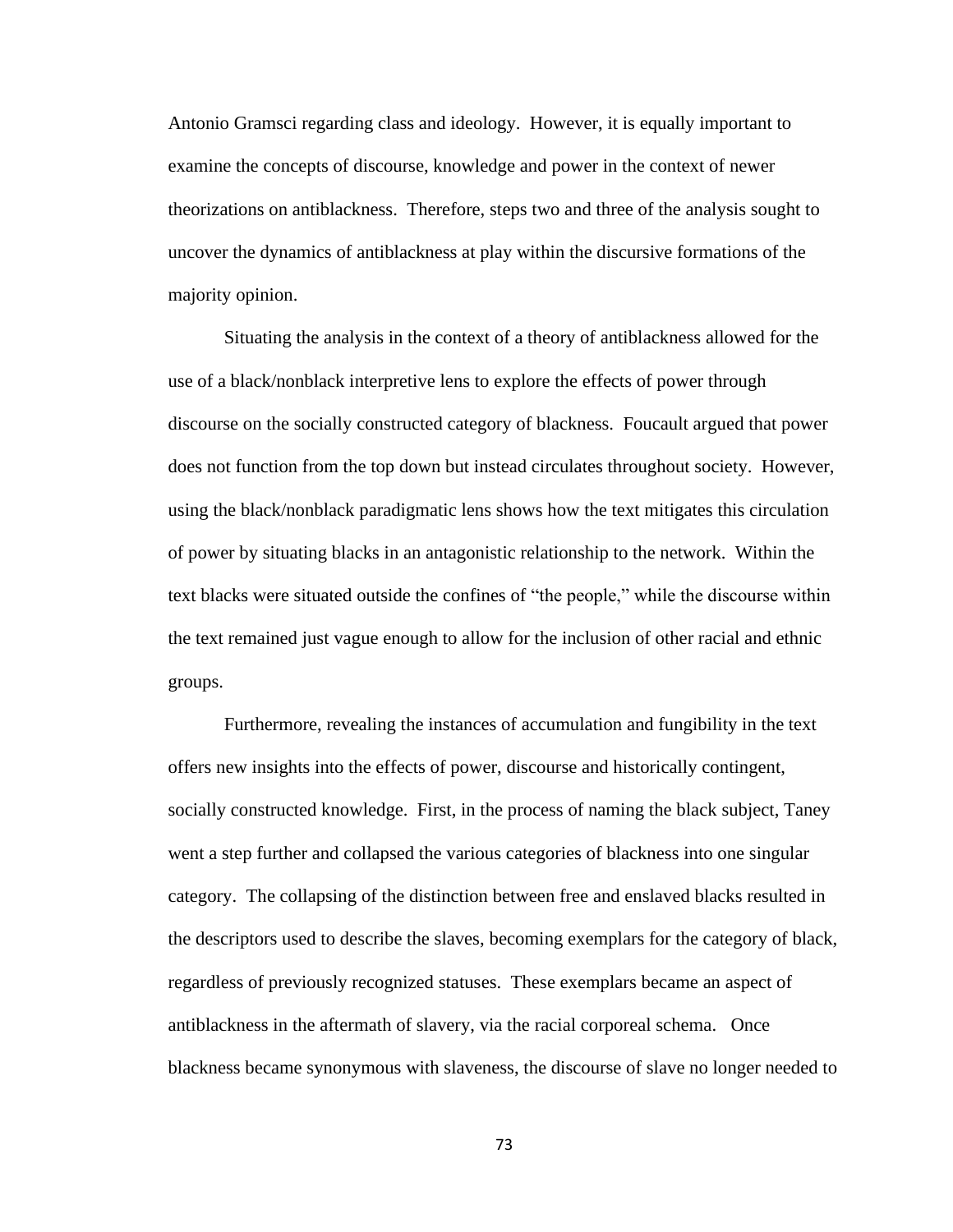Antonio Gramsci regarding class and ideology. However, it is equally important to examine the concepts of discourse, knowledge and power in the context of newer theorizations on antiblackness. Therefore, steps two and three of the analysis sought to uncover the dynamics of antiblackness at play within the discursive formations of the majority opinion.

Situating the analysis in the context of a theory of antiblackness allowed for the use of a black/nonblack interpretive lens to explore the effects of power through discourse on the socially constructed category of blackness. Foucault argued that power does not function from the top down but instead circulates throughout society. However, using the black/nonblack paradigmatic lens shows how the text mitigates this circulation of power by situating blacks in an antagonistic relationship to the network. Within the text blacks were situated outside the confines of "the people," while the discourse within the text remained just vague enough to allow for the inclusion of other racial and ethnic groups.

Furthermore, revealing the instances of accumulation and fungibility in the text offers new insights into the effects of power, discourse and historically contingent, socially constructed knowledge. First, in the process of naming the black subject, Taney went a step further and collapsed the various categories of blackness into one singular category. The collapsing of the distinction between free and enslaved blacks resulted in the descriptors used to describe the slaves, becoming exemplars for the category of black, regardless of previously recognized statuses. These exemplars became an aspect of antiblackness in the aftermath of slavery, via the racial corporeal schema. Once blackness became synonymous with slaveness, the discourse of slave no longer needed to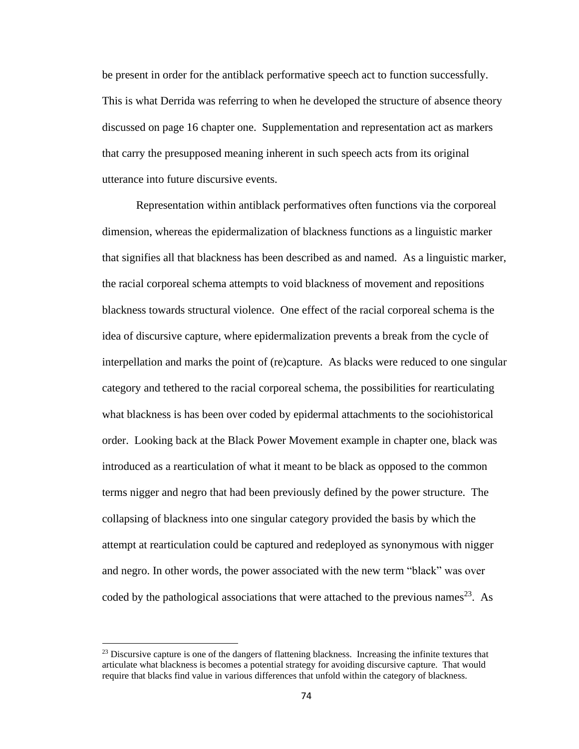be present in order for the antiblack performative speech act to function successfully. This is what Derrida was referring to when he developed the structure of absence theory discussed on page 16 chapter one. Supplementation and representation act as markers that carry the presupposed meaning inherent in such speech acts from its original utterance into future discursive events.

Representation within antiblack performatives often functions via the corporeal dimension, whereas the epidermalization of blackness functions as a linguistic marker that signifies all that blackness has been described as and named. As a linguistic marker, the racial corporeal schema attempts to void blackness of movement and repositions blackness towards structural violence. One effect of the racial corporeal schema is the idea of discursive capture, where epidermalization prevents a break from the cycle of interpellation and marks the point of (re)capture. As blacks were reduced to one singular category and tethered to the racial corporeal schema, the possibilities for rearticulating what blackness is has been over coded by epidermal attachments to the sociohistorical order. Looking back at the Black Power Movement example in chapter one, black was introduced as a rearticulation of what it meant to be black as opposed to the common terms nigger and negro that had been previously defined by the power structure. The collapsing of blackness into one singular category provided the basis by which the attempt at rearticulation could be captured and redeployed as synonymous with nigger and negro. In other words, the power associated with the new term "black" was over coded by the pathological associations that were attached to the previous names[23]. As

[23] Discursive capture is one of the dangers of flattening blackness. Increasing the infinite textures that articulate what blackness is becomes a potential strategy for avoiding discursive capture. That would require that blacks find value in various differences that unfold within the category of blackness.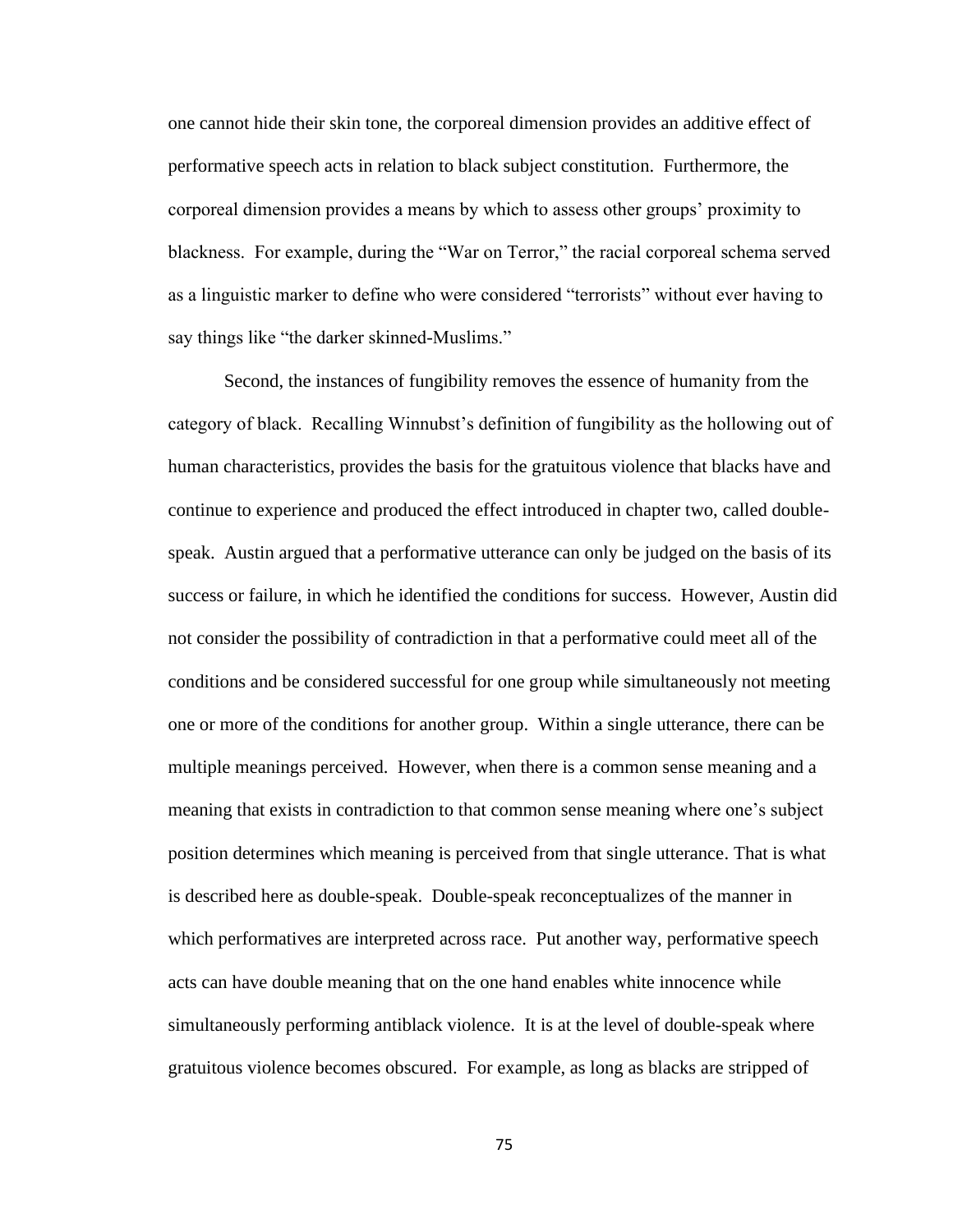one cannot hide their skin tone, the corporeal dimension provides an additive effect of performative speech acts in relation to black subject constitution. Furthermore, the corporeal dimension provides a means by which to assess other groups' proximity to blackness. For example, during the "War on Terror," the racial corporeal schema served as a linguistic marker to define who were considered "terrorists" without ever having to say things like "the darker skinned-Muslims."

Second, the instances of fungibility removes the essence of humanity from the category of black. Recalling Winnubst's definition of fungibility as the hollowing out of human characteristics, provides the basis for the gratuitous violence that blacks have and continue to experience and produced the effect introduced in chapter two, called double-speak. Austin argued that a performative utterance can only be judged on the basis of its success or failure, in which he identified the conditions for success. However, Austin did not consider the possibility of contradiction in that a performative could meet all of the conditions and be considered successful for one group while simultaneously not meeting one or more of the conditions for another group. Within a single utterance, there can be multiple meanings perceived. However, when there is a common sense meaning and a meaning that exists in contradiction to that common sense meaning where one's subject position determines which meaning is perceived from that single utterance. That is what is described here as double-speak. Double-speak reconceptualizes of the manner in which performatives are interpreted across race. Put another way, performative speech acts can have double meaning that on the one hand enables white innocence while simultaneously performing antiblack violence. It is at the level of double-speak where gratuitous violence becomes obscured. For example, as long as blacks are stripped of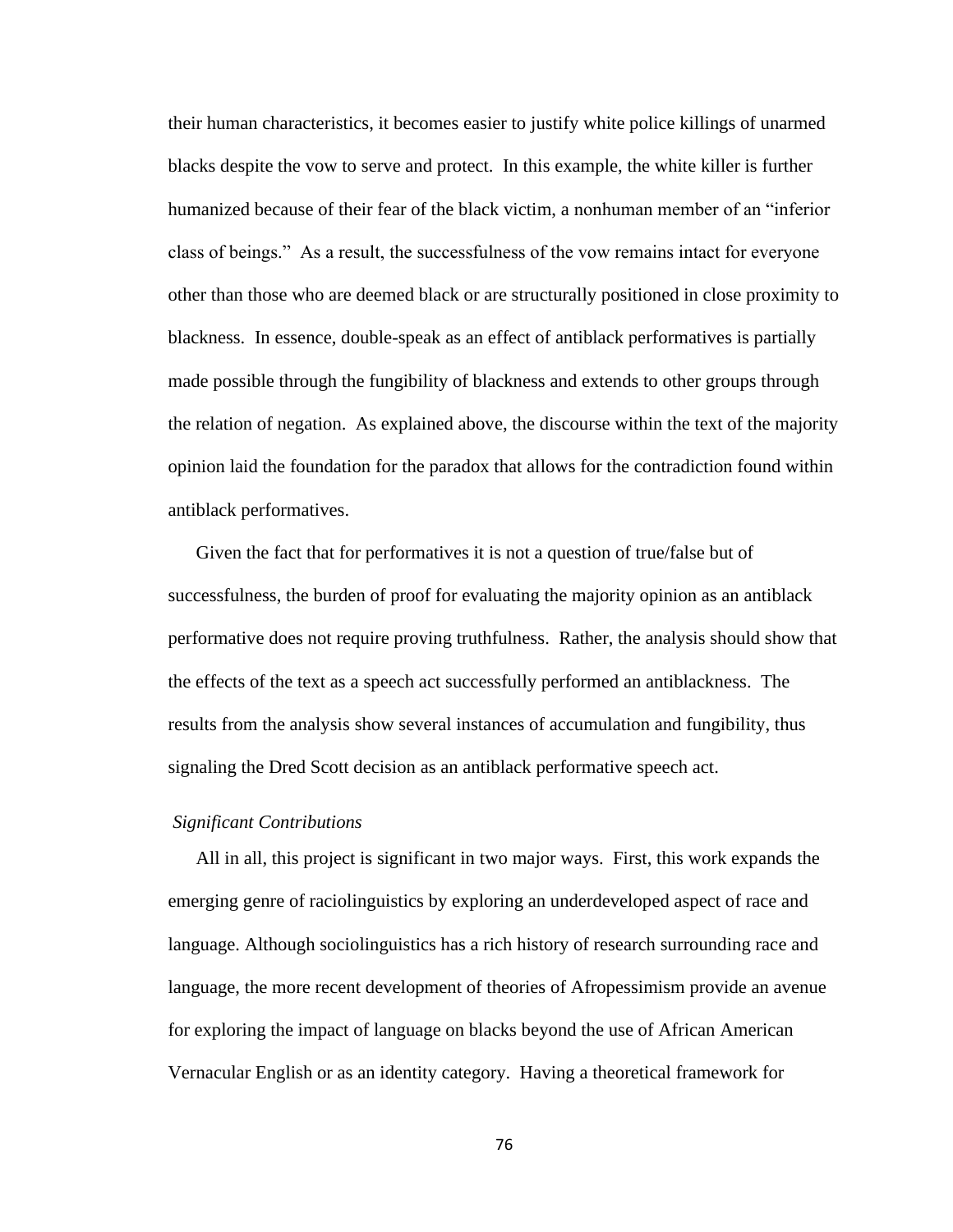their human characteristics, it becomes easier to justify white police killings of unarmed blacks despite the vow to serve and protect. In this example, the white killer is further humanized because of their fear of the black victim, a nonhuman member of an "inferior class of beings." As a result, the successfulness of the vow remains intact for everyone other than those who are deemed black or are structurally positioned in close proximity to blackness. In essence, double-speak as an effect of antiblack performatives is partially made possible through the fungibility of blackness and extends to other groups through the relation of negation. As explained above, the discourse within the text of the majority opinion laid the foundation for the paradox that allows for the contradiction found within antiblack performatives.

Given the fact that for performatives it is not a question of true/false but of successfulness, the burden of proof for evaluating the majority opinion as an antiblack performative does not require proving truthfulness. Rather, the analysis should show that the effects of the text as a speech act successfully performed an antiblackness. The results from the analysis show several instances of accumulation and fungibility, thus signaling the Dred Scott decision as an antiblack performative speech act.

### *Significant Contributions*

All in all, this project is significant in two major ways. First, this work expands the emerging genre of raciolinguistics by exploring an underdeveloped aspect of race and language. Although sociolinguistics has a rich history of research surrounding race and language, the more recent development of theories of Afropessimism provide an avenue for exploring the impact of language on blacks beyond the use of African American Vernacular English or as an identity category. Having a theoretical framework for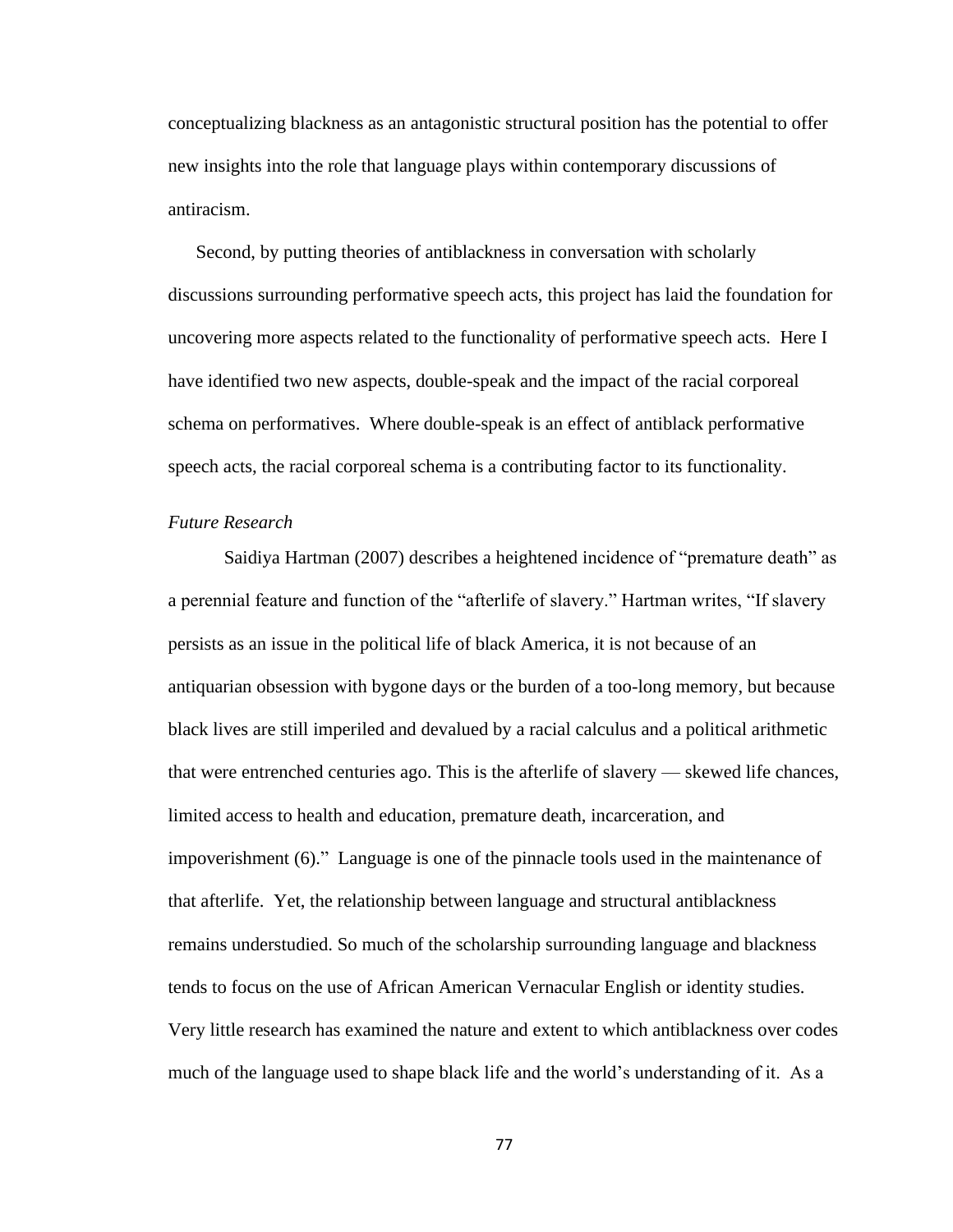conceptualizing blackness as an antagonistic structural position has the potential to offer new insights into the role that language plays within contemporary discussions of antiracism.

Second, by putting theories of antiblackness in conversation with scholarly discussions surrounding performative speech acts, this project has laid the foundation for uncovering more aspects related to the functionality of performative speech acts. Here I have identified two new aspects, double-speak and the impact of the racial corporeal schema on performatives. Where double-speak is an effect of antiblack performative speech acts, the racial corporeal schema is a contributing factor to its functionality.

### *Future Research*

Saidiya Hartman (2007) describes a heightened incidence of "premature death" as a perennial feature and function of the "afterlife of slavery." Hartman writes, "If slavery persists as an issue in the political life of black America, it is not because of an antiquarian obsession with bygone days or the burden of a too-long memory, but because black lives are still imperiled and devalued by a racial calculus and a political arithmetic that were entrenched centuries ago. This is the afterlife of slavery — skewed life chances, limited access to health and education, premature death, incarceration, and impoverishment (6)." Language is one of the pinnacle tools used in the maintenance of that afterlife. Yet, the relationship between language and structural antiblackness remains understudied. So much of the scholarship surrounding language and blackness tends to focus on the use of African American Vernacular English or identity studies. Very little research has examined the nature and extent to which antiblackness over codes much of the language used to shape black life and the world's understanding of it. As a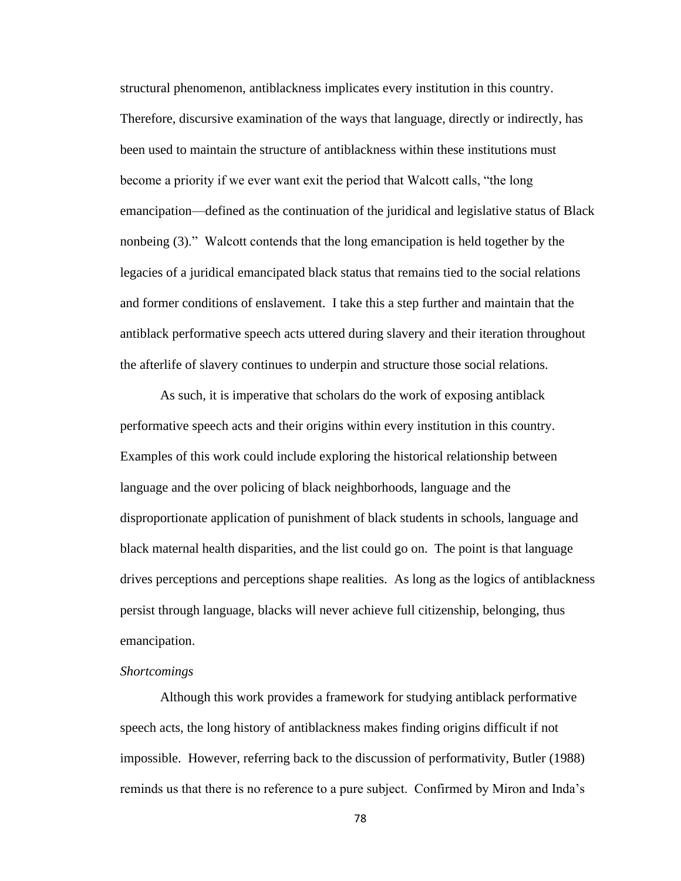structural phenomenon, antiblackness implicates every institution in this country. Therefore, discursive examination of the ways that language, directly or indirectly, has been used to maintain the structure of antiblackness within these institutions must become a priority if we ever want exit the period that Walcott calls, "the long emancipation—defined as the continuation of the juridical and legislative status of Black nonbeing (3)." Walcott contends that the long emancipation is held together by the legacies of a juridical emancipated black status that remains tied to the social relations and former conditions of enslavement. I take this a step further and maintain that the antiblack performative speech acts uttered during slavery and their iteration throughout the afterlife of slavery continues to underpin and structure those social relations.

As such, it is imperative that scholars do the work of exposing antiblack performative speech acts and their origins within every institution in this country. Examples of this work could include exploring the historical relationship between language and the over policing of black neighborhoods, language and the disproportionate application of punishment of black students in schools, language and black maternal health disparities, and the list could go on. The point is that language drives perceptions and perceptions shape realities. As long as the logics of antiblackness persist through language, blacks will never achieve full citizenship, belonging, thus emancipation.

*Shortcomings*

Although this work provides a framework for studying antiblack performative speech acts, the long history of antiblackness makes finding origins difficult if not impossible. However, referring back to the discussion of performativity, Butler (1988) reminds us that there is no reference to a pure subject. Confirmed by Miron and Inda's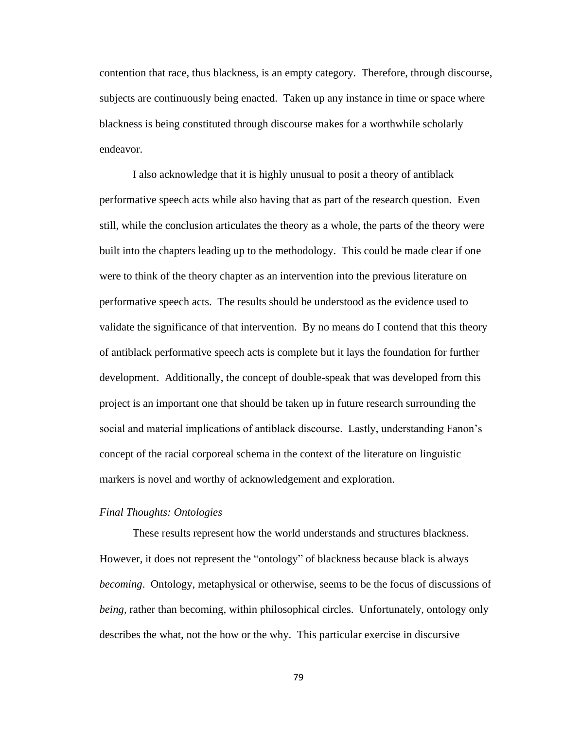contention that race, thus blackness, is an empty category. Therefore, through discourse, subjects are continuously being enacted. Taken up any instance in time or space where blackness is being constituted through discourse makes for a worthwhile scholarly endeavor.

I also acknowledge that it is highly unusual to posit a theory of antiblack performative speech acts while also having that as part of the research question. Even still, while the conclusion articulates the theory as a whole, the parts of the theory were built into the chapters leading up to the methodology. This could be made clear if one were to think of the theory chapter as an intervention into the previous literature on performative speech acts. The results should be understood as the evidence used to validate the significance of that intervention. By no means do I contend that this theory of antiblack performative speech acts is complete but it lays the foundation for further development. Additionally, the concept of double-speak that was developed from this project is an important one that should be taken up in future research surrounding the social and material implications of antiblack discourse. Lastly, understanding Fanon's concept of the racial corporeal schema in the context of the literature on linguistic markers is novel and worthy of acknowledgement and exploration.

*Final Thoughts: Ontologies*

These results represent how the world understands and structures blackness. However, it does not represent the "ontology" of blackness because black is always *becoming*. Ontology, metaphysical or otherwise, seems to be the focus of discussions of *being*, rather than becoming, within philosophical circles. Unfortunately, ontology only describes the what, not the how or the why. This particular exercise in discursive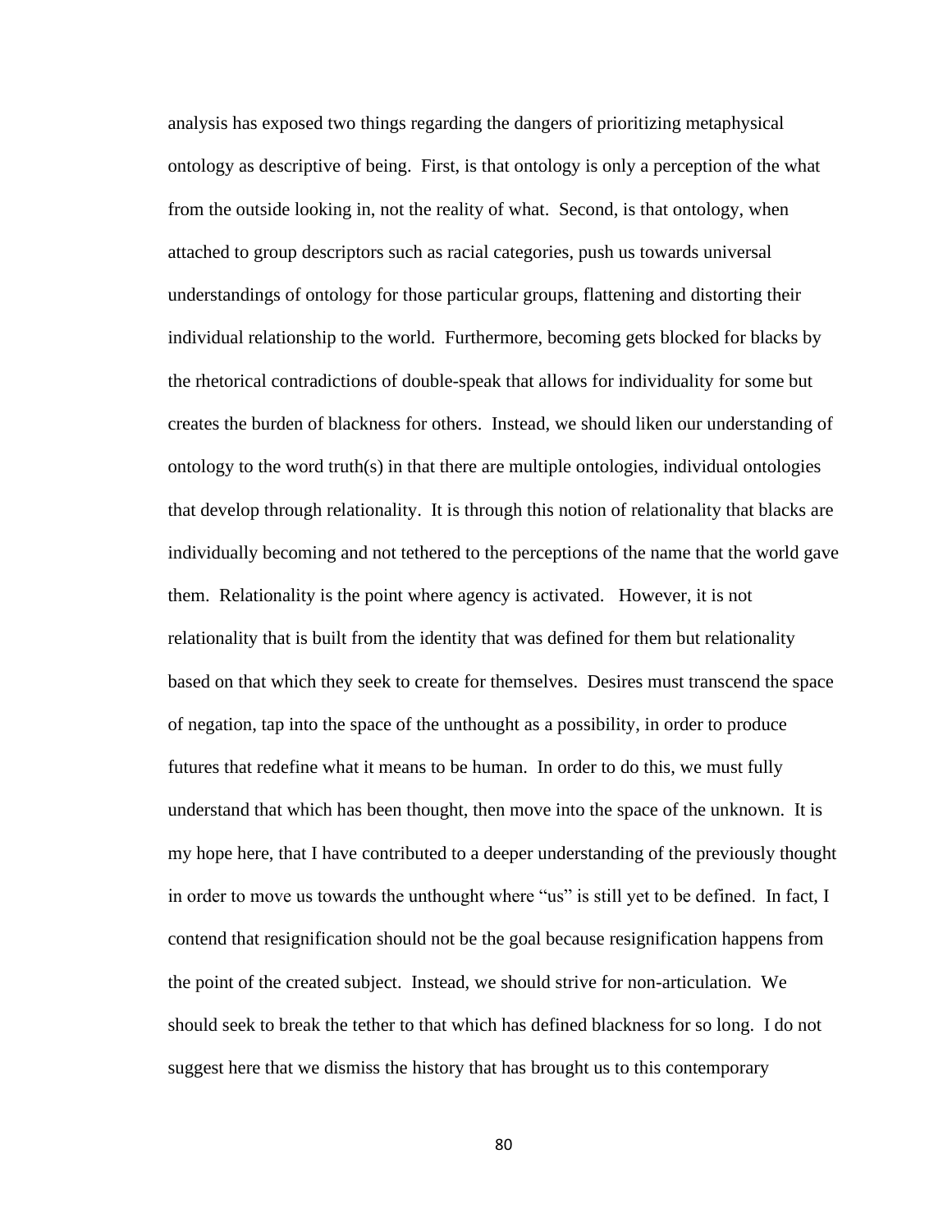analysis has exposed two things regarding the dangers of prioritizing metaphysical ontology as descriptive of being. First, is that ontology is only a perception of the what from the outside looking in, not the reality of what. Second, is that ontology, when attached to group descriptors such as racial categories, push us towards universal understandings of ontology for those particular groups, flattening and distorting their individual relationship to the world. Furthermore, becoming gets blocked for blacks by the rhetorical contradictions of double-speak that allows for individuality for some but creates the burden of blackness for others. Instead, we should liken our understanding of ontology to the word truth(s) in that there are multiple ontologies, individual ontologies that develop through relationality. It is through this notion of relationality that blacks are individually becoming and not tethered to the perceptions of the name that the world gave them. Relationality is the point where agency is activated. However, it is not relationality that is built from the identity that was defined for them but relationality based on that which they seek to create for themselves. Desires must transcend the space of negation, tap into the space of the unthought as a possibility, in order to produce futures that redefine what it means to be human. In order to do this, we must fully understand that which has been thought, then move into the space of the unknown. It is my hope here, that I have contributed to a deeper understanding of the previously thought in order to move us towards the unthought where "us" is still yet to be defined. In fact, I contend that resignification should not be the goal because resignification happens from the point of the created subject. Instead, we should strive for non-articulation. We should seek to break the tether to that which has defined blackness for so long. I do not suggest here that we dismiss the history that has brought us to this contemporary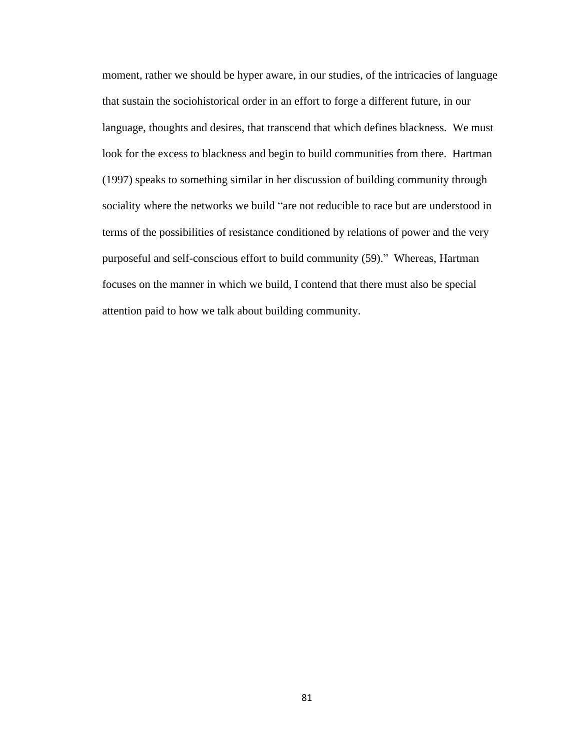moment, rather we should be hyper aware, in our studies, of the intricacies of language that sustain the sociohistorical order in an effort to forge a different future, in our language, thoughts and desires, that transcend that which defines blackness. We must look for the excess to blackness and begin to build communities from there. Hartman (1997) speaks to something similar in her discussion of building community through sociality where the networks we build "are not reducible to race but are understood in terms of the possibilities of resistance conditioned by relations of power and the very purposeful and self-conscious effort to build community (59)." Whereas, Hartman focuses on the manner in which we build, I contend that there must also be special attention paid to how we talk about building community.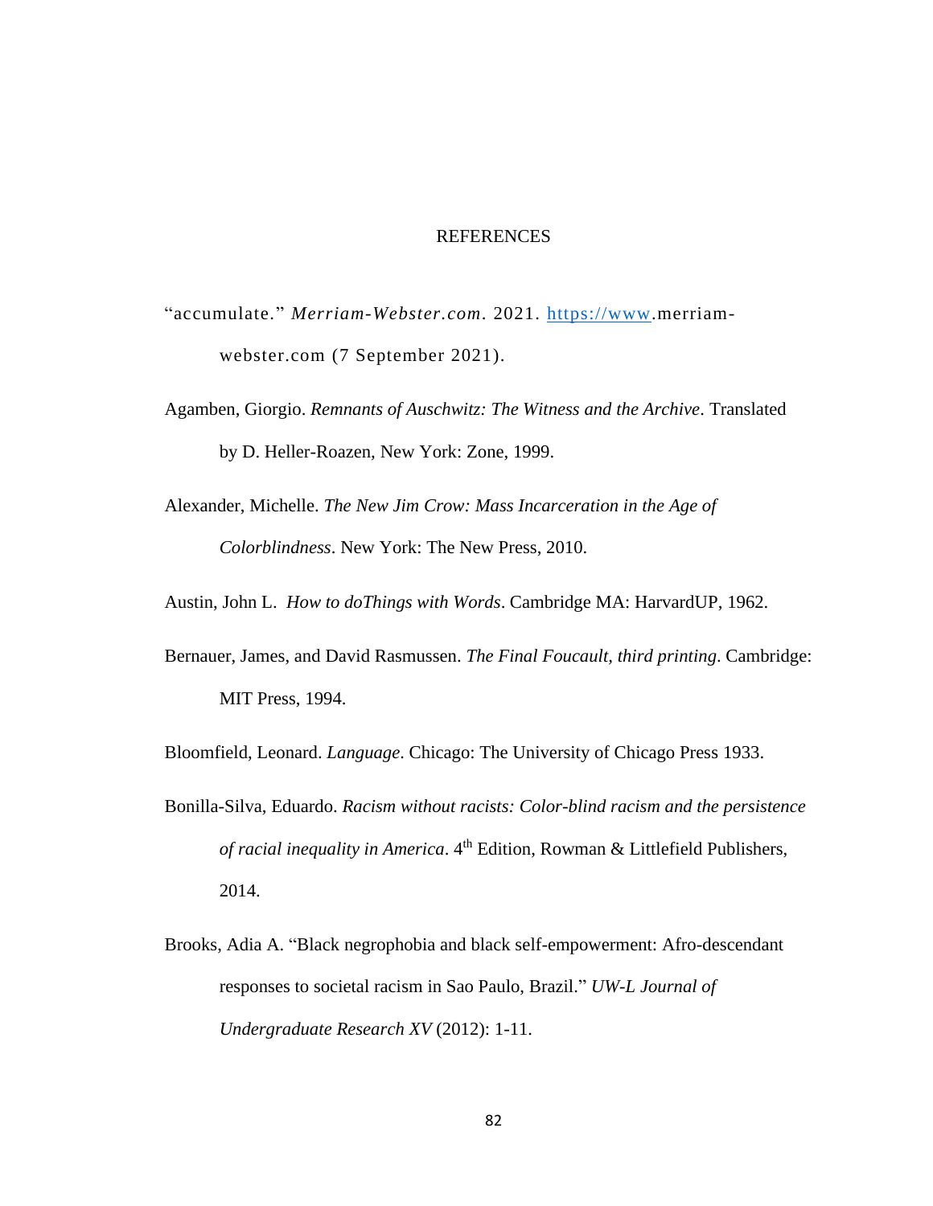# REFERENCES

"accumulate." *Merriam-Webster.com*. 2021. https://www.merriam-webster.com (7 September 2021).

Agamben, Giorgio. *Remnants of Auschwitz: The Witness and the Archive*. Translated by D. Heller-Roazen, New York: Zone, 1999.

Alexander, Michelle. *The New Jim Crow: Mass Incarceration in the Age of Colorblindness*. New York: The New Press, 2010.

Austin, John L. *How to doThings with Words*. Cambridge MA: HarvardUP, 1962.

Bernauer, James, and David Rasmussen. *The Final Foucault, third printing*. Cambridge: MIT Press, 1994.

Bloomfield, Leonard. *Language*. Chicago: The University of Chicago Press 1933.

Bonilla-Silva, Eduardo. *Racism without racists: Color-blind racism and the persistence of racial inequality in America*. 4th Edition, Rowman & Littlefield Publishers, 2014.

Brooks, Adia A. "Black negrophobia and black self-empowerment: Afro-descendant responses to societal racism in Sao Paulo, Brazil." *UW-L Journal of Undergraduate Research XV* (2012): 1-11.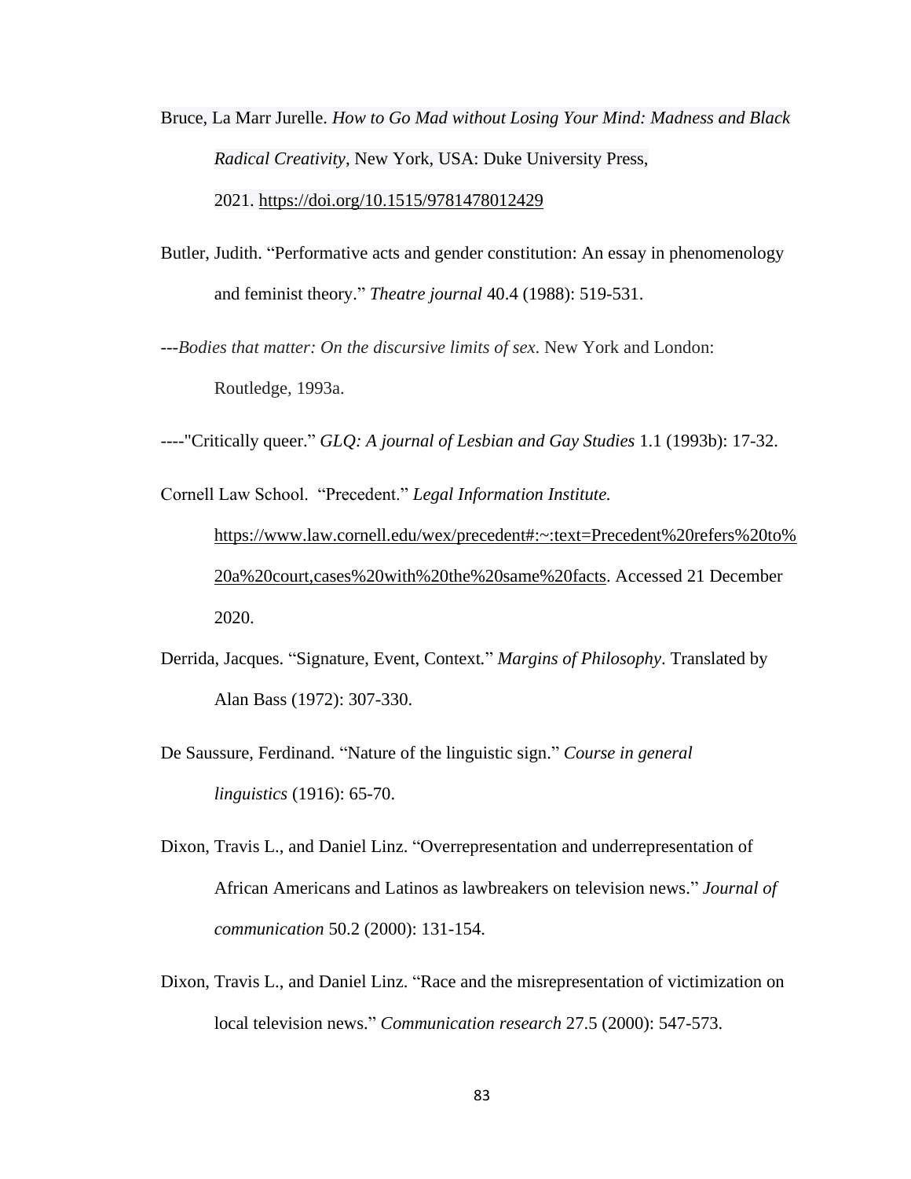Bruce, La Marr Jurelle. *How to Go Mad without Losing Your Mind: Madness and Black Radical Creativity*, New York, USA: Duke University Press, 2021. https://doi.org/10.1515/9781478012429

Butler, Judith. "Performative acts and gender constitution: An essay in phenomenology and feminist theory." *Theatre journal* 40.4 (1988): 519-531.

---*Bodies that matter: On the discursive limits of sex*. New York and London: Routledge, 1993a.

----"Critically queer." *GLQ: A journal of Lesbian and Gay Studies* 1.1 (1993b): 17-32.

Cornell Law School. "Precedent." *Legal Information Institute.* https://www.law.cornell.edu/wex/precedent#:~:text=Precedent%20refers%20to%20a%20court,cases%20with%20the%20same%20facts. Accessed 21 December 2020.

Derrida, Jacques. "Signature, Event, Context." *Margins of Philosophy*. Translated by Alan Bass (1972): 307-330.

De Saussure, Ferdinand. "Nature of the linguistic sign." *Course in general linguistics* (1916): 65-70.

Dixon, Travis L., and Daniel Linz. "Overrepresentation and underrepresentation of African Americans and Latinos as lawbreakers on television news." *Journal of communication* 50.2 (2000): 131-154.

Dixon, Travis L., and Daniel Linz. "Race and the misrepresentation of victimization on local television news." *Communication research* 27.5 (2000): 547-573.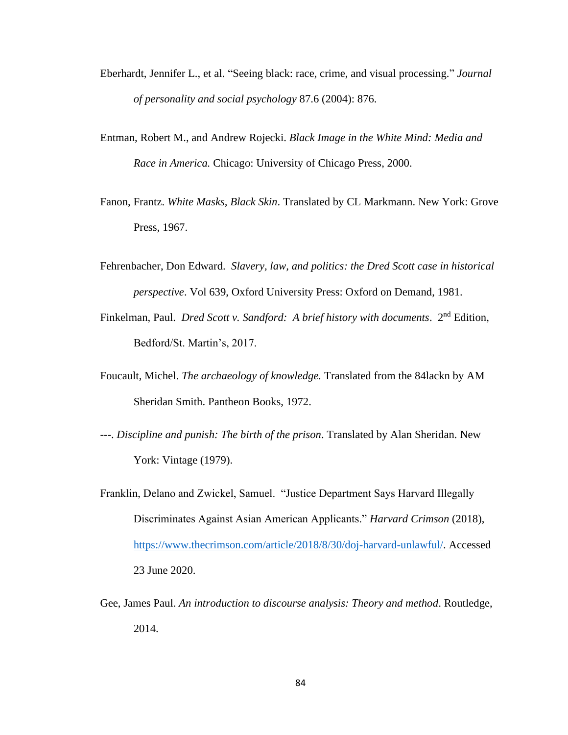Eberhardt, Jennifer L., et al. "Seeing black: race, crime, and visual processing." *Journal of personality and social psychology* 87.6 (2004): 876.

Entman, Robert M., and Andrew Rojecki. *Black Image in the White Mind: Media and Race in America.* Chicago: University of Chicago Press, 2000.

Fanon, Frantz. *White Masks, Black Skin*. Translated by CL Markmann. New York: Grove Press, 1967.

Fehrenbacher, Don Edward. *Slavery, law, and politics: the Dred Scott case in historical perspective*. Vol 639, Oxford University Press: Oxford on Demand, 1981.

Finkelman, Paul. *Dred Scott v. Sandford: A brief history with documents*. 2nd Edition, Bedford/St. Martin's, 2017.

Foucault, Michel. *The archaeology of knowledge.* Translated from the 84lackn by AM Sheridan Smith. Pantheon Books, 1972.

---. *Discipline and punish: The birth of the prison*. Translated by Alan Sheridan. New York: Vintage (1979).

Franklin, Delano and Zwickel, Samuel. "Justice Department Says Harvard Illegally Discriminates Against Asian American Applicants." *Harvard Crimson* (2018), https://www.thecrimson.com/article/2018/8/30/doj-harvard-unlawful/. Accessed 23 June 2020.

Gee, James Paul. *An introduction to discourse analysis: Theory and method*. Routledge, 2014.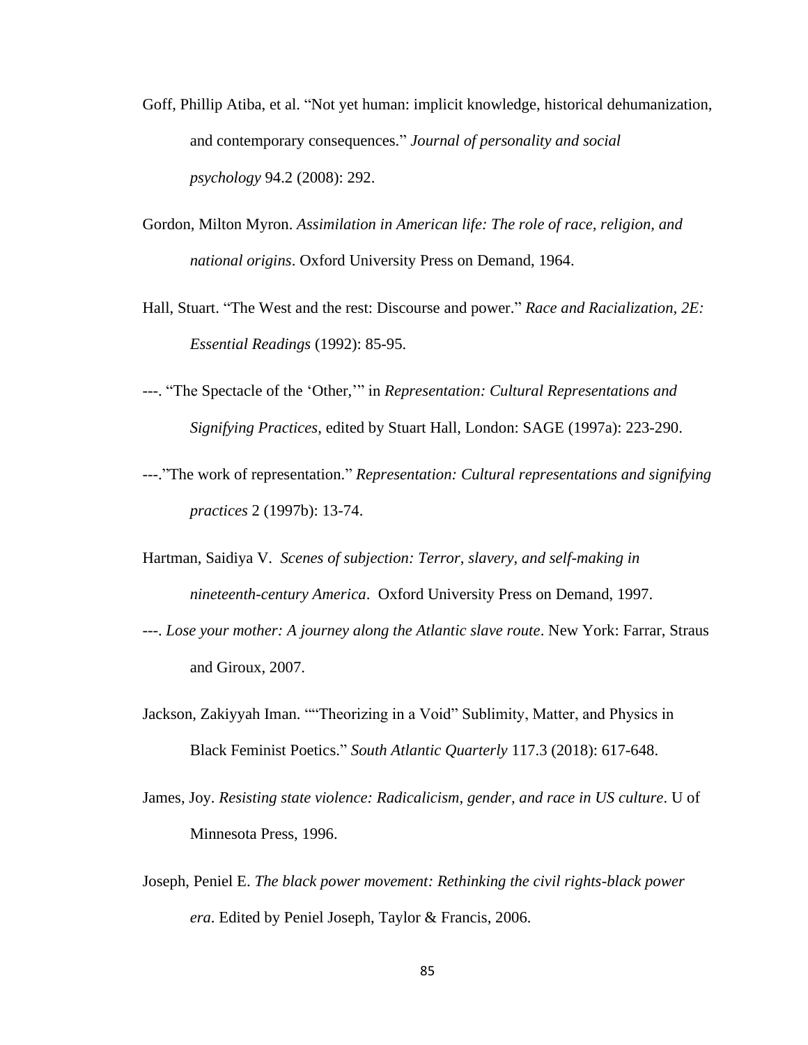Goff, Phillip Atiba, et al. "Not yet human: implicit knowledge, historical dehumanization, and contemporary consequences." *Journal of personality and social psychology* 94.2 (2008): 292.

Gordon, Milton Myron. *Assimilation in American life: The role of race, religion, and national origins*. Oxford University Press on Demand, 1964.

Hall, Stuart. "The West and the rest: Discourse and power." *Race and Racialization, 2E: Essential Readings* (1992): 85-95.

---. "The Spectacle of the 'Other,'" in *Representation: Cultural Representations and Signifying Practices*, edited by Stuart Hall, London: SAGE (1997a): 223-290.

---."The work of representation." *Representation: Cultural representations and signifying practices* 2 (1997b): 13-74.

Hartman, Saidiya V. *Scenes of subjection: Terror, slavery, and self-making in nineteenth-century America*. Oxford University Press on Demand, 1997.

---. *Lose your mother: A journey along the Atlantic slave route*. New York: Farrar, Straus and Giroux, 2007.

Jackson, Zakiyyah Iman. ""Theorizing in a Void" Sublimity, Matter, and Physics in Black Feminist Poetics." *South Atlantic Quarterly* 117.3 (2018): 617-648.

James, Joy. *Resisting state violence: Radicalicism, gender, and race in US culture*. U of Minnesota Press, 1996.

Joseph, Peniel E. *The black power movement: Rethinking the civil rights-black power era*. Edited by Peniel Joseph, Taylor & Francis, 2006.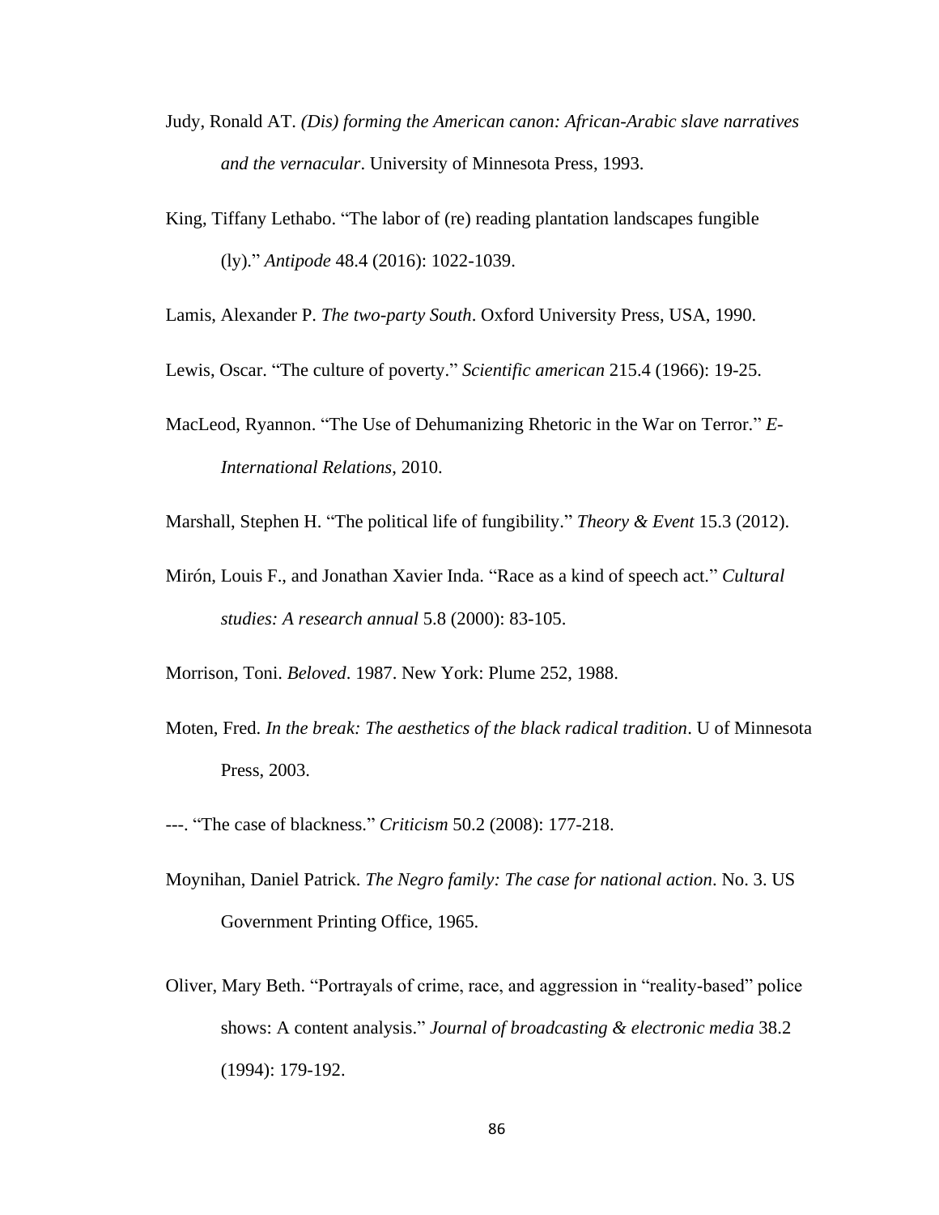Judy, Ronald AT. *(Dis) forming the American canon: African-Arabic slave narratives and the vernacular*. University of Minnesota Press, 1993.

King, Tiffany Lethabo. "The labor of (re) reading plantation landscapes fungible (ly)." *Antipode* 48.4 (2016): 1022-1039.

Lamis, Alexander P. *The two-party South*. Oxford University Press, USA, 1990.

Lewis, Oscar. "The culture of poverty." *Scientific american* 215.4 (1966): 19-25.

MacLeod, Ryannon. "The Use of Dehumanizing Rhetoric in the War on Terror." *E-International Relations*, 2010.

Marshall, Stephen H. "The political life of fungibility." *Theory & Event* 15.3 (2012).

Mirón, Louis F., and Jonathan Xavier Inda. "Race as a kind of speech act." *Cultural studies: A research annual* 5.8 (2000): 83-105.

Morrison, Toni. *Beloved*. 1987. New York: Plume 252, 1988.

Moten, Fred. *In the break: The aesthetics of the black radical tradition*. U of Minnesota Press, 2003.

---. "The case of blackness." *Criticism* 50.2 (2008): 177-218.

Moynihan, Daniel Patrick. *The Negro family: The case for national action*. No. 3. US Government Printing Office, 1965.

Oliver, Mary Beth. "Portrayals of crime, race, and aggression in "reality-based" police shows: A content analysis." *Journal of broadcasting & electronic media* 38.2 (1994): 179-192.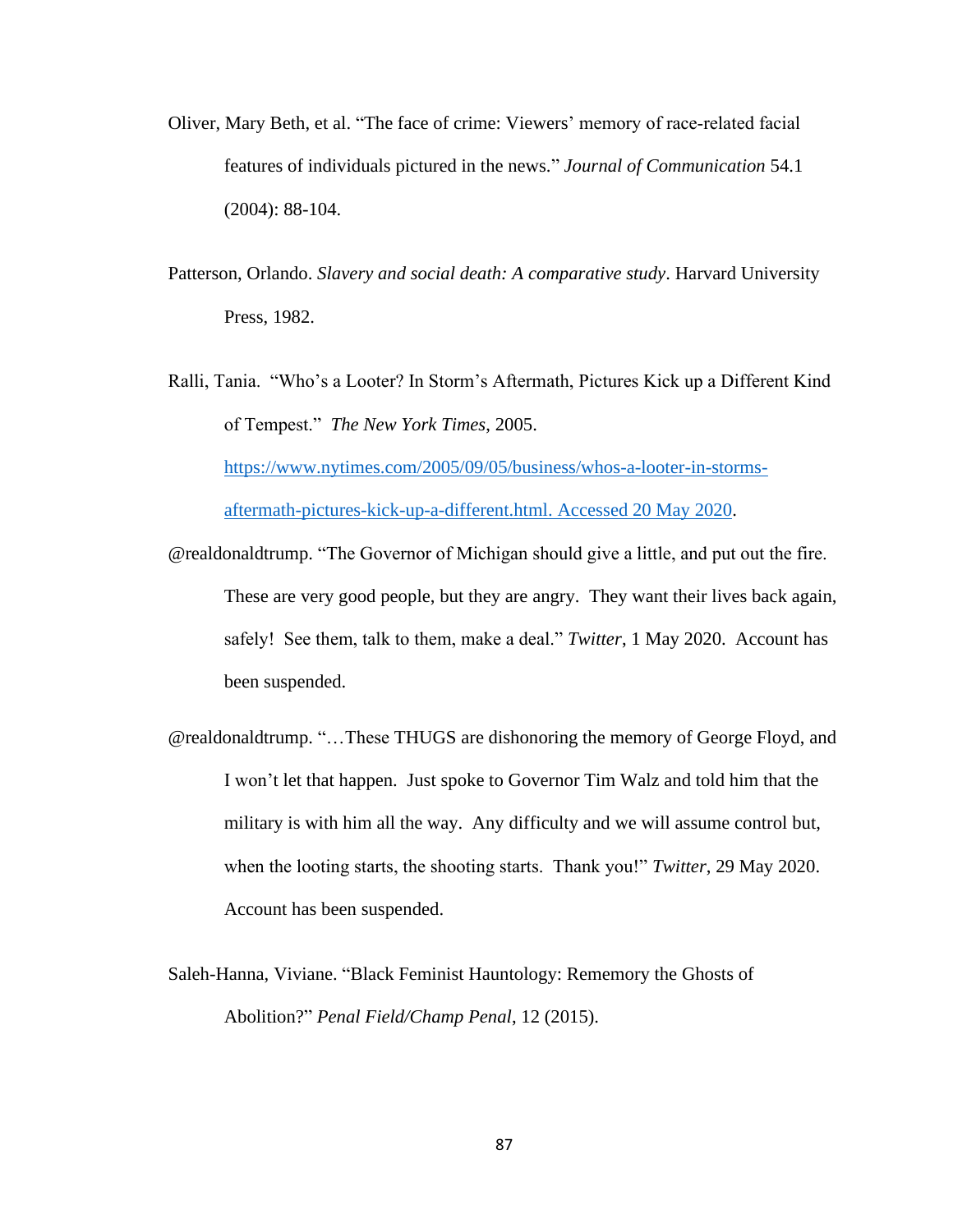Oliver, Mary Beth, et al. "The face of crime: Viewers' memory of race-related facial features of individuals pictured in the news." *Journal of Communication* 54.1 (2004): 88-104.

Patterson, Orlando. *Slavery and social death: A comparative study*. Harvard University Press, 1982.

Ralli, Tania. "Who's a Looter? In Storm's Aftermath, Pictures Kick up a Different Kind of Tempest." *The New York Times*, 2005. [https://www.nytimes.com/2005/09/05/business/whos-a-looter-in-storms-aftermath-pictures-kick-up-a-different.html. Accessed 20 May 2020](https://www.nytimes.com/2005/09/05/business/whos-a-looter-in-storms-aftermath-pictures-kick-up-a-different.html).

@realdonaldtrump. "The Governor of Michigan should give a little, and put out the fire. These are very good people, but they are angry. They want their lives back again, safely! See them, talk to them, make a deal." *Twitter*, 1 May 2020. Account has been suspended.

@realdonaldtrump. "…These THUGS are dishonoring the memory of George Floyd, and I won't let that happen. Just spoke to Governor Tim Walz and told him that the military is with him all the way. Any difficulty and we will assume control but, when the looting starts, the shooting starts. Thank you!" *Twitter*, 29 May 2020. Account has been suspended.

Saleh-Hanna, Viviane. "Black Feminist Hauntology: Rememory the Ghosts of Abolition?" *Penal Field/Champ Penal*, 12 (2015).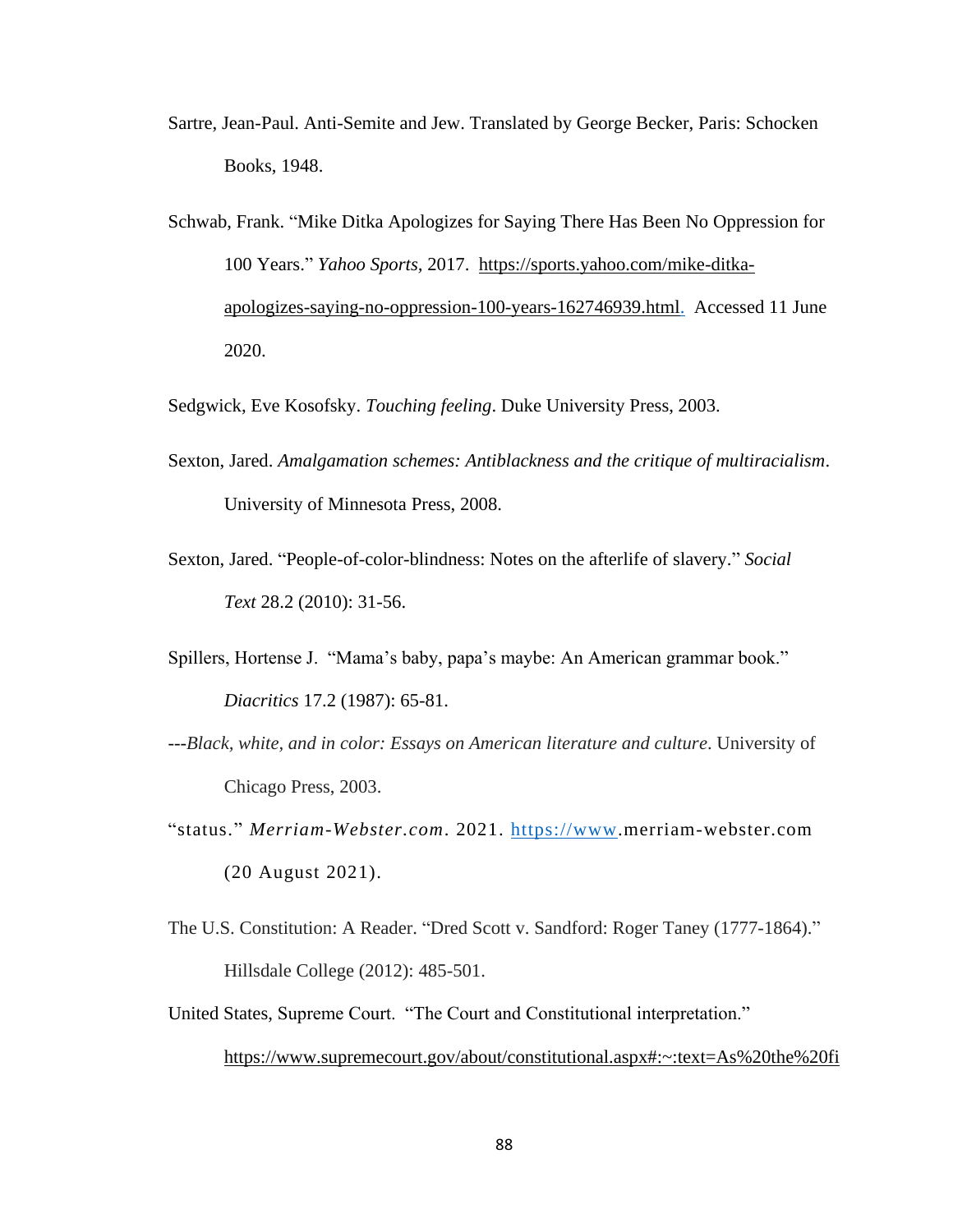Sartre, Jean-Paul. Anti-Semite and Jew. Translated by George Becker, Paris: Schocken Books, 1948.

Schwab, Frank. "Mike Ditka Apologizes for Saying There Has Been No Oppression for 100 Years." *Yahoo Sports,* 2017. https://sports.yahoo.com/mike-ditka-apologizes-saying-no-oppression-100-years-162746939.html. Accessed 11 June 2020.

Sedgwick, Eve Kosofsky. *Touching feeling*. Duke University Press, 2003.

Sexton, Jared. *Amalgamation schemes: Antiblackness and the critique of multiracialism*. University of Minnesota Press, 2008.

Sexton, Jared. "People-of-color-blindness: Notes on the afterlife of slavery." *Social Text* 28.2 (2010): 31-56.

Spillers, Hortense J. "Mama's baby, papa's maybe: An American grammar book." *Diacritics* 17.2 (1987): 65-81.

---*Black, white, and in color: Essays on American literature and culture*. University of Chicago Press, 2003.

"status." *Merriam-Webster.com*. 2021. https://www.merriam-webster.com (20 August 2021).

The U.S. Constitution: A Reader. "Dred Scott v. Sandford: Roger Taney (1777-1864)." Hillsdale College (2012): 485-501.

United States, Supreme Court. "The Court and Constitutional interpretation." https://www.supremecourt.gov/about/constitutional.aspx#:~:text=As%20the%20fi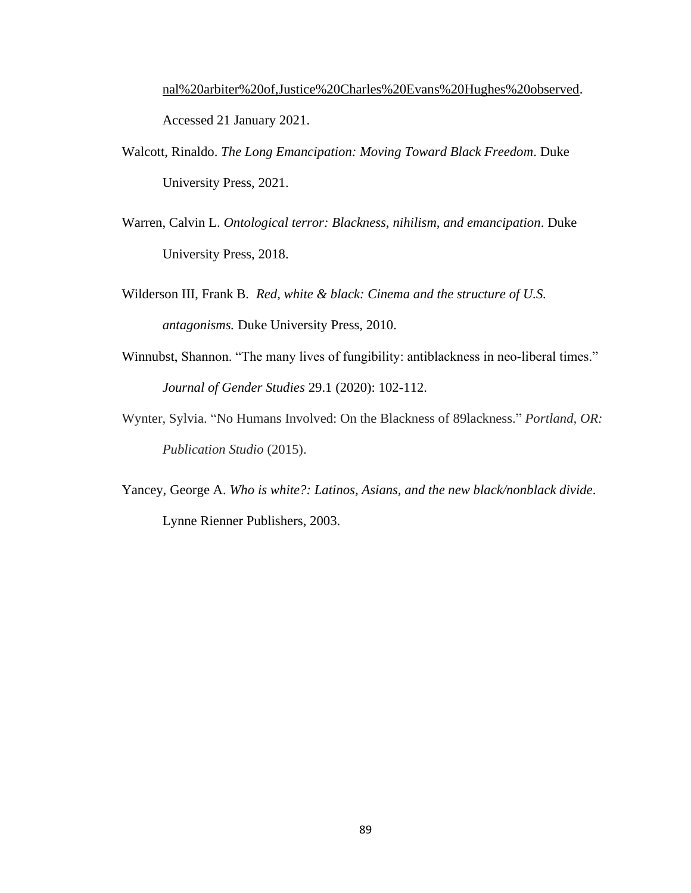nal%20arbiter%20of,Justice%20Charles%20Evans%20Hughes%20observed. Accessed 21 January 2021.

Walcott, Rinaldo. *The Long Emancipation: Moving Toward Black Freedom*. Duke University Press, 2021.

Warren, Calvin L. *Ontological terror: Blackness, nihilism, and emancipation*. Duke University Press, 2018.

Wilderson III, Frank B. *Red, white & black: Cinema and the structure of U.S. antagonisms.* Duke University Press, 2010.

Winnubst, Shannon. "The many lives of fungibility: antiblackness in neo-liberal times." *Journal of Gender Studies* 29.1 (2020): 102-112.

Wynter, Sylvia. "No Humans Involved: On the Blackness of 89lackness." *Portland, OR: Publication Studio* (2015).

Yancey, George A. *Who is white?: Latinos, Asians, and the new black/nonblack divide*. Lynne Rienner Publishers, 2003.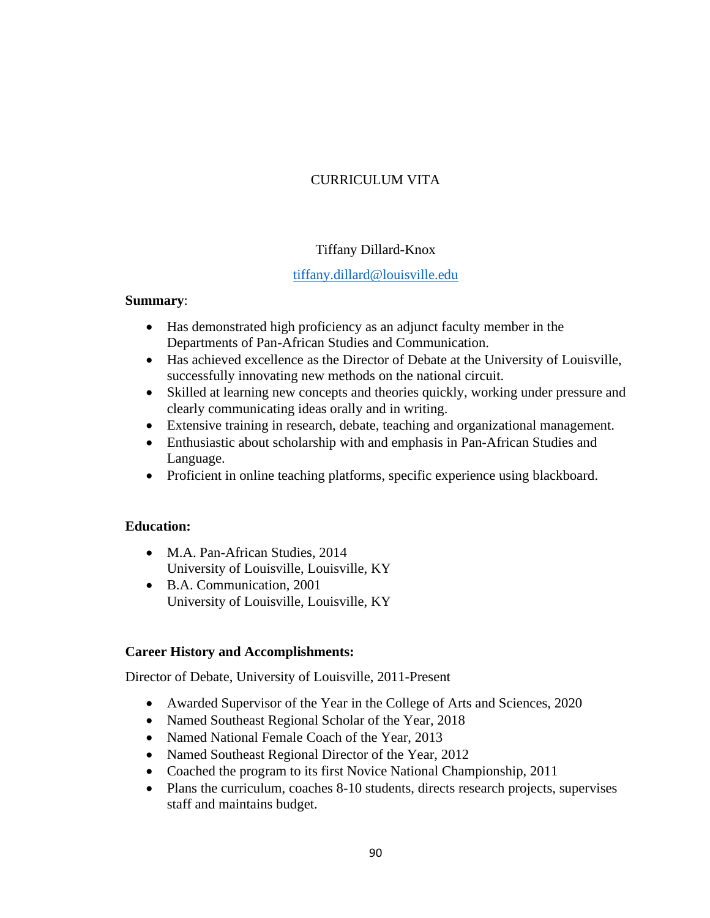# CURRICULUM VITA

Tiffany Dillard-Knox

tiffany.dillard@louisville.edu

**Summary**:

- Has demonstrated high proficiency as an adjunct faculty member in the Departments of Pan-African Studies and Communication.
- Has achieved excellence as the Director of Debate at the University of Louisville, successfully innovating new methods on the national circuit.
- Skilled at learning new concepts and theories quickly, working under pressure and clearly communicating ideas orally and in writing.
- Extensive training in research, debate, teaching and organizational management.
- Enthusiastic about scholarship with and emphasis in Pan-African Studies and Language.
- Proficient in online teaching platforms, specific experience using blackboard.

**Education:**

- M.A. Pan-African Studies, 2014
  University of Louisville, Louisville, KY
- B.A. Communication, 2001
  University of Louisville, Louisville, KY

**Career History and Accomplishments:**

Director of Debate, University of Louisville, 2011-Present

- Awarded Supervisor of the Year in the College of Arts and Sciences, 2020
- Named Southeast Regional Scholar of the Year, 2018
- Named National Female Coach of the Year, 2013
- Named Southeast Regional Director of the Year, 2012
- Coached the program to its first Novice National Championship, 2011
- Plans the curriculum, coaches 8-10 students, directs research projects, supervises staff and maintains budget.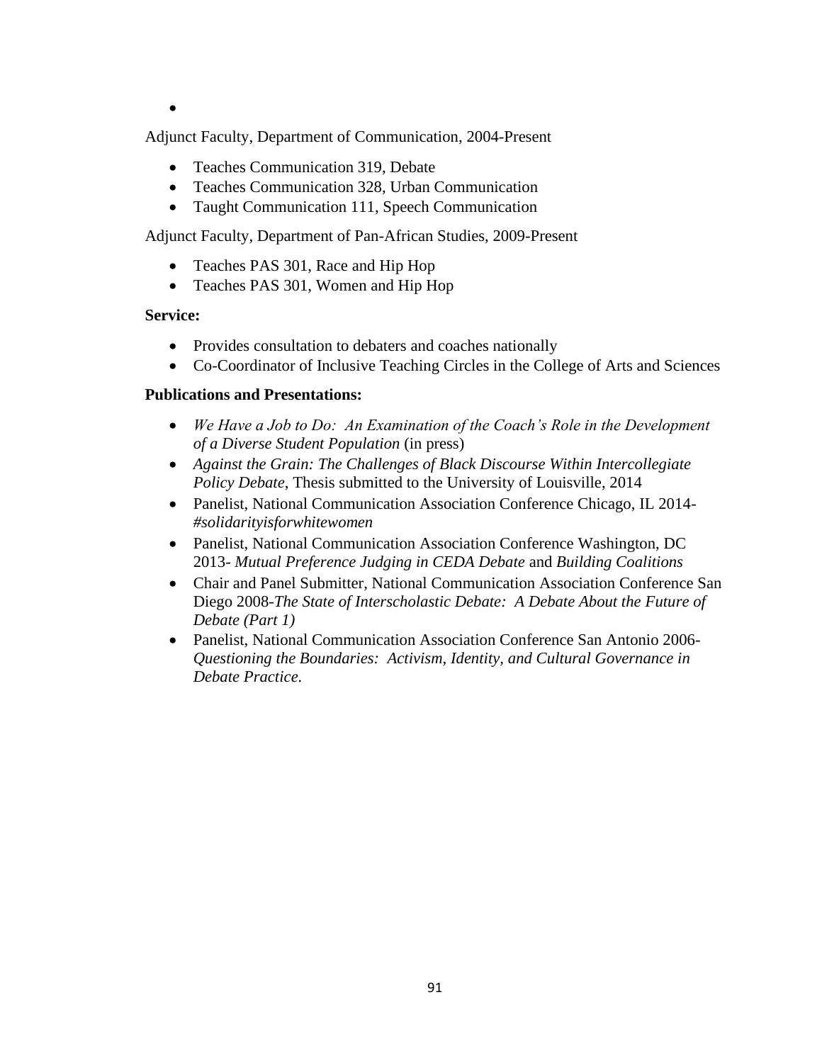- 

Adjunct Faculty, Department of Communication, 2004-Present

- Teaches Communication 319, Debate
- Teaches Communication 328, Urban Communication
- Taught Communication 111, Speech Communication

Adjunct Faculty, Department of Pan-African Studies, 2009-Present

- Teaches PAS 301, Race and Hip Hop
- Teaches PAS 301, Women and Hip Hop

**Service:**

- Provides consultation to debaters and coaches nationally
- Co-Coordinator of Inclusive Teaching Circles in the College of Arts and Sciences

**Publications and Presentations:**

- *We Have a Job to Do: An Examination of the Coach's Role in the Development of a Diverse Student Population* (in press)
- *Against the Grain: The Challenges of Black Discourse Within Intercollegiate Policy Debate*, Thesis submitted to the University of Louisville, 2014
- Panelist, National Communication Association Conference Chicago, IL 2014- *#solidarityisforwhitewomen*
- Panelist, National Communication Association Conference Washington, DC 2013- *Mutual Preference Judging in CEDA Debate* and *Building Coalitions*
- Chair and Panel Submitter, National Communication Association Conference San Diego 2008-*The State of Interscholastic Debate: A Debate About the Future of Debate (Part 1)*
- Panelist, National Communication Association Conference San Antonio 2006- *Questioning the Boundaries: Activism, Identity, and Cultural Governance in Debate Practice.*